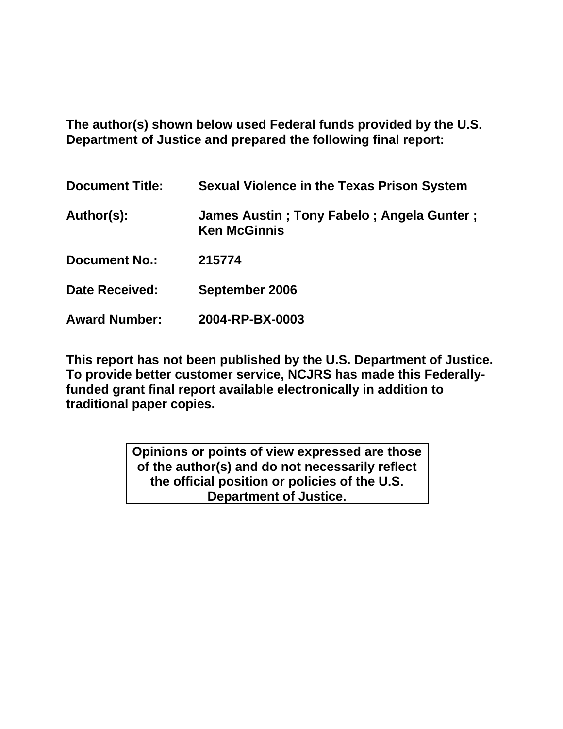**The author(s) shown below used Federal funds provided by the U.S. Department of Justice and prepared the following final report:**

| | |
|---|---|
| **Document Title:** | **Sexual Violence in the Texas Prison System** |
| **Author(s):** | **James Austin ; Tony Fabelo ; Angela Gunter ; Ken McGinnis** |
| **Document No.:** | **215774** |
| **Date Received:** | **September 2006** |
| **Award Number:** | **2004-RP-BX-0003** |

**This report has not been published by the U.S. Department of Justice. To provide better customer service, NCJRS has made this Federally-funded grant final report available electronically in addition to traditional paper copies.**

**Opinions or points of view expressed are those of the author(s) and do not necessarily reflect the official position or policies of the U.S. Department of Justice.**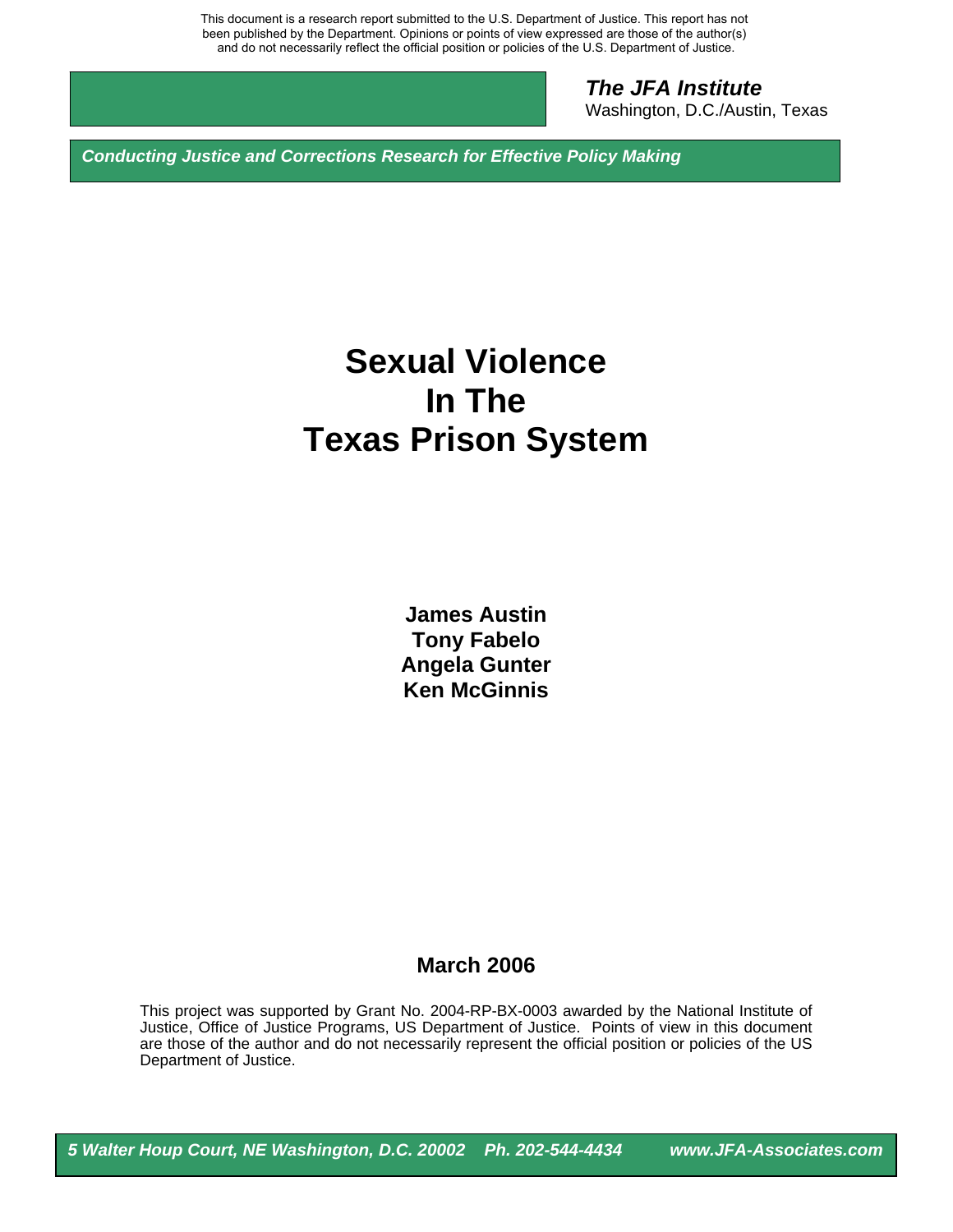This document is a research report submitted to the U.S. Department of Justice. This report has not been published by the Department. Opinions or points of view expressed are those of the author(s) and do not necessarily reflect the official position or policies of the U.S. Department of Justice.

***The JFA Institute***
Washington, D.C./Austin, Texas

***Conducting Justice and Corrections Research for Effective Policy Making***

# Sexual Violence In The Texas Prison System

**James Austin**
**Tony Fabelo**
**Angela Gunter**
**Ken McGinnis**

**March 2006**

This project was supported by Grant No. 2004-RP-BX-0003 awarded by the National Institute of Justice, Office of Justice Programs, US Department of Justice. Points of view in this document are those of the author and do not necessarily represent the official position or policies of the US Department of Justice.

***5 Walter Houp Court, NE Washington, D.C. 20002 Ph. 202-544-4434 www.JFA-Associates.com***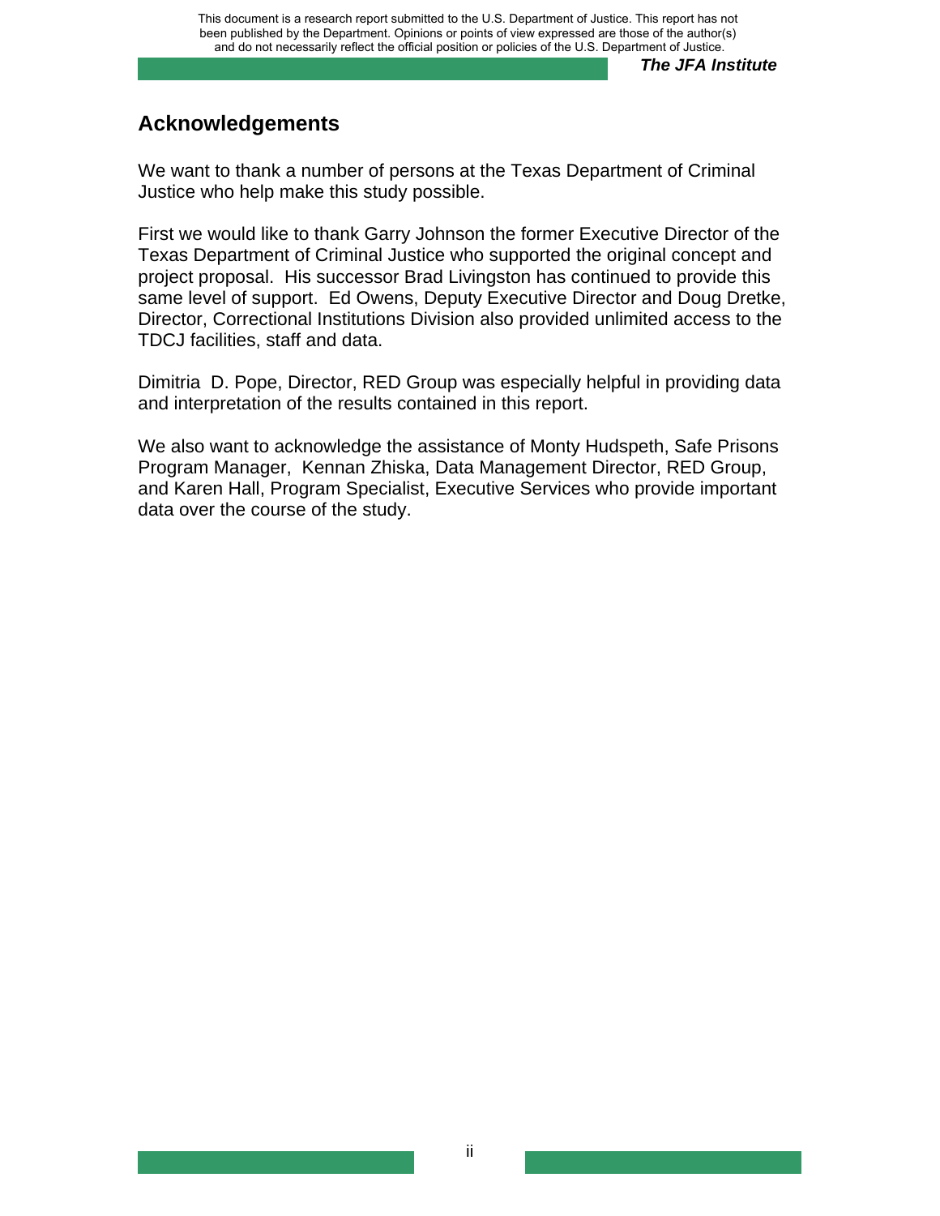## Acknowledgements

We want to thank a number of persons at the Texas Department of Criminal Justice who help make this study possible.

First we would like to thank Garry Johnson the former Executive Director of the Texas Department of Criminal Justice who supported the original concept and project proposal. His successor Brad Livingston has continued to provide this same level of support. Ed Owens, Deputy Executive Director and Doug Dretke, Director, Correctional Institutions Division also provided unlimited access to the TDCJ facilities, staff and data.

Dimitria D. Pope, Director, RED Group was especially helpful in providing data and interpretation of the results contained in this report.

We also want to acknowledge the assistance of Monty Hudspeth, Safe Prisons Program Manager, Kennan Zhiska, Data Management Director, RED Group, and Karen Hall, Program Specialist, Executive Services who provide important data over the course of the study.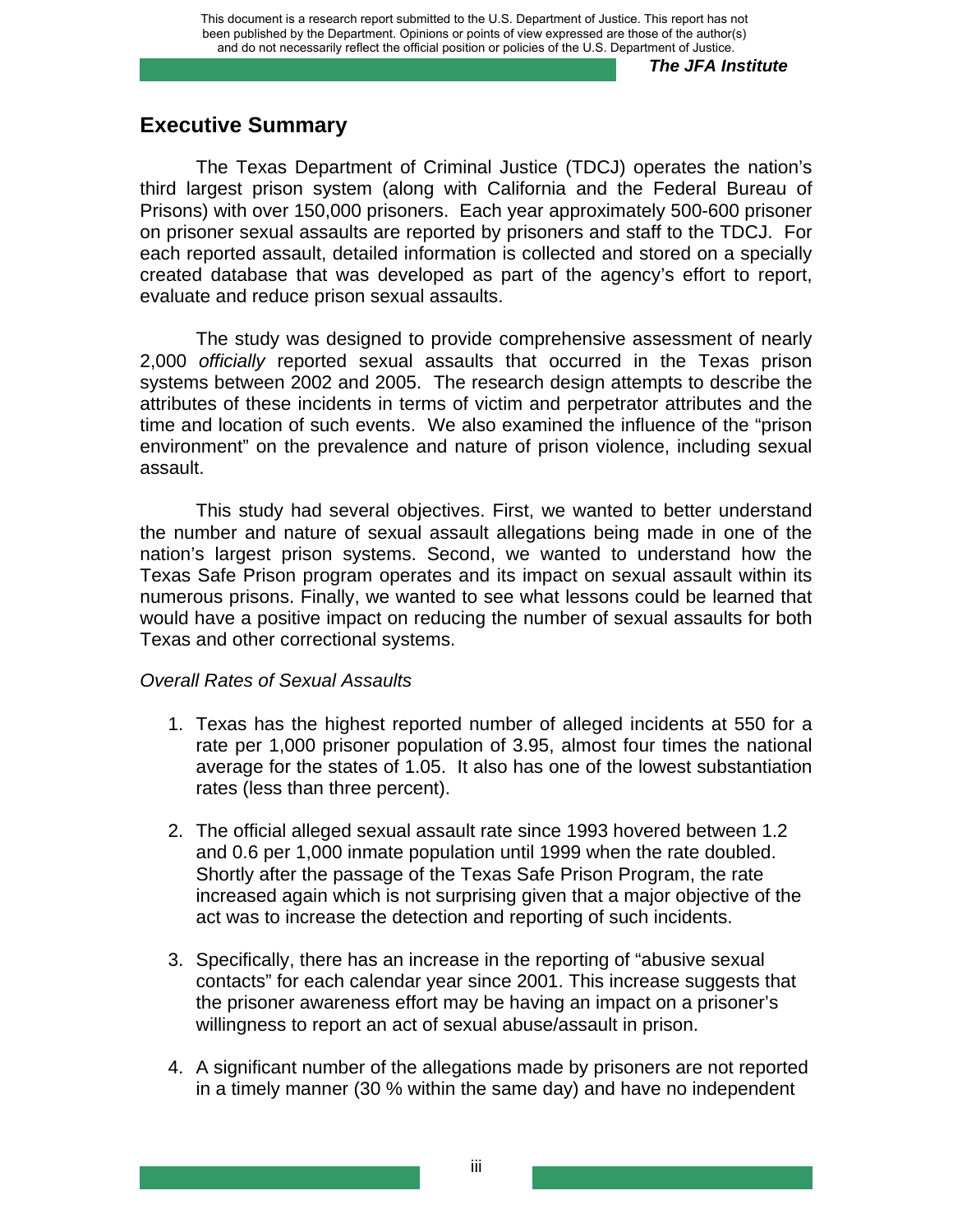## Executive Summary

The Texas Department of Criminal Justice (TDCJ) operates the nation's third largest prison system (along with California and the Federal Bureau of Prisons) with over 150,000 prisoners. Each year approximately 500-600 prisoner on prisoner sexual assaults are reported by prisoners and staff to the TDCJ. For each reported assault, detailed information is collected and stored on a specially created database that was developed as part of the agency's effort to report, evaluate and reduce prison sexual assaults.

The study was designed to provide comprehensive assessment of nearly 2,000 *officially* reported sexual assaults that occurred in the Texas prison systems between 2002 and 2005. The research design attempts to describe the attributes of these incidents in terms of victim and perpetrator attributes and the time and location of such events. We also examined the influence of the "prison environment" on the prevalence and nature of prison violence, including sexual assault.

This study had several objectives. First, we wanted to better understand the number and nature of sexual assault allegations being made in one of the nation's largest prison systems. Second, we wanted to understand how the Texas Safe Prison program operates and its impact on sexual assault within its numerous prisons. Finally, we wanted to see what lessons could be learned that would have a positive impact on reducing the number of sexual assaults for both Texas and other correctional systems.

*Overall Rates of Sexual Assaults*

1. Texas has the highest reported number of alleged incidents at 550 for a rate per 1,000 prisoner population of 3.95, almost four times the national average for the states of 1.05. It also has one of the lowest substantiation rates (less than three percent).

2. The official alleged sexual assault rate since 1993 hovered between 1.2 and 0.6 per 1,000 inmate population until 1999 when the rate doubled. Shortly after the passage of the Texas Safe Prison Program, the rate increased again which is not surprising given that a major objective of the act was to increase the detection and reporting of such incidents.

3. Specifically, there has an increase in the reporting of "abusive sexual contacts" for each calendar year since 2001. This increase suggests that the prisoner awareness effort may be having an impact on a prisoner's willingness to report an act of sexual abuse/assault in prison.

4. A significant number of the allegations made by prisoners are not reported in a timely manner (30 % within the same day) and have no independent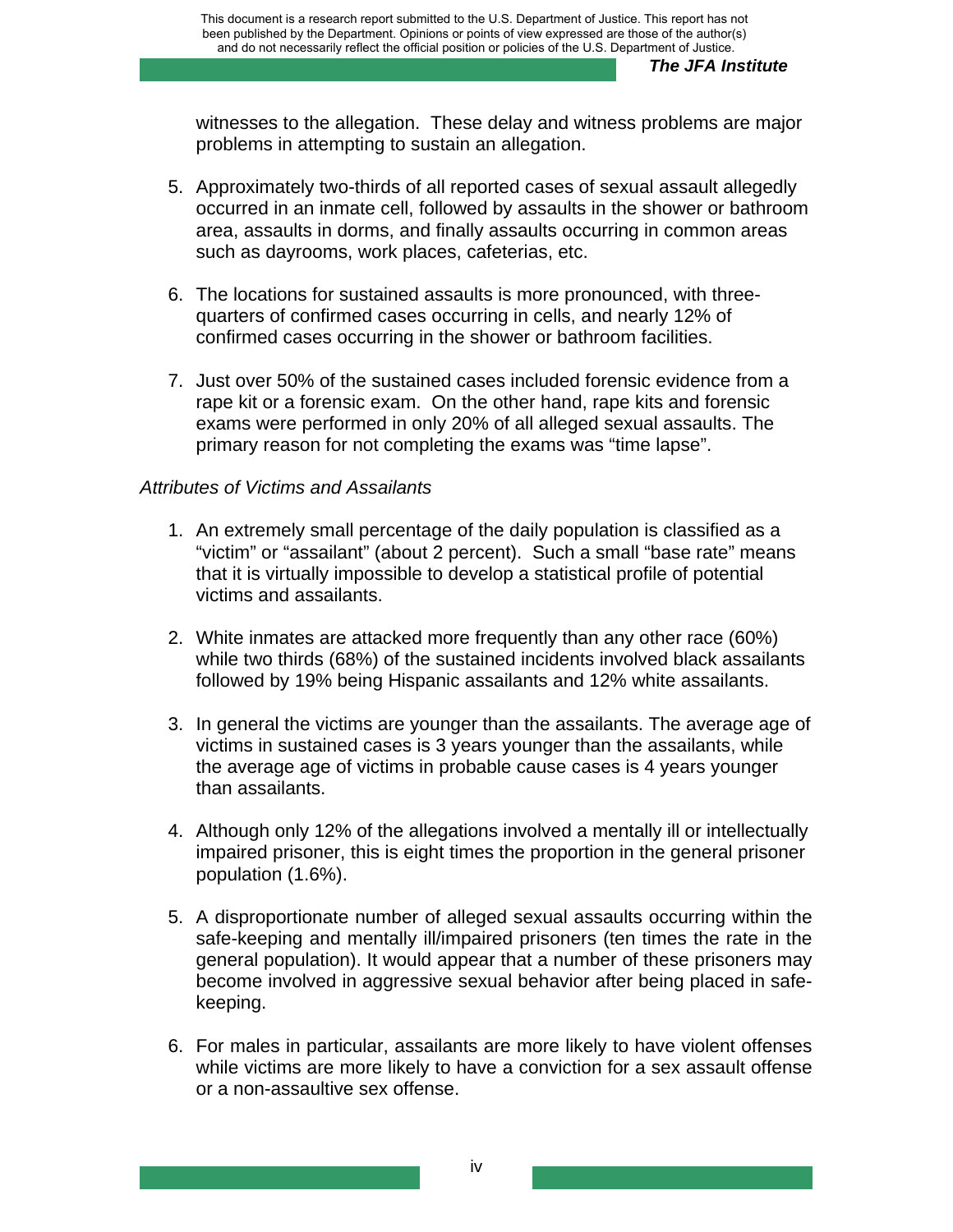witnesses to the allegation. These delay and witness problems are major problems in attempting to sustain an allegation.

5. Approximately two-thirds of all reported cases of sexual assault allegedly occurred in an inmate cell, followed by assaults in the shower or bathroom area, assaults in dorms, and finally assaults occurring in common areas such as dayrooms, work places, cafeterias, etc.

6. The locations for sustained assaults is more pronounced, with three-quarters of confirmed cases occurring in cells, and nearly 12% of confirmed cases occurring in the shower or bathroom facilities.

7. Just over 50% of the sustained cases included forensic evidence from a rape kit or a forensic exam. On the other hand, rape kits and forensic exams were performed in only 20% of all alleged sexual assaults. The primary reason for not completing the exams was "time lapse".

*Attributes of Victims and Assailants*

1. An extremely small percentage of the daily population is classified as a "victim" or "assailant" (about 2 percent). Such a small "base rate" means that it is virtually impossible to develop a statistical profile of potential victims and assailants.

2. White inmates are attacked more frequently than any other race (60%) while two thirds (68%) of the sustained incidents involved black assailants followed by 19% being Hispanic assailants and 12% white assailants.

3. In general the victims are younger than the assailants. The average age of victims in sustained cases is 3 years younger than the assailants, while the average age of victims in probable cause cases is 4 years younger than assailants.

4. Although only 12% of the allegations involved a mentally ill or intellectually impaired prisoner, this is eight times the proportion in the general prisoner population (1.6%).

5. A disproportionate number of alleged sexual assaults occurring within the safe-keeping and mentally ill/impaired prisoners (ten times the rate in the general population). It would appear that a number of these prisoners may become involved in aggressive sexual behavior after being placed in safe-keeping.

6. For males in particular, assailants are more likely to have violent offenses while victims are more likely to have a conviction for a sex assault offense or a non-assaultive sex offense.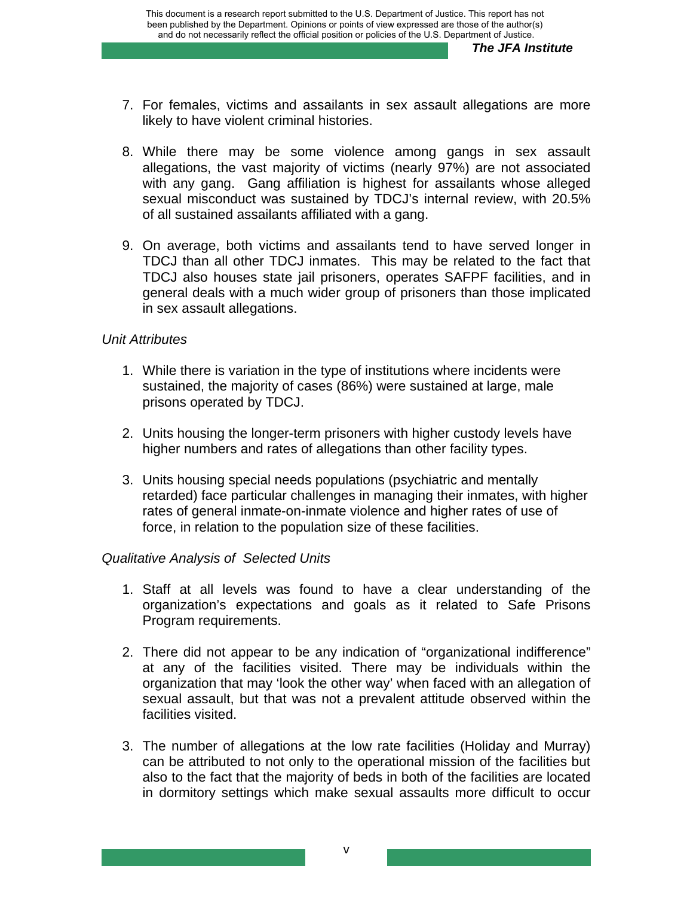7. For females, victims and assailants in sex assault allegations are more likely to have violent criminal histories.

8. While there may be some violence among gangs in sex assault allegations, the vast majority of victims (nearly 97%) are not associated with any gang. Gang affiliation is highest for assailants whose alleged sexual misconduct was sustained by TDCJ's internal review, with 20.5% of all sustained assailants affiliated with a gang.

9. On average, both victims and assailants tend to have served longer in TDCJ than all other TDCJ inmates. This may be related to the fact that TDCJ also houses state jail prisoners, operates SAFPF facilities, and in general deals with a much wider group of prisoners than those implicated in sex assault allegations.

*Unit Attributes*

1. While there is variation in the type of institutions where incidents were sustained, the majority of cases (86%) were sustained at large, male prisons operated by TDCJ.

2. Units housing the longer-term prisoners with higher custody levels have higher numbers and rates of allegations than other facility types.

3. Units housing special needs populations (psychiatric and mentally retarded) face particular challenges in managing their inmates, with higher rates of general inmate-on-inmate violence and higher rates of use of force, in relation to the population size of these facilities.

*Qualitative Analysis of Selected Units*

1. Staff at all levels was found to have a clear understanding of the organization's expectations and goals as it related to Safe Prisons Program requirements.

2. There did not appear to be any indication of "organizational indifference" at any of the facilities visited. There may be individuals within the organization that may 'look the other way' when faced with an allegation of sexual assault, but that was not a prevalent attitude observed within the facilities visited.

3. The number of allegations at the low rate facilities (Holiday and Murray) can be attributed to not only to the operational mission of the facilities but also to the fact that the majority of beds in both of the facilities are located in dormitory settings which make sexual assaults more difficult to occur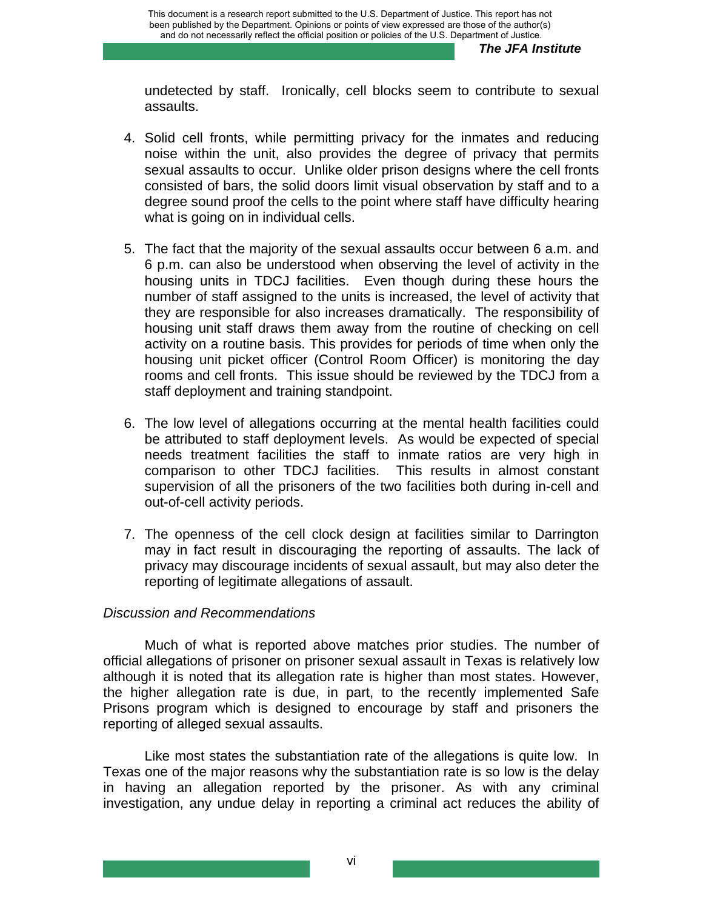undetected by staff. Ironically, cell blocks seem to contribute to sexual assaults.

4. Solid cell fronts, while permitting privacy for the inmates and reducing noise within the unit, also provides the degree of privacy that permits sexual assaults to occur. Unlike older prison designs where the cell fronts consisted of bars, the solid doors limit visual observation by staff and to a degree sound proof the cells to the point where staff have difficulty hearing what is going on in individual cells.

5. The fact that the majority of the sexual assaults occur between 6 a.m. and 6 p.m. can also be understood when observing the level of activity in the housing units in TDCJ facilities. Even though during these hours the number of staff assigned to the units is increased, the level of activity that they are responsible for also increases dramatically. The responsibility of housing unit staff draws them away from the routine of checking on cell activity on a routine basis. This provides for periods of time when only the housing unit picket officer (Control Room Officer) is monitoring the day rooms and cell fronts. This issue should be reviewed by the TDCJ from a staff deployment and training standpoint.

6. The low level of allegations occurring at the mental health facilities could be attributed to staff deployment levels. As would be expected of special needs treatment facilities the staff to inmate ratios are very high in comparison to other TDCJ facilities. This results in almost constant supervision of all the prisoners of the two facilities both during in-cell and out-of-cell activity periods.

7. The openness of the cell clock design at facilities similar to Darrington may in fact result in discouraging the reporting of assaults. The lack of privacy may discourage incidents of sexual assault, but may also deter the reporting of legitimate allegations of assault.

*Discussion and Recommendations*

Much of what is reported above matches prior studies. The number of official allegations of prisoner on prisoner sexual assault in Texas is relatively low although it is noted that its allegation rate is higher than most states. However, the higher allegation rate is due, in part, to the recently implemented Safe Prisons program which is designed to encourage by staff and prisoners the reporting of alleged sexual assaults.

Like most states the substantiation rate of the allegations is quite low. In Texas one of the major reasons why the substantiation rate is so low is the delay in having an allegation reported by the prisoner. As with any criminal investigation, any undue delay in reporting a criminal act reduces the ability of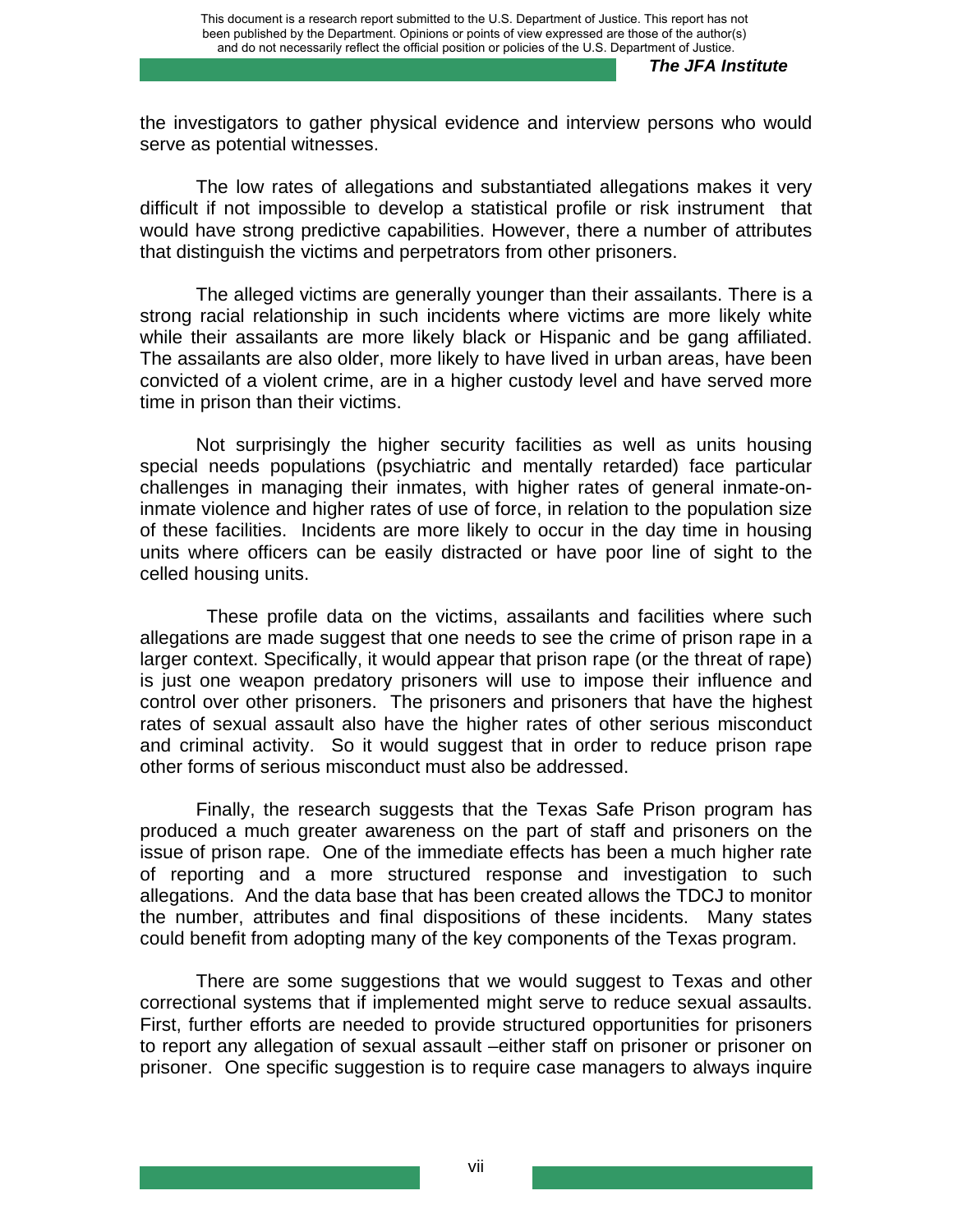the investigators to gather physical evidence and interview persons who would serve as potential witnesses.

The low rates of allegations and substantiated allegations makes it very difficult if not impossible to develop a statistical profile or risk instrument that would have strong predictive capabilities. However, there a number of attributes that distinguish the victims and perpetrators from other prisoners.

The alleged victims are generally younger than their assailants. There is a strong racial relationship in such incidents where victims are more likely white while their assailants are more likely black or Hispanic and be gang affiliated. The assailants are also older, more likely to have lived in urban areas, have been convicted of a violent crime, are in a higher custody level and have served more time in prison than their victims.

Not surprisingly the higher security facilities as well as units housing special needs populations (psychiatric and mentally retarded) face particular challenges in managing their inmates, with higher rates of general inmate-on-inmate violence and higher rates of use of force, in relation to the population size of these facilities. Incidents are more likely to occur in the day time in housing units where officers can be easily distracted or have poor line of sight to the celled housing units.

These profile data on the victims, assailants and facilities where such allegations are made suggest that one needs to see the crime of prison rape in a larger context. Specifically, it would appear that prison rape (or the threat of rape) is just one weapon predatory prisoners will use to impose their influence and control over other prisoners. The prisoners and prisoners that have the highest rates of sexual assault also have the higher rates of other serious misconduct and criminal activity. So it would suggest that in order to reduce prison rape other forms of serious misconduct must also be addressed.

Finally, the research suggests that the Texas Safe Prison program has produced a much greater awareness on the part of staff and prisoners on the issue of prison rape. One of the immediate effects has been a much higher rate of reporting and a more structured response and investigation to such allegations. And the data base that has been created allows the TDCJ to monitor the number, attributes and final dispositions of these incidents. Many states could benefit from adopting many of the key components of the Texas program.

There are some suggestions that we would suggest to Texas and other correctional systems that if implemented might serve to reduce sexual assaults. First, further efforts are needed to provide structured opportunities for prisoners to report any allegation of sexual assault –either staff on prisoner or prisoner on prisoner. One specific suggestion is to require case managers to always inquire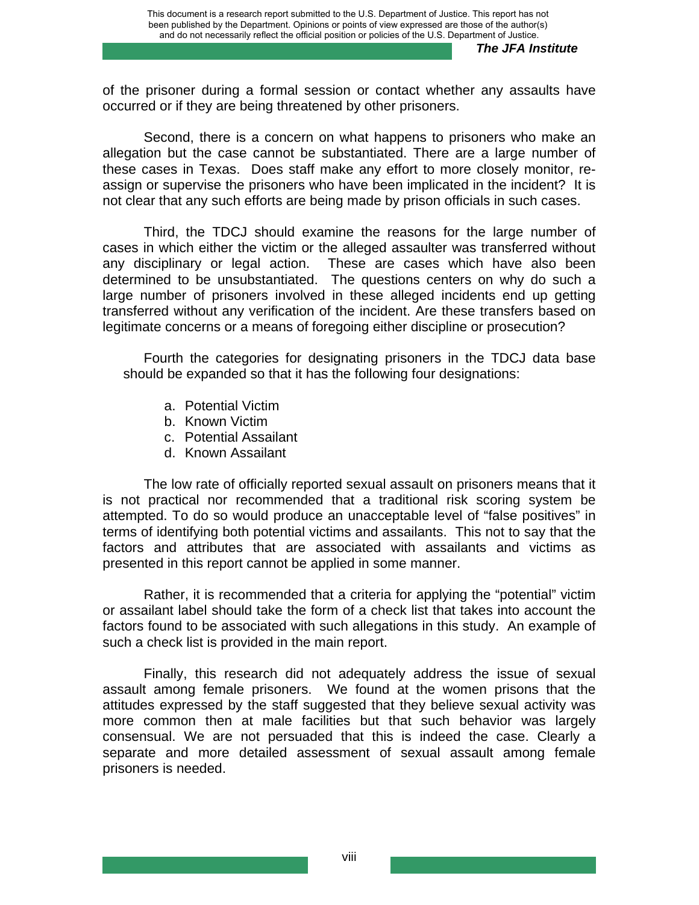of the prisoner during a formal session or contact whether any assaults have occurred or if they are being threatened by other prisoners.

Second, there is a concern on what happens to prisoners who make an allegation but the case cannot be substantiated. There are a large number of these cases in Texas. Does staff make any effort to more closely monitor, re-assign or supervise the prisoners who have been implicated in the incident? It is not clear that any such efforts are being made by prison officials in such cases.

Third, the TDCJ should examine the reasons for the large number of cases in which either the victim or the alleged assaulter was transferred without any disciplinary or legal action. These are cases which have also been determined to be unsubstantiated. The questions centers on why do such a large number of prisoners involved in these alleged incidents end up getting transferred without any verification of the incident. Are these transfers based on legitimate concerns or a means of foregoing either discipline or prosecution?

Fourth the categories for designating prisoners in the TDCJ data base should be expanded so that it has the following four designations:

a. Potential Victim
b. Known Victim
c. Potential Assailant
d. Known Assailant

The low rate of officially reported sexual assault on prisoners means that it is not practical nor recommended that a traditional risk scoring system be attempted. To do so would produce an unacceptable level of "false positives" in terms of identifying both potential victims and assailants. This not to say that the factors and attributes that are associated with assailants and victims as presented in this report cannot be applied in some manner.

Rather, it is recommended that a criteria for applying the "potential" victim or assailant label should take the form of a check list that takes into account the factors found to be associated with such allegations in this study. An example of such a check list is provided in the main report.

Finally, this research did not adequately address the issue of sexual assault among female prisoners. We found at the women prisons that the attitudes expressed by the staff suggested that they believe sexual activity was more common then at male facilities but that such behavior was largely consensual. We are not persuaded that this is indeed the case. Clearly a separate and more detailed assessment of sexual assault among female prisoners is needed.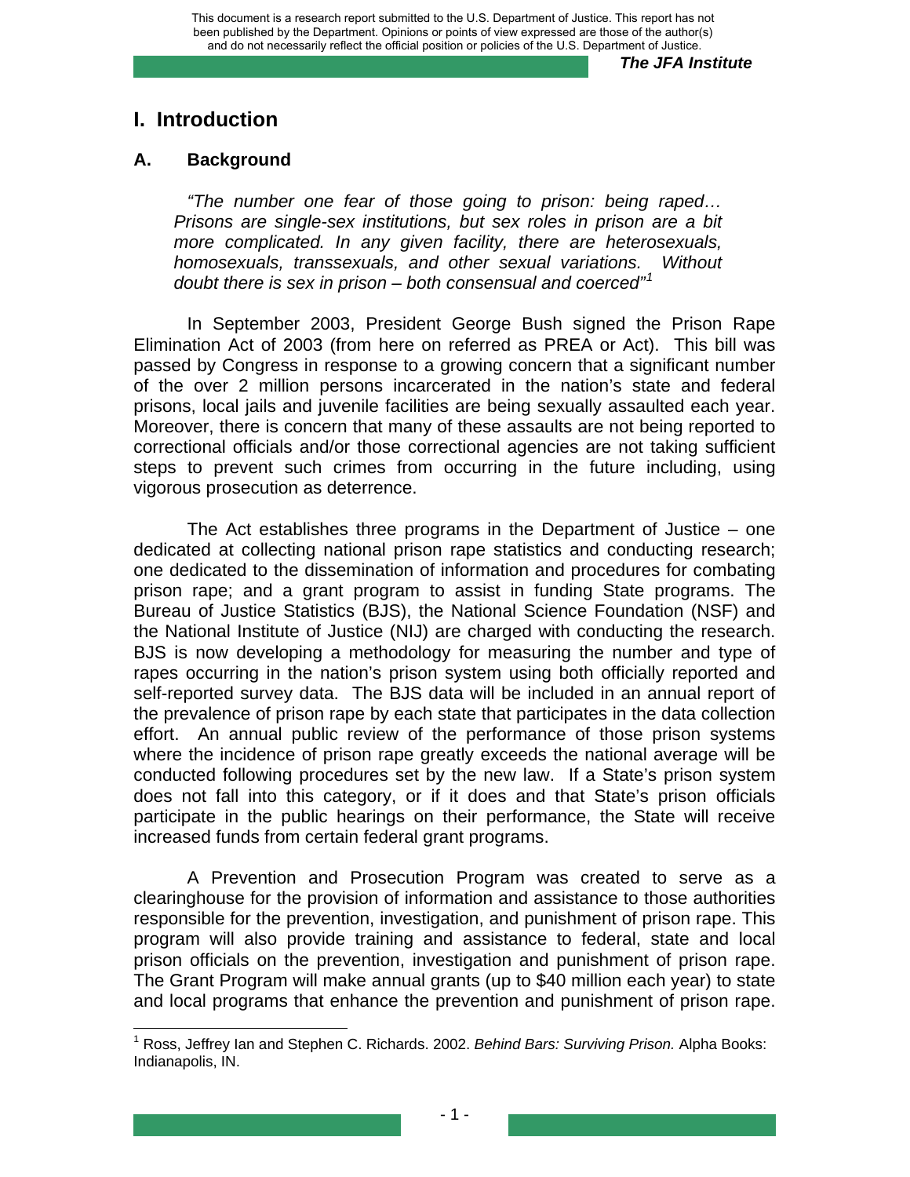# I. Introduction

## A. Background

> *"The number one fear of those going to prison: being raped… Prisons are single-sex institutions, but sex roles in prison are a bit more complicated. In any given facility, there are heterosexuals, homosexuals, transsexuals, and other sexual variations. Without doubt there is sex in prison – both consensual and coerced"*[1]

In September 2003, President George Bush signed the Prison Rape Elimination Act of 2003 (from here on referred as PREA or Act). This bill was passed by Congress in response to a growing concern that a significant number of the over 2 million persons incarcerated in the nation's state and federal prisons, local jails and juvenile facilities are being sexually assaulted each year. Moreover, there is concern that many of these assaults are not being reported to correctional officials and/or those correctional agencies are not taking sufficient steps to prevent such crimes from occurring in the future including, using vigorous prosecution as deterrence.

The Act establishes three programs in the Department of Justice – one dedicated at collecting national prison rape statistics and conducting research; one dedicated to the dissemination of information and procedures for combating prison rape; and a grant program to assist in funding State programs. The Bureau of Justice Statistics (BJS), the National Science Foundation (NSF) and the National Institute of Justice (NIJ) are charged with conducting the research. BJS is now developing a methodology for measuring the number and type of rapes occurring in the nation's prison system using both officially reported and self-reported survey data. The BJS data will be included in an annual report of the prevalence of prison rape by each state that participates in the data collection effort. An annual public review of the performance of those prison systems where the incidence of prison rape greatly exceeds the national average will be conducted following procedures set by the new law. If a State's prison system does not fall into this category, or if it does and that State's prison officials participate in the public hearings on their performance, the State will receive increased funds from certain federal grant programs.

A Prevention and Prosecution Program was created to serve as a clearinghouse for the provision of information and assistance to those authorities responsible for the prevention, investigation, and punishment of prison rape. This program will also provide training and assistance to federal, state and local prison officials on the prevention, investigation and punishment of prison rape. The Grant Program will make annual grants (up to $40 million each year) to state and local programs that enhance the prevention and punishment of prison rape.

---

[1] Ross, Jeffrey Ian and Stephen C. Richards. 2002. *Behind Bars: Surviving Prison.* Alpha Books: Indianapolis, IN.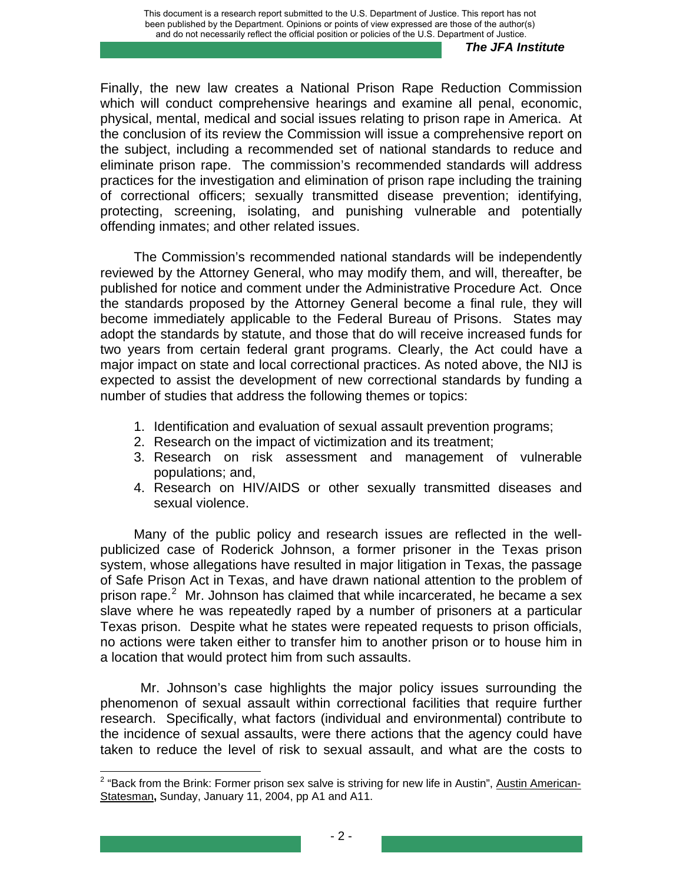Finally, the new law creates a National Prison Rape Reduction Commission which will conduct comprehensive hearings and examine all penal, economic, physical, mental, medical and social issues relating to prison rape in America. At the conclusion of its review the Commission will issue a comprehensive report on the subject, including a recommended set of national standards to reduce and eliminate prison rape. The commission's recommended standards will address practices for the investigation and elimination of prison rape including the training of correctional officers; sexually transmitted disease prevention; identifying, protecting, screening, isolating, and punishing vulnerable and potentially offending inmates; and other related issues.

The Commission's recommended national standards will be independently reviewed by the Attorney General, who may modify them, and will, thereafter, be published for notice and comment under the Administrative Procedure Act. Once the standards proposed by the Attorney General become a final rule, they will become immediately applicable to the Federal Bureau of Prisons. States may adopt the standards by statute, and those that do will receive increased funds for two years from certain federal grant programs. Clearly, the Act could have a major impact on state and local correctional practices. As noted above, the NIJ is expected to assist the development of new correctional standards by funding a number of studies that address the following themes or topics:

1. Identification and evaluation of sexual assault prevention programs;
2. Research on the impact of victimization and its treatment;
3. Research on risk assessment and management of vulnerable populations; and,
4. Research on HIV/AIDS or other sexually transmitted diseases and sexual violence.

Many of the public policy and research issues are reflected in the well-publicized case of Roderick Johnson, a former prisoner in the Texas prison system, whose allegations have resulted in major litigation in Texas, the passage of Safe Prison Act in Texas, and have drawn national attention to the problem of prison rape.[2] Mr. Johnson has claimed that while incarcerated, he became a sex slave where he was repeatedly raped by a number of prisoners at a particular Texas prison. Despite what he states were repeated requests to prison officials, no actions were taken either to transfer him to another prison or to house him in a location that would protect him from such assaults.

Mr. Johnson's case highlights the major policy issues surrounding the phenomenon of sexual assault within correctional facilities that require further research. Specifically, what factors (individual and environmental) contribute to the incidence of sexual assaults, were there actions that the agency could have taken to reduce the level of risk to sexual assault, and what are the costs to

[2] "Back from the Brink: Former prison sex salve is striving for new life in Austin", Austin American-Statesman**,** Sunday, January 11, 2004, pp A1 and A11.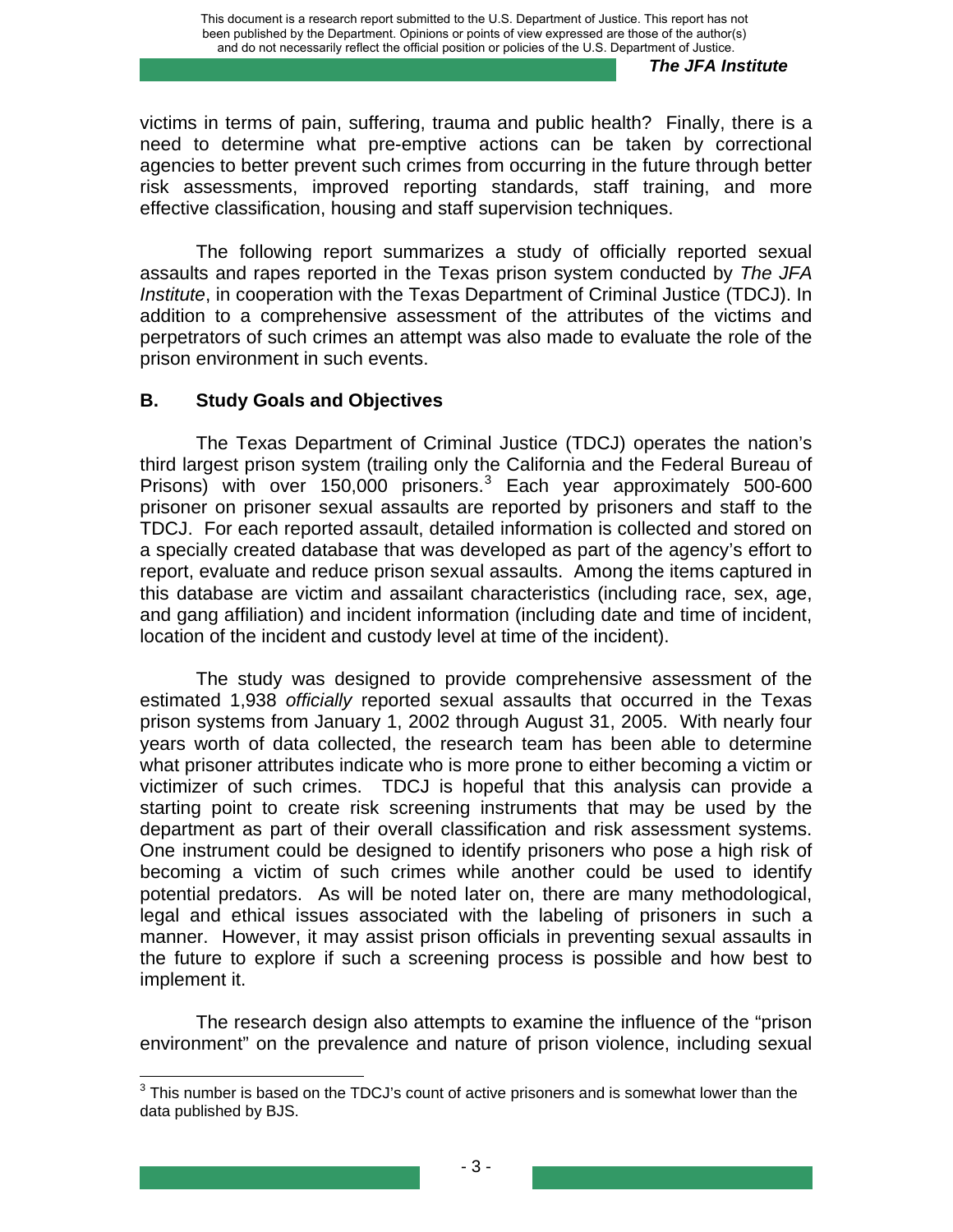victims in terms of pain, suffering, trauma and public health? Finally, there is a need to determine what pre-emptive actions can be taken by correctional agencies to better prevent such crimes from occurring in the future through better risk assessments, improved reporting standards, staff training, and more effective classification, housing and staff supervision techniques.

The following report summarizes a study of officially reported sexual assaults and rapes reported in the Texas prison system conducted by *The JFA Institute*, in cooperation with the Texas Department of Criminal Justice (TDCJ). In addition to a comprehensive assessment of the attributes of the victims and perpetrators of such crimes an attempt was also made to evaluate the role of the prison environment in such events.

## B. Study Goals and Objectives

The Texas Department of Criminal Justice (TDCJ) operates the nation's third largest prison system (trailing only the California and the Federal Bureau of Prisons) with over 150,000 prisoners.[3] Each year approximately 500-600 prisoner on prisoner sexual assaults are reported by prisoners and staff to the TDCJ. For each reported assault, detailed information is collected and stored on a specially created database that was developed as part of the agency's effort to report, evaluate and reduce prison sexual assaults. Among the items captured in this database are victim and assailant characteristics (including race, sex, age, and gang affiliation) and incident information (including date and time of incident, location of the incident and custody level at time of the incident).

The study was designed to provide comprehensive assessment of the estimated 1,938 *officially* reported sexual assaults that occurred in the Texas prison systems from January 1, 2002 through August 31, 2005. With nearly four years worth of data collected, the research team has been able to determine what prisoner attributes indicate who is more prone to either becoming a victim or victimizer of such crimes. TDCJ is hopeful that this analysis can provide a starting point to create risk screening instruments that may be used by the department as part of their overall classification and risk assessment systems. One instrument could be designed to identify prisoners who pose a high risk of becoming a victim of such crimes while another could be used to identify potential predators. As will be noted later on, there are many methodological, legal and ethical issues associated with the labeling of prisoners in such a manner. However, it may assist prison officials in preventing sexual assaults in the future to explore if such a screening process is possible and how best to implement it.

The research design also attempts to examine the influence of the "prison environment" on the prevalence and nature of prison violence, including sexual

---

[3] This number is based on the TDCJ's count of active prisoners and is somewhat lower than the data published by BJS.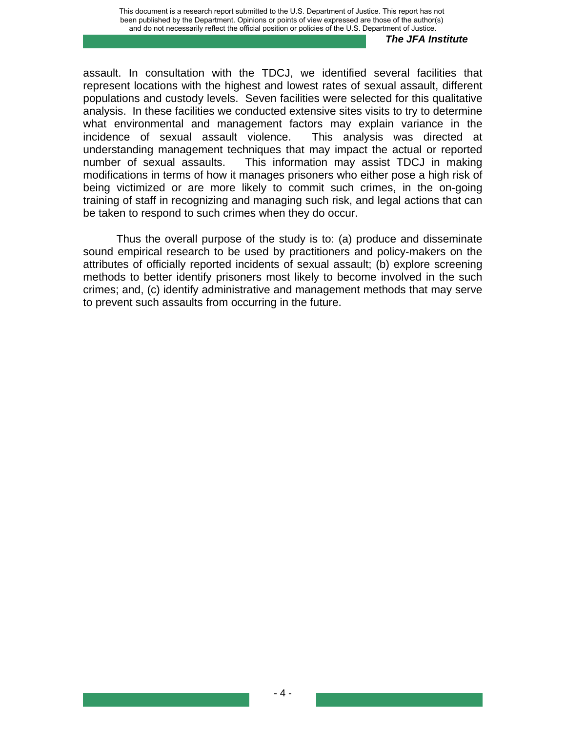assault. In consultation with the TDCJ, we identified several facilities that represent locations with the highest and lowest rates of sexual assault, different populations and custody levels. Seven facilities were selected for this qualitative analysis. In these facilities we conducted extensive sites visits to try to determine what environmental and management factors may explain variance in the incidence of sexual assault violence. This analysis was directed at understanding management techniques that may impact the actual or reported number of sexual assaults. This information may assist TDCJ in making modifications in terms of how it manages prisoners who either pose a high risk of being victimized or are more likely to commit such crimes, in the on-going training of staff in recognizing and managing such risk, and legal actions that can be taken to respond to such crimes when they do occur.

Thus the overall purpose of the study is to: (a) produce and disseminate sound empirical research to be used by practitioners and policy-makers on the attributes of officially reported incidents of sexual assault; (b) explore screening methods to better identify prisoners most likely to become involved in the such crimes; and, (c) identify administrative and management methods that may serve to prevent such assaults from occurring in the future.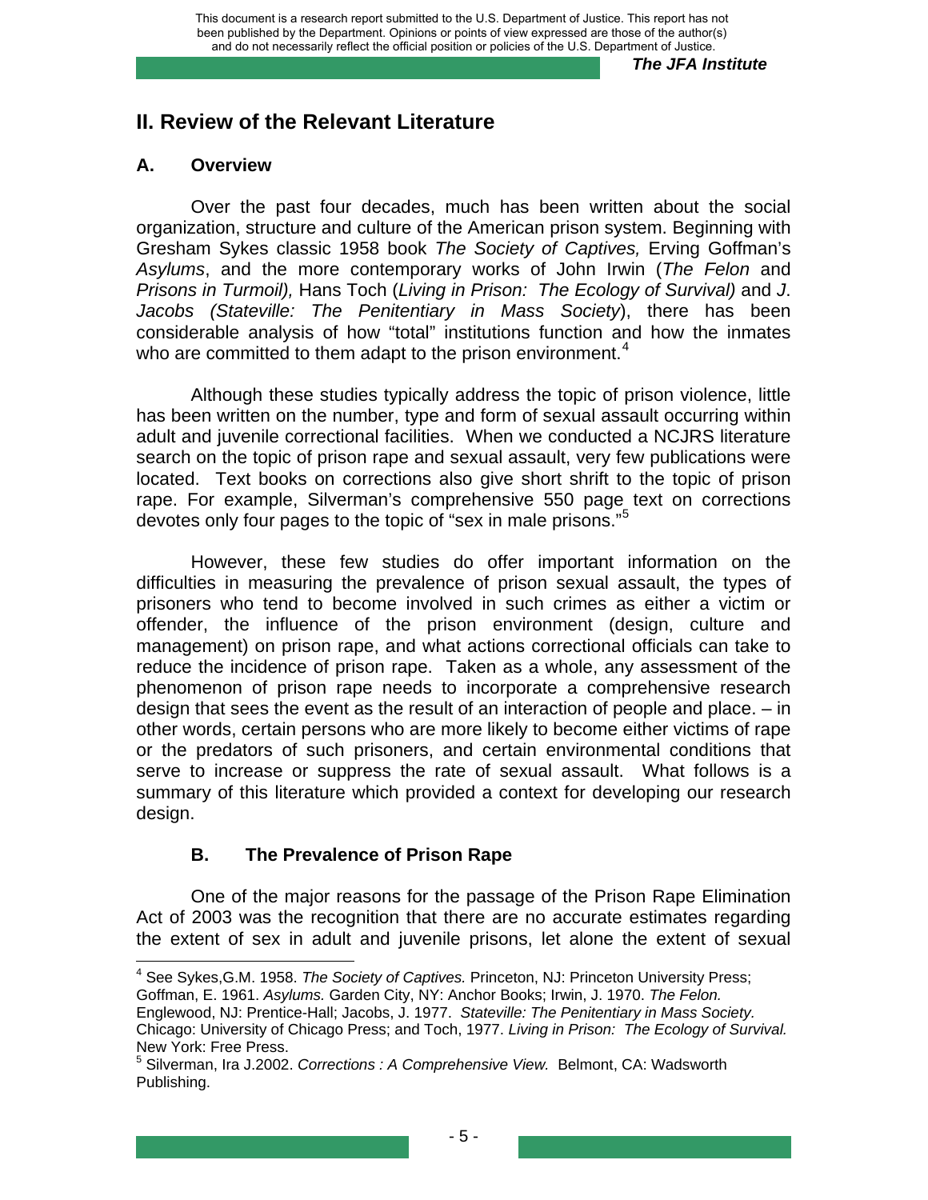## II. Review of the Relevant Literature

### A. Overview

Over the past four decades, much has been written about the social organization, structure and culture of the American prison system. Beginning with Gresham Sykes classic 1958 book *The Society of Captives,* Erving Goffman's *Asylums*, and the more contemporary works of John Irwin (*The Felon* and *Prisons in Turmoil),* Hans Toch (*Living in Prison: The Ecology of Survival)* and *J. Jacobs (Stateville: The Penitentiary in Mass Society*), there has been considerable analysis of how "total" institutions function and how the inmates who are committed to them adapt to the prison environment.[4]

Although these studies typically address the topic of prison violence, little has been written on the number, type and form of sexual assault occurring within adult and juvenile correctional facilities. When we conducted a NCJRS literature search on the topic of prison rape and sexual assault, very few publications were located. Text books on corrections also give short shrift to the topic of prison rape. For example, Silverman's comprehensive 550 page text on corrections devotes only four pages to the topic of "sex in male prisons."[5]

However, these few studies do offer important information on the difficulties in measuring the prevalence of prison sexual assault, the types of prisoners who tend to become involved in such crimes as either a victim or offender, the influence of the prison environment (design, culture and management) on prison rape, and what actions correctional officials can take to reduce the incidence of prison rape. Taken as a whole, any assessment of the phenomenon of prison rape needs to incorporate a comprehensive research design that sees the event as the result of an interaction of people and place. – in other words, certain persons who are more likely to become either victims of rape or the predators of such prisoners, and certain environmental conditions that serve to increase or suppress the rate of sexual assault. What follows is a summary of this literature which provided a context for developing our research design.

### B. The Prevalence of Prison Rape

One of the major reasons for the passage of the Prison Rape Elimination Act of 2003 was the recognition that there are no accurate estimates regarding the extent of sex in adult and juvenile prisons, let alone the extent of sexual

---

[4] See Sykes,G.M. 1958. *The Society of Captives.* Princeton, NJ: Princeton University Press; Goffman, E. 1961. *Asylums.* Garden City, NY: Anchor Books; Irwin, J. 1970. *The Felon.* Englewood, NJ: Prentice-Hall; Jacobs, J. 1977. *Stateville: The Penitentiary in Mass Society.* Chicago: University of Chicago Press; and Toch, 1977. *Living in Prison: The Ecology of Survival.* New York: Free Press.

[5] Silverman, Ira J.2002. *Corrections : A Comprehensive View.* Belmont, CA: Wadsworth Publishing.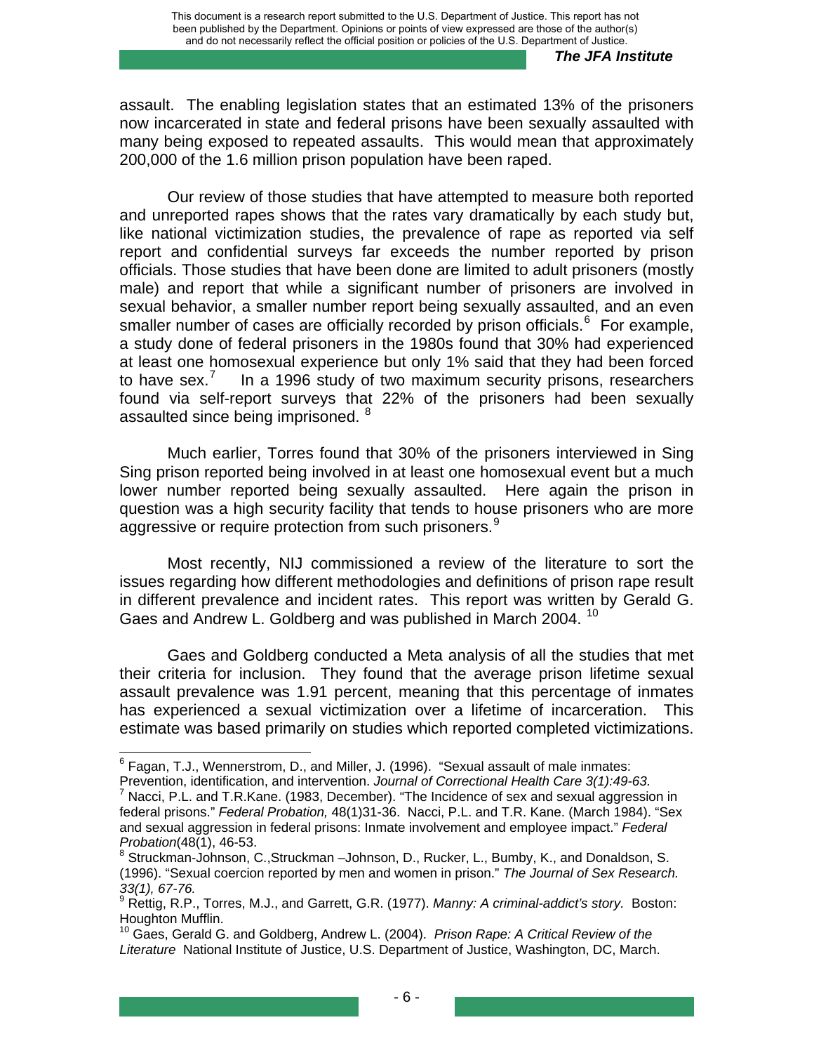assault. The enabling legislation states that an estimated 13% of the prisoners now incarcerated in state and federal prisons have been sexually assaulted with many being exposed to repeated assaults. This would mean that approximately 200,000 of the 1.6 million prison population have been raped.

Our review of those studies that have attempted to measure both reported and unreported rapes shows that the rates vary dramatically by each study but, like national victimization studies, the prevalence of rape as reported via self report and confidential surveys far exceeds the number reported by prison officials. Those studies that have been done are limited to adult prisoners (mostly male) and report that while a significant number of prisoners are involved in sexual behavior, a smaller number report being sexually assaulted, and an even smaller number of cases are officially recorded by prison officials.[6] For example, a study done of federal prisoners in the 1980s found that 30% had experienced at least one homosexual experience but only 1% said that they had been forced to have sex.[7] In a 1996 study of two maximum security prisons, researchers found via self-report surveys that 22% of the prisoners had been sexually assaulted since being imprisoned.[8]

Much earlier, Torres found that 30% of the prisoners interviewed in Sing Sing prison reported being involved in at least one homosexual event but a much lower number reported being sexually assaulted. Here again the prison in question was a high security facility that tends to house prisoners who are more aggressive or require protection from such prisoners.[9]

Most recently, NIJ commissioned a review of the literature to sort the issues regarding how different methodologies and definitions of prison rape result in different prevalence and incident rates. This report was written by Gerald G. Gaes and Andrew L. Goldberg and was published in March 2004.[10]

Gaes and Goldberg conducted a Meta analysis of all the studies that met their criteria for inclusion. They found that the average prison lifetime sexual assault prevalence was 1.91 percent, meaning that this percentage of inmates has experienced a sexual victimization over a lifetime of incarceration. This estimate was based primarily on studies which reported completed victimizations.

---

[6] Fagan, T.J., Wennerstrom, D., and Miller, J. (1996). "Sexual assault of male inmates: Prevention, identification, and intervention. *Journal of Correctional Health Care 3(1):49-63.*

[7] Nacci, P.L. and T.R.Kane. (1983, December). "The Incidence of sex and sexual aggression in federal prisons." *Federal Probation,* 48(1)31-36. Nacci, P.L. and T.R. Kane. (March 1984). "Sex and sexual aggression in federal prisons: Inmate involvement and employee impact." *Federal Probation*(48(1), 46-53.

[8] Struckman-Johnson, C.,Struckman –Johnson, D., Rucker, L., Bumby, K., and Donaldson, S. (1996). "Sexual coercion reported by men and women in prison." *The Journal of Sex Research. 33(1), 67-76.*

[9] Rettig, R.P., Torres, M.J., and Garrett, G.R. (1977). *Manny: A criminal-addict's story.* Boston: Houghton Mufflin.

[10] Gaes, Gerald G. and Goldberg, Andrew L. (2004). *Prison Rape: A Critical Review of the Literature* National Institute of Justice, U.S. Department of Justice, Washington, DC, March.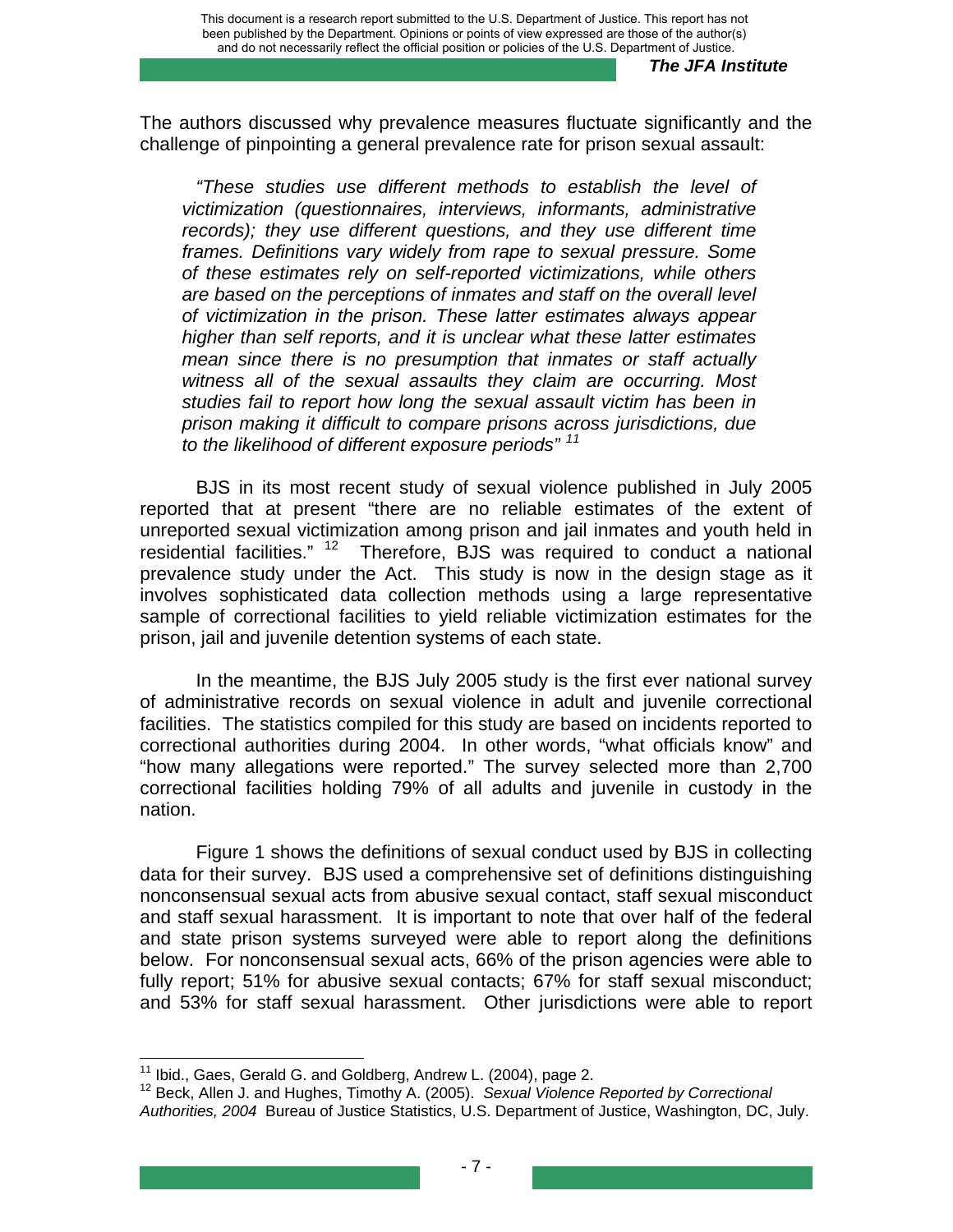The authors discussed why prevalence measures fluctuate significantly and the challenge of pinpointing a general prevalence rate for prison sexual assault:

> *"These studies use different methods to establish the level of victimization (questionnaires, interviews, informants, administrative records); they use different questions, and they use different time frames. Definitions vary widely from rape to sexual pressure. Some of these estimates rely on self-reported victimizations, while others are based on the perceptions of inmates and staff on the overall level of victimization in the prison. These latter estimates always appear higher than self reports, and it is unclear what these latter estimates mean since there is no presumption that inmates or staff actually witness all of the sexual assaults they claim are occurring. Most studies fail to report how long the sexual assault victim has been in prison making it difficult to compare prisons across jurisdictions, due to the likelihood of different exposure periods"* [11]

BJS in its most recent study of sexual violence published in July 2005 reported that at present "there are no reliable estimates of the extent of unreported sexual victimization among prison and jail inmates and youth held in residential facilities." [12] Therefore, BJS was required to conduct a national prevalence study under the Act. This study is now in the design stage as it involves sophisticated data collection methods using a large representative sample of correctional facilities to yield reliable victimization estimates for the prison, jail and juvenile detention systems of each state.

In the meantime, the BJS July 2005 study is the first ever national survey of administrative records on sexual violence in adult and juvenile correctional facilities. The statistics compiled for this study are based on incidents reported to correctional authorities during 2004. In other words, "what officials know" and "how many allegations were reported." The survey selected more than 2,700 correctional facilities holding 79% of all adults and juvenile in custody in the nation.

Figure 1 shows the definitions of sexual conduct used by BJS in collecting data for their survey. BJS used a comprehensive set of definitions distinguishing nonconsensual sexual acts from abusive sexual contact, staff sexual misconduct and staff sexual harassment. It is important to note that over half of the federal and state prison systems surveyed were able to report along the definitions below. For nonconsensual sexual acts, 66% of the prison agencies were able to fully report; 51% for abusive sexual contacts; 67% for staff sexual misconduct; and 53% for staff sexual harassment. Other jurisdictions were able to report

---

[11] Ibid., Gaes, Gerald G. and Goldberg, Andrew L. (2004), page 2.

[12] Beck, Allen J. and Hughes, Timothy A. (2005). *Sexual Violence Reported by Correctional Authorities, 2004* Bureau of Justice Statistics, U.S. Department of Justice, Washington, DC, July.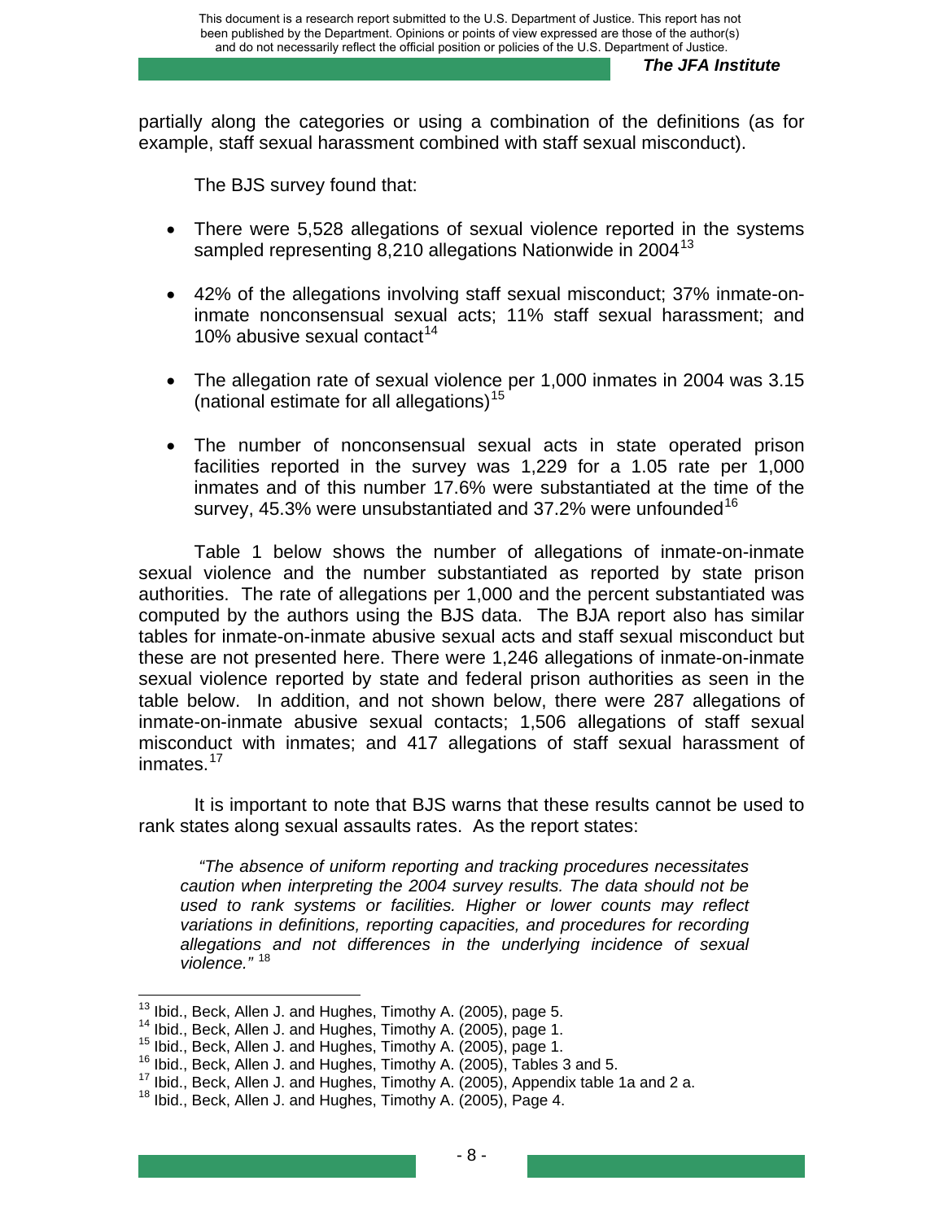partially along the categories or using a combination of the definitions (as for example, staff sexual harassment combined with staff sexual misconduct).

The BJS survey found that:

- There were 5,528 allegations of sexual violence reported in the systems sampled representing 8,210 allegations Nationwide in 2004[13]
- 42% of the allegations involving staff sexual misconduct; 37% inmate-on-inmate nonconsensual sexual acts; 11% staff sexual harassment; and 10% abusive sexual contact[14]
- The allegation rate of sexual violence per 1,000 inmates in 2004 was 3.15 (national estimate for all allegations)[15]
- The number of nonconsensual sexual acts in state operated prison facilities reported in the survey was 1,229 for a 1.05 rate per 1,000 inmates and of this number 17.6% were substantiated at the time of the survey, 45.3% were unsubstantiated and 37.2% were unfounded[16]

Table 1 below shows the number of allegations of inmate-on-inmate sexual violence and the number substantiated as reported by state prison authorities. The rate of allegations per 1,000 and the percent substantiated was computed by the authors using the BJS data. The BJA report also has similar tables for inmate-on-inmate abusive sexual acts and staff sexual misconduct but these are not presented here. There were 1,246 allegations of inmate-on-inmate sexual violence reported by state and federal prison authorities as seen in the table below. In addition, and not shown below, there were 287 allegations of inmate-on-inmate abusive sexual contacts; 1,506 allegations of staff sexual misconduct with inmates; and 417 allegations of staff sexual harassment of inmates.[17]

It is important to note that BJS warns that these results cannot be used to rank states along sexual assaults rates. As the report states:

> *"The absence of uniform reporting and tracking procedures necessitates caution when interpreting the 2004 survey results. The data should not be used to rank systems or facilities. Higher or lower counts may reflect variations in definitions, reporting capacities, and procedures for recording allegations and not differences in the underlying incidence of sexual violence."* [18]

---

[13] Ibid., Beck, Allen J. and Hughes, Timothy A. (2005), page 5.

[14] Ibid., Beck, Allen J. and Hughes, Timothy A. (2005), page 1.

[15] Ibid., Beck, Allen J. and Hughes, Timothy A. (2005), page 1.

[16] Ibid., Beck, Allen J. and Hughes, Timothy A. (2005), Tables 3 and 5.

[17] Ibid., Beck, Allen J. and Hughes, Timothy A. (2005), Appendix table 1a and 2 a.

[18] Ibid., Beck, Allen J. and Hughes, Timothy A. (2005), Page 4.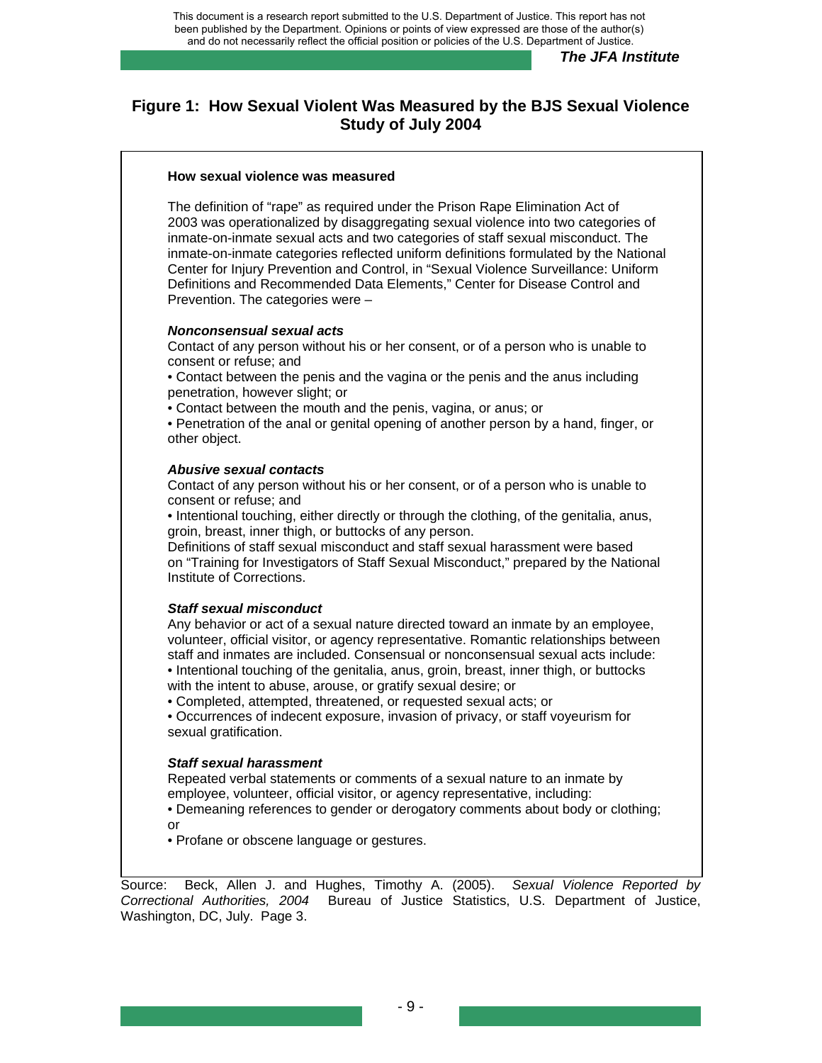## Figure 1: How Sexual Violent Was Measured by the BJS Sexual Violence Study of July 2004

**How sexual violence was measured**

The definition of "rape" as required under the Prison Rape Elimination Act of 2003 was operationalized by disaggregating sexual violence into two categories of inmate-on-inmate sexual acts and two categories of staff sexual misconduct. The inmate-on-inmate categories reflected uniform definitions formulated by the National Center for Injury Prevention and Control, in "Sexual Violence Surveillance: Uniform Definitions and Recommended Data Elements," Center for Disease Control and Prevention. The categories were –

***Nonconsensual sexual acts***

Contact of any person without his or her consent, or of a person who is unable to consent or refuse; and

- Contact between the penis and the vagina or the penis and the anus including penetration, however slight; or
- Contact between the mouth and the penis, vagina, or anus; or
- Penetration of the anal or genital opening of another person by a hand, finger, or other object.

***Abusive sexual contacts***

Contact of any person without his or her consent, or of a person who is unable to consent or refuse; and

- Intentional touching, either directly or through the clothing, of the genitalia, anus, groin, breast, inner thigh, or buttocks of any person.

Definitions of staff sexual misconduct and staff sexual harassment were based on "Training for Investigators of Staff Sexual Misconduct," prepared by the National Institute of Corrections.

***Staff sexual misconduct***

Any behavior or act of a sexual nature directed toward an inmate by an employee, volunteer, official visitor, or agency representative. Romantic relationships between staff and inmates are included. Consensual or nonconsensual sexual acts include:

- Intentional touching of the genitalia, anus, groin, breast, inner thigh, or buttocks with the intent to abuse, arouse, or gratify sexual desire; or
- Completed, attempted, threatened, or requested sexual acts; or
- Occurrences of indecent exposure, invasion of privacy, or staff voyeurism for sexual gratification.

***Staff sexual harassment***

Repeated verbal statements or comments of a sexual nature to an inmate by employee, volunteer, official visitor, or agency representative, including:

- Demeaning references to gender or derogatory comments about body or clothing; or
- Profane or obscene language or gestures.

Source: Beck, Allen J. and Hughes, Timothy A. (2005). *Sexual Violence Reported by Correctional Authorities, 2004* Bureau of Justice Statistics, U.S. Department of Justice, Washington, DC, July. Page 3.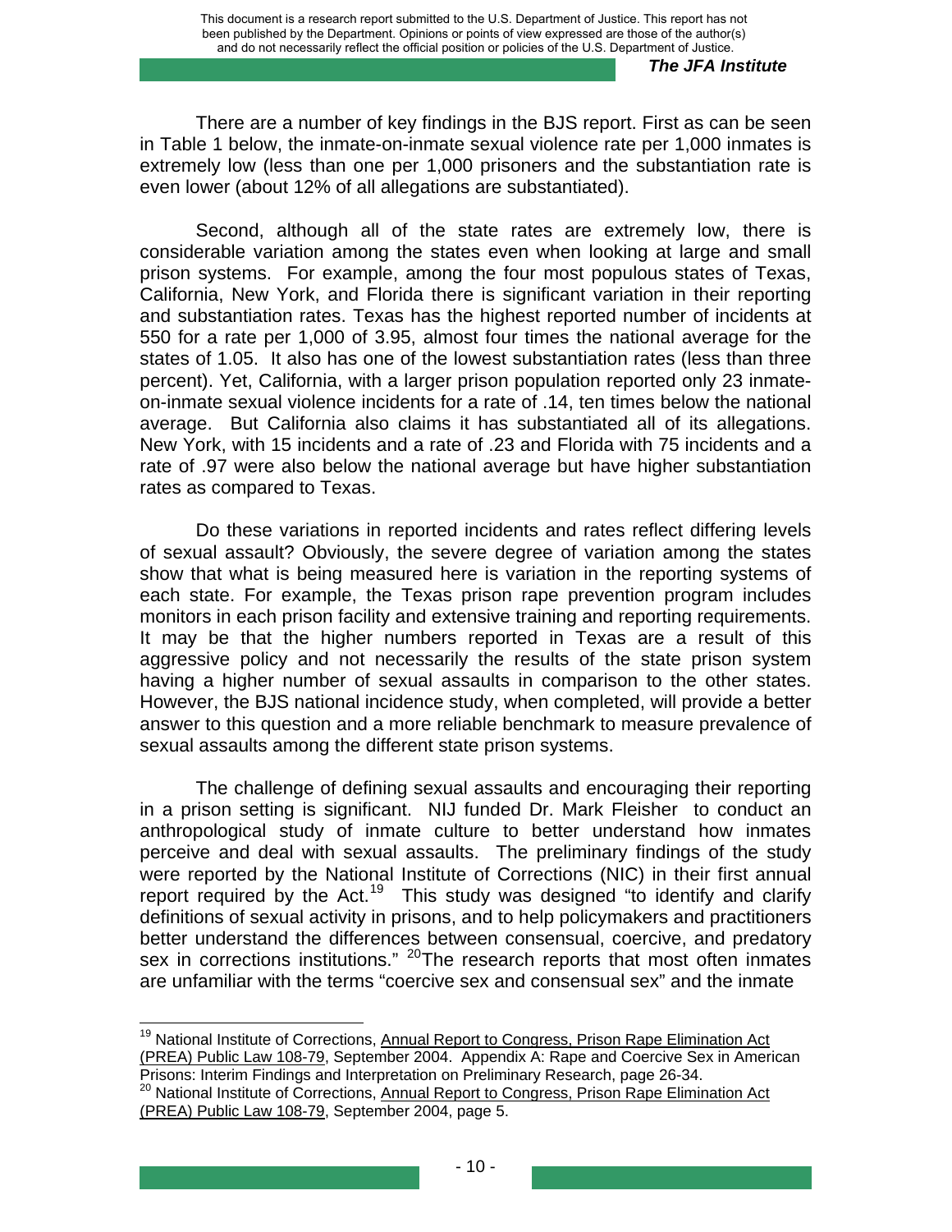There are a number of key findings in the BJS report. First as can be seen in Table 1 below, the inmate-on-inmate sexual violence rate per 1,000 inmates is extremely low (less than one per 1,000 prisoners and the substantiation rate is even lower (about 12% of all allegations are substantiated).

Second, although all of the state rates are extremely low, there is considerable variation among the states even when looking at large and small prison systems. For example, among the four most populous states of Texas, California, New York, and Florida there is significant variation in their reporting and substantiation rates. Texas has the highest reported number of incidents at 550 for a rate per 1,000 of 3.95, almost four times the national average for the states of 1.05. It also has one of the lowest substantiation rates (less than three percent). Yet, California, with a larger prison population reported only 23 inmate-on-inmate sexual violence incidents for a rate of .14, ten times below the national average. But California also claims it has substantiated all of its allegations. New York, with 15 incidents and a rate of .23 and Florida with 75 incidents and a rate of .97 were also below the national average but have higher substantiation rates as compared to Texas.

Do these variations in reported incidents and rates reflect differing levels of sexual assault? Obviously, the severe degree of variation among the states show that what is being measured here is variation in the reporting systems of each state. For example, the Texas prison rape prevention program includes monitors in each prison facility and extensive training and reporting requirements. It may be that the higher numbers reported in Texas are a result of this aggressive policy and not necessarily the results of the state prison system having a higher number of sexual assaults in comparison to the other states. However, the BJS national incidence study, when completed, will provide a better answer to this question and a more reliable benchmark to measure prevalence of sexual assaults among the different state prison systems.

The challenge of defining sexual assaults and encouraging their reporting in a prison setting is significant. NIJ funded Dr. Mark Fleisher to conduct an anthropological study of inmate culture to better understand how inmates perceive and deal with sexual assaults. The preliminary findings of the study were reported by the National Institute of Corrections (NIC) in their first annual report required by the Act.[19] This study was designed "to identify and clarify definitions of sexual activity in prisons, and to help policymakers and practitioners better understand the differences between consensual, coercive, and predatory sex in corrections institutions." [20]The research reports that most often inmates are unfamiliar with the terms "coercive sex and consensual sex" and the inmate

---

[19] National Institute of Corrections, Annual Report to Congress, Prison Rape Elimination Act (PREA) Public Law 108-79, September 2004. Appendix A: Rape and Coercive Sex in American Prisons: Interim Findings and Interpretation on Preliminary Research, page 26-34.

[20] National Institute of Corrections, Annual Report to Congress, Prison Rape Elimination Act (PREA) Public Law 108-79, September 2004, page 5.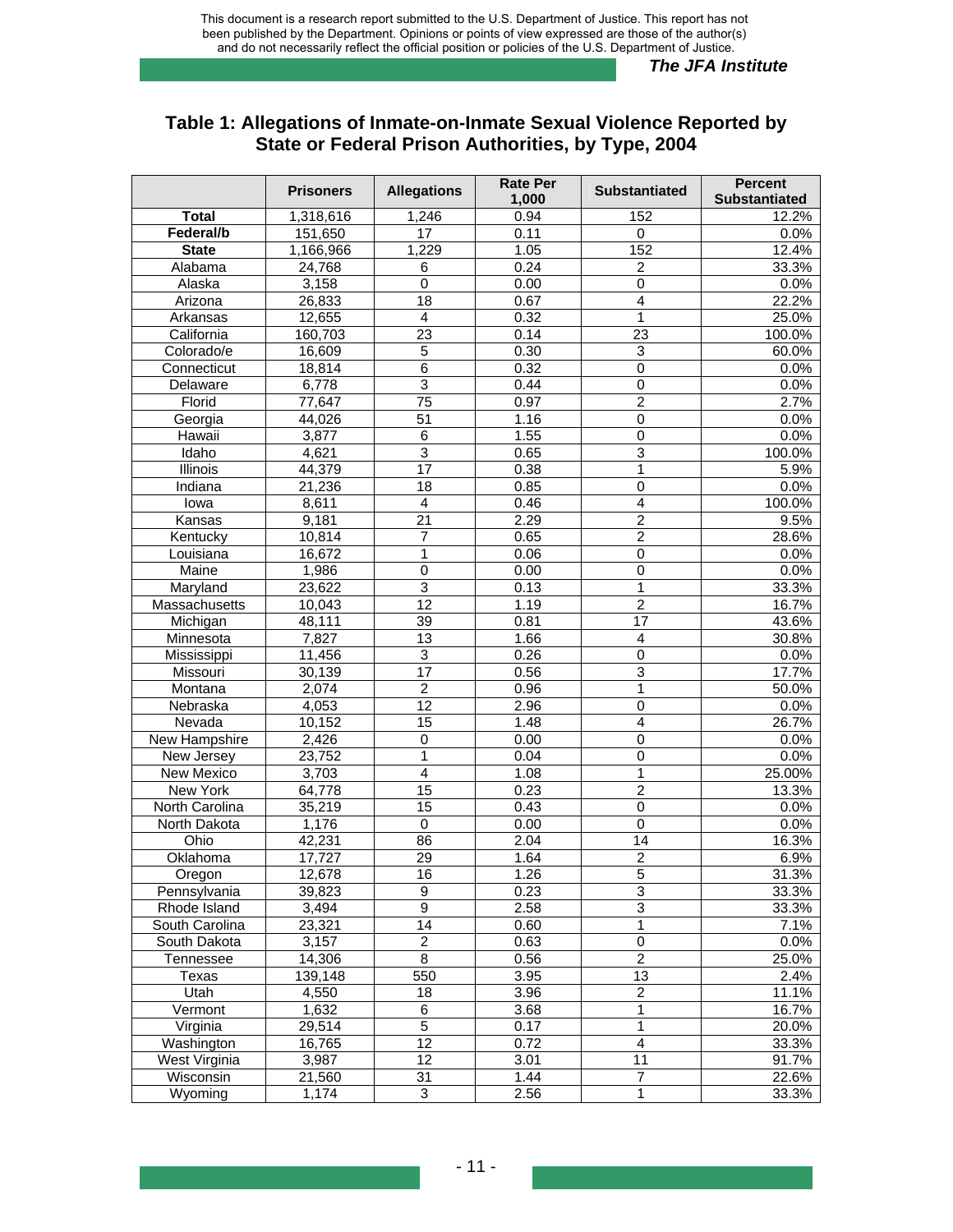## Table 1: Allegations of Inmate-on-Inmate Sexual Violence Reported by State or Federal Prison Authorities, by Type, 2004

| | Prisoners | Allegations | Rate Per 1,000 | Substantiated | Percent Substantiated |
|---|---|---|---|---|---|
| **Total** | 1,318,616 | 1,246 | 0.94 | 152 | 12.2% |
| **Federal/b** | 151,650 | 17 | 0.11 | 0 | 0.0% |
| **State** | 1,166,966 | 1,229 | 1.05 | 152 | 12.4% |
| Alabama | 24,768 | 6 | 0.24 | 2 | 33.3% |
| Alaska | 3,158 | 0 | 0.00 | 0 | 0.0% |
| Arizona | 26,833 | 18 | 0.67 | 4 | 22.2% |
| Arkansas | 12,655 | 4 | 0.32 | 1 | 25.0% |
| California | 160,703 | 23 | 0.14 | 23 | 100.0% |
| Colorado/e | 16,609 | 5 | 0.30 | 3 | 60.0% |
| Connecticut | 18,814 | 6 | 0.32 | 0 | 0.0% |
| Delaware | 6,778 | 3 | 0.44 | 0 | 0.0% |
| Florid | 77,647 | 75 | 0.97 | 2 | 2.7% |
| Georgia | 44,026 | 51 | 1.16 | 0 | 0.0% |
| Hawaii | 3,877 | 6 | 1.55 | 0 | 0.0% |
| Idaho | 4,621 | 3 | 0.65 | 3 | 100.0% |
| Illinois | 44,379 | 17 | 0.38 | 1 | 5.9% |
| Indiana | 21,236 | 18 | 0.85 | 0 | 0.0% |
| Iowa | 8,611 | 4 | 0.46 | 4 | 100.0% |
| Kansas | 9,181 | 21 | 2.29 | 2 | 9.5% |
| Kentucky | 10,814 | 7 | 0.65 | 2 | 28.6% |
| Louisiana | 16,672 | 1 | 0.06 | 0 | 0.0% |
| Maine | 1,986 | 0 | 0.00 | 0 | 0.0% |
| Maryland | 23,622 | 3 | 0.13 | 1 | 33.3% |
| Massachusetts | 10,043 | 12 | 1.19 | 2 | 16.7% |
| Michigan | 48,111 | 39 | 0.81 | 17 | 43.6% |
| Minnesota | 7,827 | 13 | 1.66 | 4 | 30.8% |
| Mississippi | 11,456 | 3 | 0.26 | 0 | 0.0% |
| Missouri | 30,139 | 17 | 0.56 | 3 | 17.7% |
| Montana | 2,074 | 2 | 0.96 | 1 | 50.0% |
| Nebraska | 4,053 | 12 | 2.96 | 0 | 0.0% |
| Nevada | 10,152 | 15 | 1.48 | 4 | 26.7% |
| New Hampshire | 2,426 | 0 | 0.00 | 0 | 0.0% |
| New Jersey | 23,752 | 1 | 0.04 | 0 | 0.0% |
| New Mexico | 3,703 | 4 | 1.08 | 1 | 25.00% |
| New York | 64,778 | 15 | 0.23 | 2 | 13.3% |
| North Carolina | 35,219 | 15 | 0.43 | 0 | 0.0% |
| North Dakota | 1,176 | 0 | 0.00 | 0 | 0.0% |
| Ohio | 42,231 | 86 | 2.04 | 14 | 16.3% |
| Oklahoma | 17,727 | 29 | 1.64 | 2 | 6.9% |
| Oregon | 12,678 | 16 | 1.26 | 5 | 31.3% |
| Pennsylvania | 39,823 | 9 | 0.23 | 3 | 33.3% |
| Rhode Island | 3,494 | 9 | 2.58 | 3 | 33.3% |
| South Carolina | 23,321 | 14 | 0.60 | 1 | 7.1% |
| South Dakota | 3,157 | 2 | 0.63 | 0 | 0.0% |
| Tennessee | 14,306 | 8 | 0.56 | 2 | 25.0% |
| Texas | 139,148 | 550 | 3.95 | 13 | 2.4% |
| Utah | 4,550 | 18 | 3.96 | 2 | 11.1% |
| Vermont | 1,632 | 6 | 3.68 | 1 | 16.7% |
| Virginia | 29,514 | 5 | 0.17 | 1 | 20.0% |
| Washington | 16,765 | 12 | 0.72 | 4 | 33.3% |
| West Virginia | 3,987 | 12 | 3.01 | 11 | 91.7% |
| Wisconsin | 21,560 | 31 | 1.44 | 7 | 22.6% |
| Wyoming | 1,174 | 3 | 2.56 | 1 | 33.3% |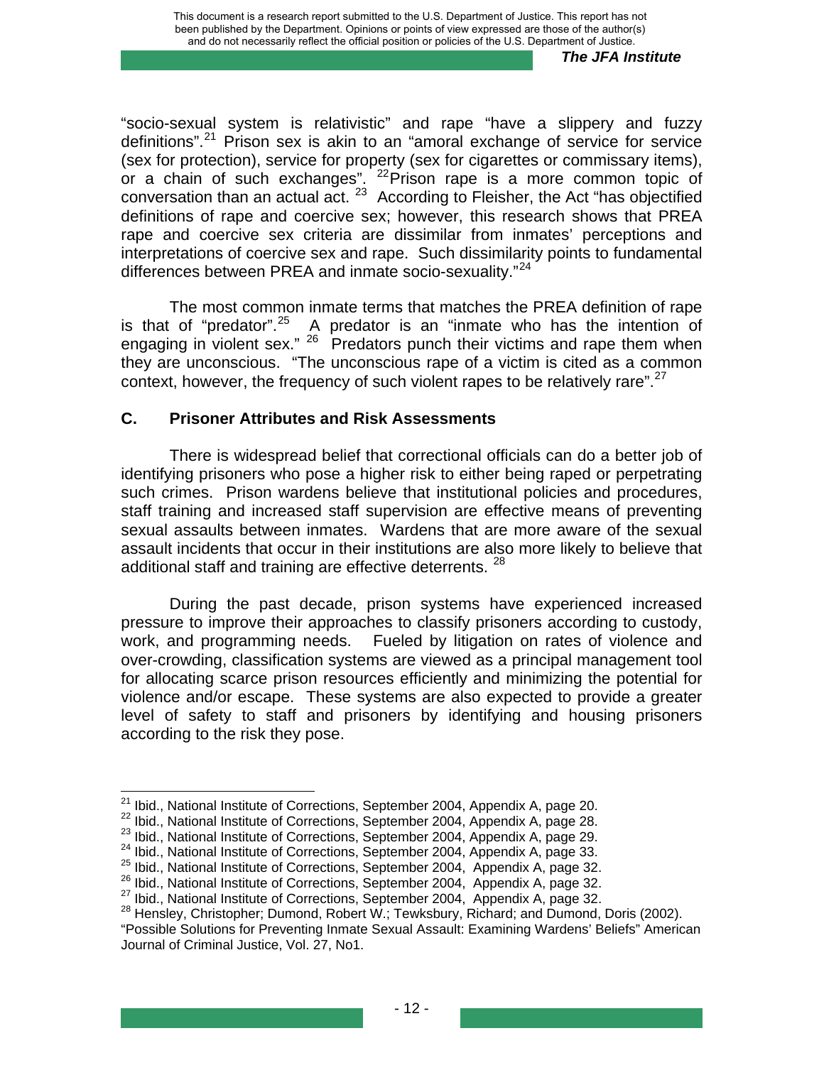"socio-sexual system is relativistic" and rape "have a slippery and fuzzy definitions".[21] Prison sex is akin to an "amoral exchange of service for service (sex for protection), service for property (sex for cigarettes or commissary items), or a chain of such exchanges". [22]Prison rape is a more common topic of conversation than an actual act. [23] According to Fleisher, the Act "has objectified definitions of rape and coercive sex; however, this research shows that PREA rape and coercive sex criteria are dissimilar from inmates' perceptions and interpretations of coercive sex and rape. Such dissimilarity points to fundamental differences between PREA and inmate socio-sexuality."[24]

The most common inmate terms that matches the PREA definition of rape is that of "predator".[25] A predator is an "inmate who has the intention of engaging in violent sex." [26] Predators punch their victims and rape them when they are unconscious. "The unconscious rape of a victim is cited as a common context, however, the frequency of such violent rapes to be relatively rare".[27]

## C. Prisoner Attributes and Risk Assessments

There is widespread belief that correctional officials can do a better job of identifying prisoners who pose a higher risk to either being raped or perpetrating such crimes. Prison wardens believe that institutional policies and procedures, staff training and increased staff supervision are effective means of preventing sexual assaults between inmates. Wardens that are more aware of the sexual assault incidents that occur in their institutions are also more likely to believe that additional staff and training are effective deterrents. [28]

During the past decade, prison systems have experienced increased pressure to improve their approaches to classify prisoners according to custody, work, and programming needs. Fueled by litigation on rates of violence and over-crowding, classification systems are viewed as a principal management tool for allocating scarce prison resources efficiently and minimizing the potential for violence and/or escape. These systems are also expected to provide a greater level of safety to staff and prisoners by identifying and housing prisoners according to the risk they pose.

---

[21] Ibid., National Institute of Corrections, September 2004, Appendix A, page 20.
[22] Ibid., National Institute of Corrections, September 2004, Appendix A, page 28.
[23] Ibid., National Institute of Corrections, September 2004, Appendix A, page 29.
[24] Ibid., National Institute of Corrections, September 2004, Appendix A, page 33.
[25] Ibid., National Institute of Corrections, September 2004, Appendix A, page 32.
[26] Ibid., National Institute of Corrections, September 2004, Appendix A, page 32.
[27] Ibid., National Institute of Corrections, September 2004, Appendix A, page 32.
[28] Hensley, Christopher; Dumond, Robert W.; Tewksbury, Richard; and Dumond, Doris (2002). "Possible Solutions for Preventing Inmate Sexual Assault: Examining Wardens' Beliefs" American Journal of Criminal Justice, Vol. 27, No1.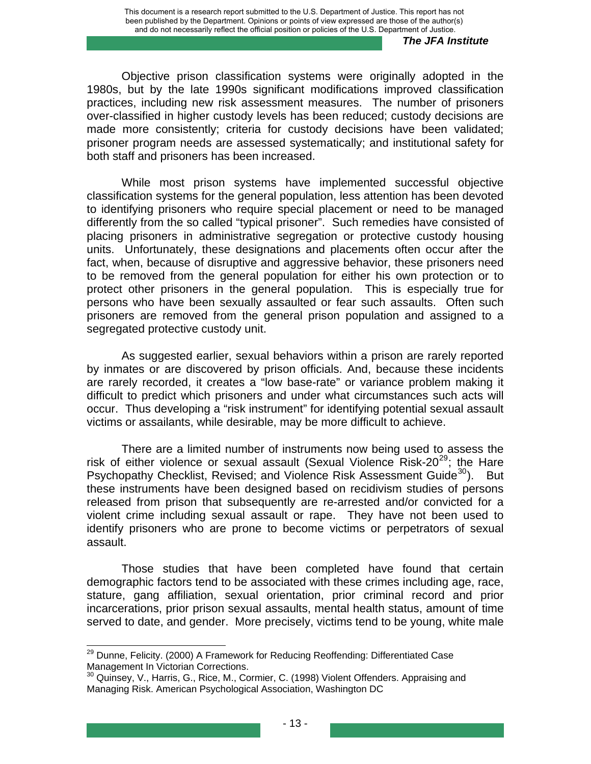Objective prison classification systems were originally adopted in the 1980s, but by the late 1990s significant modifications improved classification practices, including new risk assessment measures. The number of prisoners over-classified in higher custody levels has been reduced; custody decisions are made more consistently; criteria for custody decisions have been validated; prisoner program needs are assessed systematically; and institutional safety for both staff and prisoners has been increased.

While most prison systems have implemented successful objective classification systems for the general population, less attention has been devoted to identifying prisoners who require special placement or need to be managed differently from the so called "typical prisoner". Such remedies have consisted of placing prisoners in administrative segregation or protective custody housing units. Unfortunately, these designations and placements often occur after the fact, when, because of disruptive and aggressive behavior, these prisoners need to be removed from the general population for either his own protection or to protect other prisoners in the general population. This is especially true for persons who have been sexually assaulted or fear such assaults. Often such prisoners are removed from the general prison population and assigned to a segregated protective custody unit.

As suggested earlier, sexual behaviors within a prison are rarely reported by inmates or are discovered by prison officials. And, because these incidents are rarely recorded, it creates a "low base-rate" or variance problem making it difficult to predict which prisoners and under what circumstances such acts will occur. Thus developing a "risk instrument" for identifying potential sexual assault victims or assailants, while desirable, may be more difficult to achieve.

There are a limited number of instruments now being used to assess the risk of either violence or sexual assault (Sexual Violence Risk-20[29]; the Hare Psychopathy Checklist, Revised; and Violence Risk Assessment Guide[30]). But these instruments have been designed based on recidivism studies of persons released from prison that subsequently are re-arrested and/or convicted for a violent crime including sexual assault or rape. They have not been used to identify prisoners who are prone to become victims or perpetrators of sexual assault.

Those studies that have been completed have found that certain demographic factors tend to be associated with these crimes including age, race, stature, gang affiliation, sexual orientation, prior criminal record and prior incarcerations, prior prison sexual assaults, mental health status, amount of time served to date, and gender. More precisely, victims tend to be young, white male

---

[29] Dunne, Felicity. (2000) A Framework for Reducing Reoffending: Differentiated Case Management In Victorian Corrections.

[30] Quinsey, V., Harris, G., Rice, M., Cormier, C. (1998) Violent Offenders. Appraising and Managing Risk. American Psychological Association, Washington DC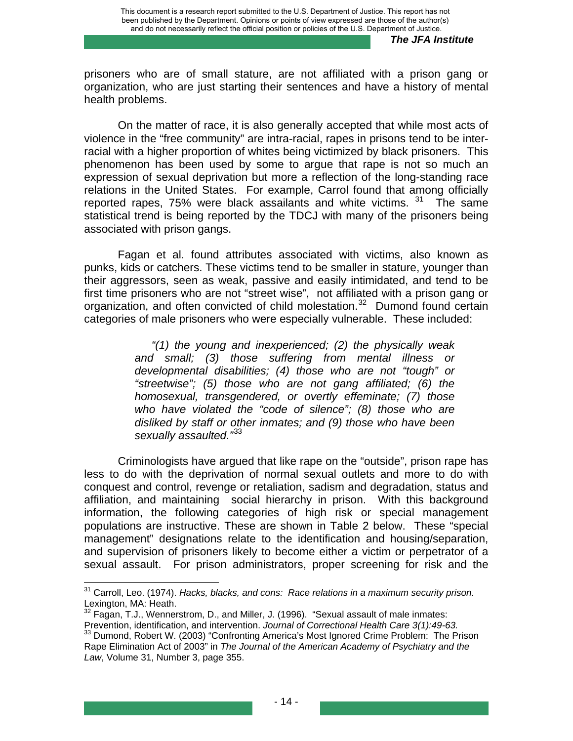prisoners who are of small stature, are not affiliated with a prison gang or organization, who are just starting their sentences and have a history of mental health problems.

On the matter of race, it is also generally accepted that while most acts of violence in the "free community" are intra-racial, rapes in prisons tend to be inter-racial with a higher proportion of whites being victimized by black prisoners. This phenomenon has been used by some to argue that rape is not so much an expression of sexual deprivation but more a reflection of the long-standing race relations in the United States. For example, Carrol found that among officially reported rapes, 75% were black assailants and white victims. [31] The same statistical trend is being reported by the TDCJ with many of the prisoners being associated with prison gangs.

Fagan et al. found attributes associated with victims, also known as punks, kids or catchers. These victims tend to be smaller in stature, younger than their aggressors, seen as weak, passive and easily intimidated, and tend to be first time prisoners who are not "street wise", not affiliated with a prison gang or organization, and often convicted of child molestation.[32] Dumond found certain categories of male prisoners who were especially vulnerable. These included:

> *"(1) the young and inexperienced; (2) the physically weak and small; (3) those suffering from mental illness or developmental disabilities; (4) those who are not "tough" or "streetwise"; (5) those who are not gang affiliated; (6) the homosexual, transgendered, or overtly effeminate; (7) those who have violated the "code of silence"; (8) those who are disliked by staff or other inmates; and (9) those who have been sexually assaulted."*[33]

Criminologists have argued that like rape on the "outside", prison rape has less to do with the deprivation of normal sexual outlets and more to do with conquest and control, revenge or retaliation, sadism and degradation, status and affiliation, and maintaining social hierarchy in prison. With this background information, the following categories of high risk or special management populations are instructive. These are shown in Table 2 below. These "special management" designations relate to the identification and housing/separation, and supervision of prisoners likely to become either a victim or perpetrator of a sexual assault. For prison administrators, proper screening for risk and the

---

[31] Carroll, Leo. (1974). *Hacks, blacks, and cons: Race relations in a maximum security prison.* Lexington, MA: Heath.

[32] Fagan, T.J., Wennerstrom, D., and Miller, J. (1996). "Sexual assault of male inmates: Prevention, identification, and intervention. *Journal of Correctional Health Care 3(1):49-63.*

[33] Dumond, Robert W. (2003) "Confronting America's Most Ignored Crime Problem: The Prison Rape Elimination Act of 2003" in *The Journal of the American Academy of Psychiatry and the Law*, Volume 31, Number 3, page 355.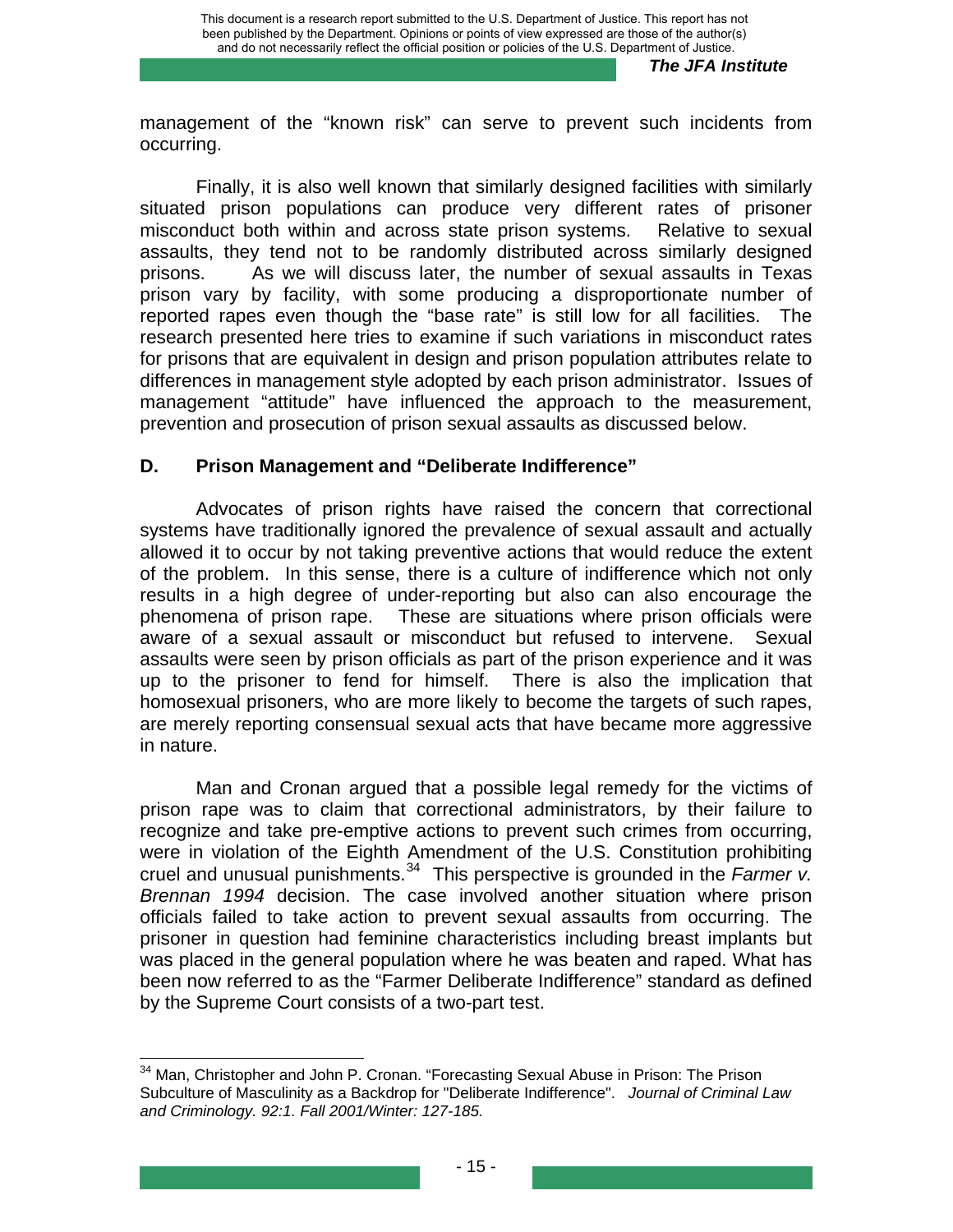management of the "known risk" can serve to prevent such incidents from occurring.

Finally, it is also well known that similarly designed facilities with similarly situated prison populations can produce very different rates of prisoner misconduct both within and across state prison systems. Relative to sexual assaults, they tend not to be randomly distributed across similarly designed prisons. As we will discuss later, the number of sexual assaults in Texas prison vary by facility, with some producing a disproportionate number of reported rapes even though the "base rate" is still low for all facilities. The research presented here tries to examine if such variations in misconduct rates for prisons that are equivalent in design and prison population attributes relate to differences in management style adopted by each prison administrator. Issues of management "attitude" have influenced the approach to the measurement, prevention and prosecution of prison sexual assaults as discussed below.

### D. Prison Management and "Deliberate Indifference"

Advocates of prison rights have raised the concern that correctional systems have traditionally ignored the prevalence of sexual assault and actually allowed it to occur by not taking preventive actions that would reduce the extent of the problem. In this sense, there is a culture of indifference which not only results in a high degree of under-reporting but also can also encourage the phenomena of prison rape. These are situations where prison officials were aware of a sexual assault or misconduct but refused to intervene. Sexual assaults were seen by prison officials as part of the prison experience and it was up to the prisoner to fend for himself. There is also the implication that homosexual prisoners, who are more likely to become the targets of such rapes, are merely reporting consensual sexual acts that have became more aggressive in nature.

Man and Cronan argued that a possible legal remedy for the victims of prison rape was to claim that correctional administrators, by their failure to recognize and take pre-emptive actions to prevent such crimes from occurring, were in violation of the Eighth Amendment of the U.S. Constitution prohibiting cruel and unusual punishments.[34] This perspective is grounded in the *Farmer v. Brennan 1994* decision. The case involved another situation where prison officials failed to take action to prevent sexual assaults from occurring. The prisoner in question had feminine characteristics including breast implants but was placed in the general population where he was beaten and raped. What has been now referred to as the "Farmer Deliberate Indifference" standard as defined by the Supreme Court consists of a two-part test.

---

[34] Man, Christopher and John P. Cronan. "Forecasting Sexual Abuse in Prison: The Prison Subculture of Masculinity as a Backdrop for "Deliberate Indifference". *Journal of Criminal Law and Criminology. 92:1. Fall 2001/Winter: 127-185.*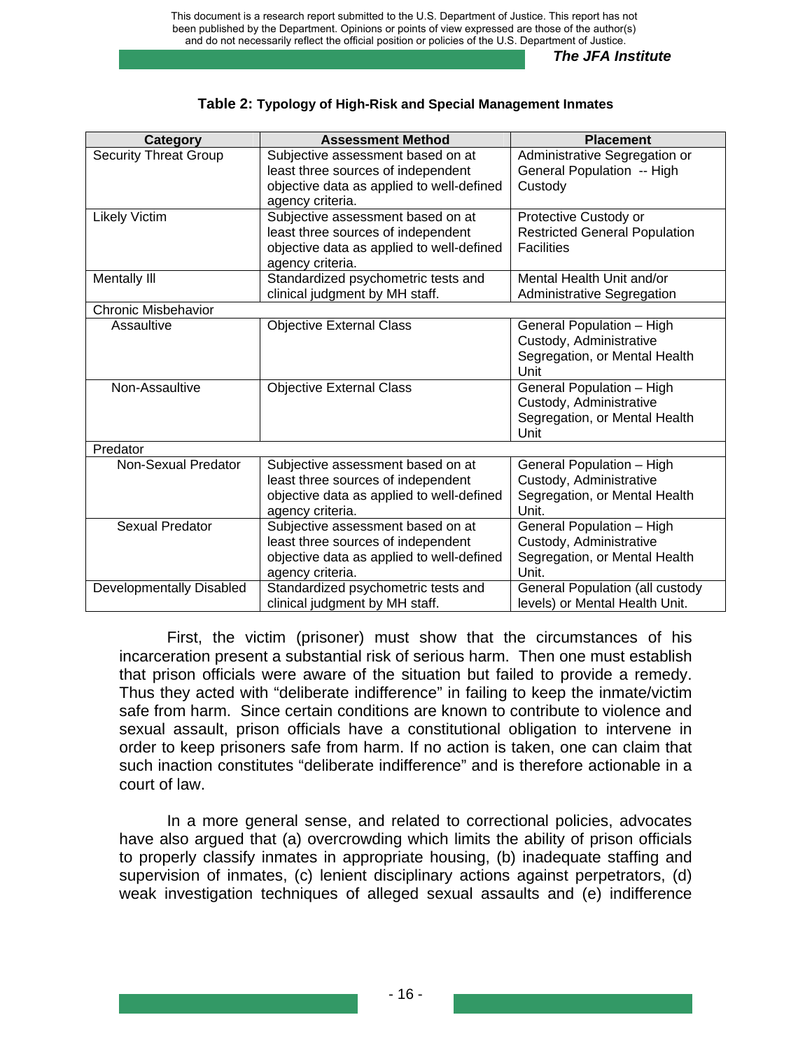**Table 2: Typology of High-Risk and Special Management Inmates**

| Category | Assessment Method | Placement |
|---|---|---|
| Security Threat Group | Subjective assessment based on at least three sources of independent objective data as applied to well-defined agency criteria. | Administrative Segregation or General Population -- High Custody |
| Likely Victim | Subjective assessment based on at least three sources of independent objective data as applied to well-defined agency criteria. | Protective Custody or Restricted General Population Facilities |
| Mentally Ill | Standardized psychometric tests and clinical judgment by MH staff. | Mental Health Unit and/or Administrative Segregation |
| Chronic Misbehavior | | |
| Assaultive | Objective External Class | General Population – High Custody, Administrative Segregation, or Mental Health Unit |
| Non-Assaultive | Objective External Class | General Population – High Custody, Administrative Segregation, or Mental Health Unit |
| Predator | | |
| Non-Sexual Predator | Subjective assessment based on at least three sources of independent objective data as applied to well-defined agency criteria. | General Population – High Custody, Administrative Segregation, or Mental Health Unit. |
| Sexual Predator | Subjective assessment based on at least three sources of independent objective data as applied to well-defined agency criteria. | General Population – High Custody, Administrative Segregation, or Mental Health Unit. |
| Developmentally Disabled | Standardized psychometric tests and clinical judgment by MH staff. | General Population (all custody levels) or Mental Health Unit. |

First, the victim (prisoner) must show that the circumstances of his incarceration present a substantial risk of serious harm. Then one must establish that prison officials were aware of the situation but failed to provide a remedy. Thus they acted with "deliberate indifference" in failing to keep the inmate/victim safe from harm. Since certain conditions are known to contribute to violence and sexual assault, prison officials have a constitutional obligation to intervene in order to keep prisoners safe from harm. If no action is taken, one can claim that such inaction constitutes "deliberate indifference" and is therefore actionable in a court of law.

In a more general sense, and related to correctional policies, advocates have also argued that (a) overcrowding which limits the ability of prison officials to properly classify inmates in appropriate housing, (b) inadequate staffing and supervision of inmates, (c) lenient disciplinary actions against perpetrators, (d) weak investigation techniques of alleged sexual assaults and (e) indifference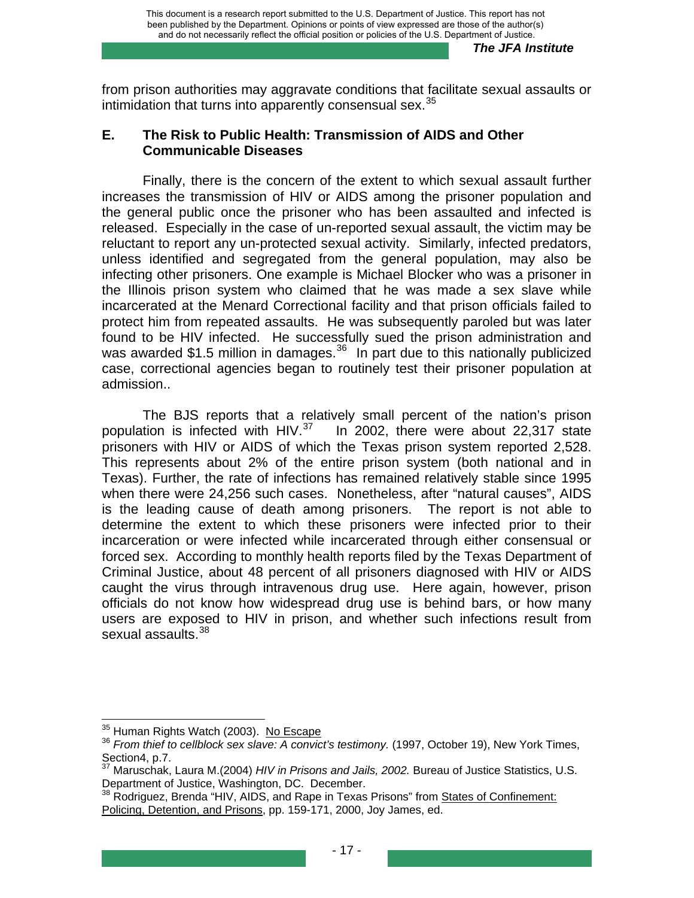from prison authorities may aggravate conditions that facilitate sexual assaults or intimidation that turns into apparently consensual sex.[35]

### E. The Risk to Public Health: Transmission of AIDS and Other Communicable Diseases

Finally, there is the concern of the extent to which sexual assault further increases the transmission of HIV or AIDS among the prisoner population and the general public once the prisoner who has been assaulted and infected is released. Especially in the case of un-reported sexual assault, the victim may be reluctant to report any un-protected sexual activity. Similarly, infected predators, unless identified and segregated from the general population, may also be infecting other prisoners. One example is Michael Blocker who was a prisoner in the Illinois prison system who claimed that he was made a sex slave while incarcerated at the Menard Correctional facility and that prison officials failed to protect him from repeated assaults. He was subsequently paroled but was later found to be HIV infected. He successfully sued the prison administration and was awarded \$1.5 million in damages.[36] In part due to this nationally publicized case, correctional agencies began to routinely test their prisoner population at admission..

The BJS reports that a relatively small percent of the nation's prison population is infected with HIV.[37] In 2002, there were about 22,317 state prisoners with HIV or AIDS of which the Texas prison system reported 2,528. This represents about 2% of the entire prison system (both national and in Texas). Further, the rate of infections has remained relatively stable since 1995 when there were 24,256 such cases. Nonetheless, after "natural causes", AIDS is the leading cause of death among prisoners. The report is not able to determine the extent to which these prisoners were infected prior to their incarceration or were infected while incarcerated through either consensual or forced sex. According to monthly health reports filed by the Texas Department of Criminal Justice, about 48 percent of all prisoners diagnosed with HIV or AIDS caught the virus through intravenous drug use. Here again, however, prison officials do not know how widespread drug use is behind bars, or how many users are exposed to HIV in prison, and whether such infections result from sexual assaults.[38]

---

[35] Human Rights Watch (2003). No Escape

[36] *From thief to cellblock sex slave: A convict's testimony.* (1997, October 19), New York Times, Section4, p.7.

[37] Maruschak, Laura M.(2004) *HIV in Prisons and Jails, 2002.* Bureau of Justice Statistics, U.S. Department of Justice, Washington, DC. December.

[38] Rodriguez, Brenda "HIV, AIDS, and Rape in Texas Prisons" from States of Confinement: Policing, Detention, and Prisons, pp. 159-171, 2000, Joy James, ed.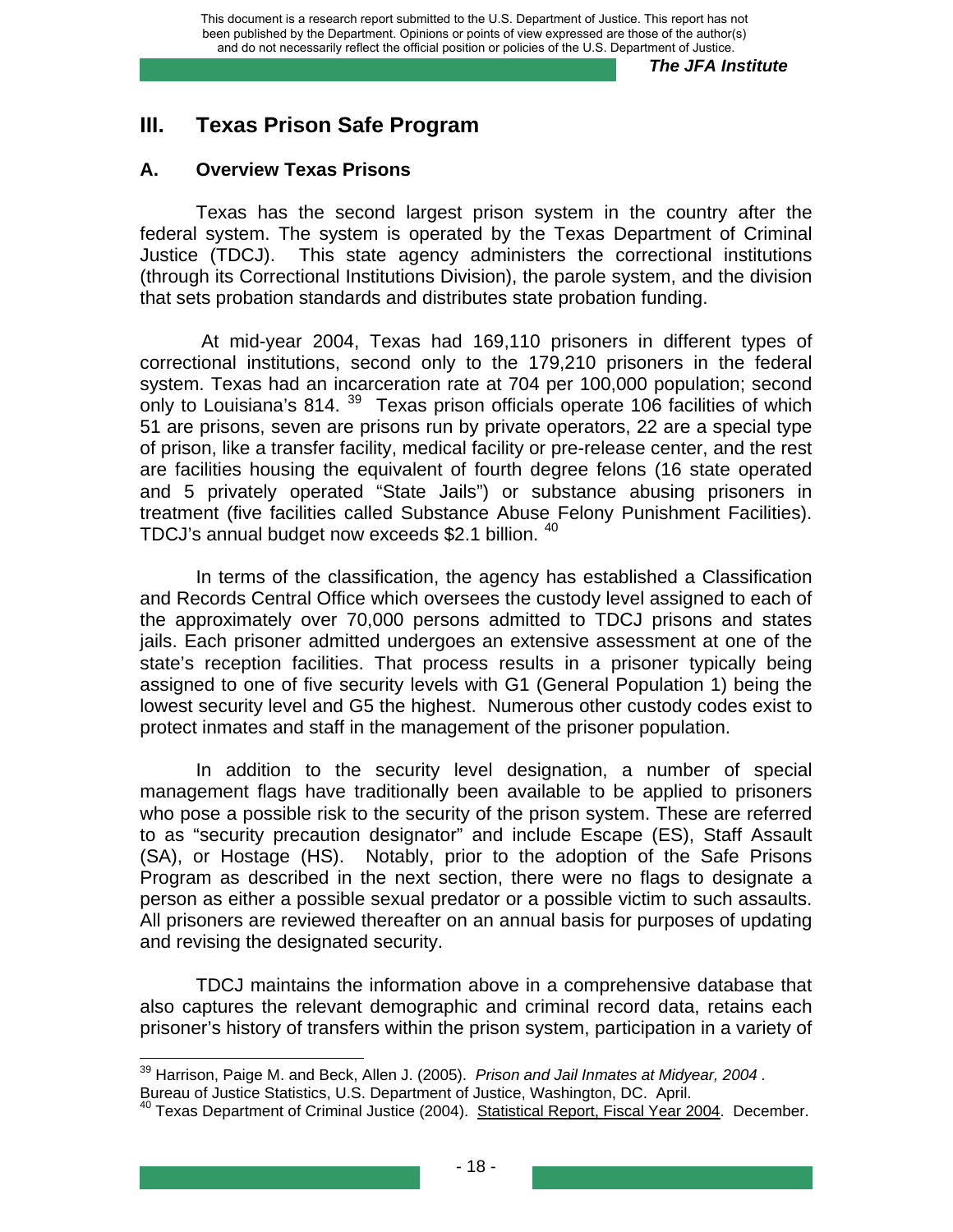# III. Texas Prison Safe Program

## A. Overview Texas Prisons

Texas has the second largest prison system in the country after the federal system. The system is operated by the Texas Department of Criminal Justice (TDCJ). This state agency administers the correctional institutions (through its Correctional Institutions Division), the parole system, and the division that sets probation standards and distributes state probation funding.

At mid-year 2004, Texas had 169,110 prisoners in different types of correctional institutions, second only to the 179,210 prisoners in the federal system. Texas had an incarceration rate at 704 per 100,000 population; second only to Louisiana's 814. [39] Texas prison officials operate 106 facilities of which 51 are prisons, seven are prisons run by private operators, 22 are a special type of prison, like a transfer facility, medical facility or pre-release center, and the rest are facilities housing the equivalent of fourth degree felons (16 state operated and 5 privately operated "State Jails") or substance abusing prisoners in treatment (five facilities called Substance Abuse Felony Punishment Facilities). TDCJ's annual budget now exceeds $2.1 billion. [40]

In terms of the classification, the agency has established a Classification and Records Central Office which oversees the custody level assigned to each of the approximately over 70,000 persons admitted to TDCJ prisons and states jails. Each prisoner admitted undergoes an extensive assessment at one of the state's reception facilities. That process results in a prisoner typically being assigned to one of five security levels with G1 (General Population 1) being the lowest security level and G5 the highest. Numerous other custody codes exist to protect inmates and staff in the management of the prisoner population.

In addition to the security level designation, a number of special management flags have traditionally been available to be applied to prisoners who pose a possible risk to the security of the prison system. These are referred to as "security precaution designator" and include Escape (ES), Staff Assault (SA), or Hostage (HS). Notably, prior to the adoption of the Safe Prisons Program as described in the next section, there were no flags to designate a person as either a possible sexual predator or a possible victim to such assaults. All prisoners are reviewed thereafter on an annual basis for purposes of updating and revising the designated security.

TDCJ maintains the information above in a comprehensive database that also captures the relevant demographic and criminal record data, retains each prisoner's history of transfers within the prison system, participation in a variety of

---

[39] Harrison, Paige M. and Beck, Allen J. (2005). *Prison and Jail Inmates at Midyear, 2004* . Bureau of Justice Statistics, U.S. Department of Justice, Washington, DC. April.

[40] Texas Department of Criminal Justice (2004). Statistical Report, Fiscal Year 2004. December.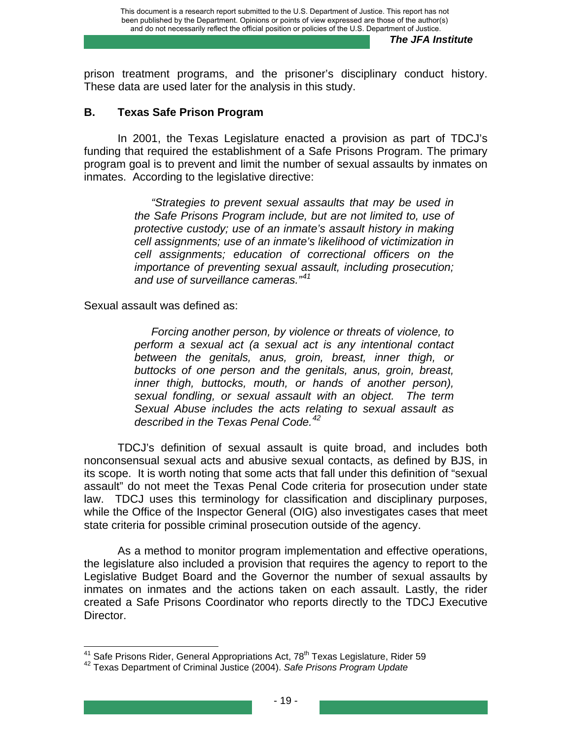prison treatment programs, and the prisoner's disciplinary conduct history. These data are used later for the analysis in this study.

## B. Texas Safe Prison Program

In 2001, the Texas Legislature enacted a provision as part of TDCJ's funding that required the establishment of a Safe Prisons Program. The primary program goal is to prevent and limit the number of sexual assaults by inmates on inmates. According to the legislative directive:

> *"Strategies to prevent sexual assaults that may be used in the Safe Prisons Program include, but are not limited to, use of protective custody; use of an inmate's assault history in making cell assignments; use of an inmate's likelihood of victimization in cell assignments; education of correctional officers on the importance of preventing sexual assault, including prosecution; and use of surveillance cameras."*[41]

Sexual assault was defined as:

> *Forcing another person, by violence or threats of violence, to perform a sexual act (a sexual act is any intentional contact between the genitals, anus, groin, breast, inner thigh, or buttocks of one person and the genitals, anus, groin, breast, inner thigh, buttocks, mouth, or hands of another person), sexual fondling, or sexual assault with an object. The term Sexual Abuse includes the acts relating to sexual assault as described in the Texas Penal Code.*[42]

TDCJ's definition of sexual assault is quite broad, and includes both nonconsensual sexual acts and abusive sexual contacts, as defined by BJS, in its scope. It is worth noting that some acts that fall under this definition of "sexual assault" do not meet the Texas Penal Code criteria for prosecution under state law. TDCJ uses this terminology for classification and disciplinary purposes, while the Office of the Inspector General (OIG) also investigates cases that meet state criteria for possible criminal prosecution outside of the agency.

As a method to monitor program implementation and effective operations, the legislature also included a provision that requires the agency to report to the Legislative Budget Board and the Governor the number of sexual assaults by inmates on inmates and the actions taken on each assault. Lastly, the rider created a Safe Prisons Coordinator who reports directly to the TDCJ Executive Director.

---

[41] Safe Prisons Rider, General Appropriations Act, 78th Texas Legislature, Rider 59

[42] Texas Department of Criminal Justice (2004). *Safe Prisons Program Update*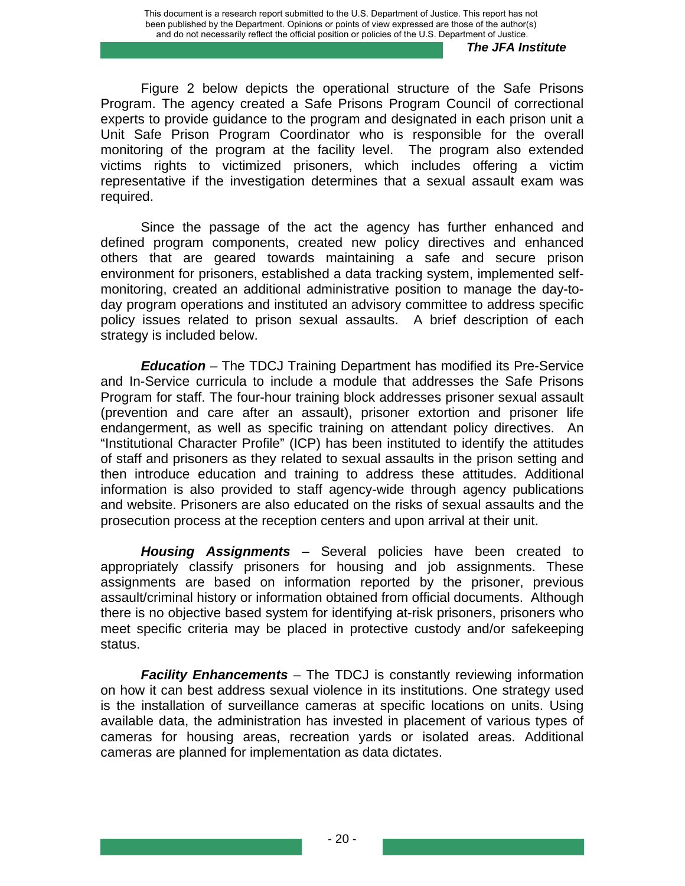Figure 2 below depicts the operational structure of the Safe Prisons Program. The agency created a Safe Prisons Program Council of correctional experts to provide guidance to the program and designated in each prison unit a Unit Safe Prison Program Coordinator who is responsible for the overall monitoring of the program at the facility level. The program also extended victims rights to victimized prisoners, which includes offering a victim representative if the investigation determines that a sexual assault exam was required.

Since the passage of the act the agency has further enhanced and defined program components, created new policy directives and enhanced others that are geared towards maintaining a safe and secure prison environment for prisoners, established a data tracking system, implemented self-monitoring, created an additional administrative position to manage the day-to-day program operations and instituted an advisory committee to address specific policy issues related to prison sexual assaults. A brief description of each strategy is included below.

***Education*** – The TDCJ Training Department has modified its Pre-Service and In-Service curricula to include a module that addresses the Safe Prisons Program for staff. The four-hour training block addresses prisoner sexual assault (prevention and care after an assault), prisoner extortion and prisoner life endangerment, as well as specific training on attendant policy directives. An "Institutional Character Profile" (ICP) has been instituted to identify the attitudes of staff and prisoners as they related to sexual assaults in the prison setting and then introduce education and training to address these attitudes. Additional information is also provided to staff agency-wide through agency publications and website. Prisoners are also educated on the risks of sexual assaults and the prosecution process at the reception centers and upon arrival at their unit.

***Housing Assignments*** – Several policies have been created to appropriately classify prisoners for housing and job assignments. These assignments are based on information reported by the prisoner, previous assault/criminal history or information obtained from official documents. Although there is no objective based system for identifying at-risk prisoners, prisoners who meet specific criteria may be placed in protective custody and/or safekeeping status.

***Facility Enhancements*** – The TDCJ is constantly reviewing information on how it can best address sexual violence in its institutions. One strategy used is the installation of surveillance cameras at specific locations on units. Using available data, the administration has invested in placement of various types of cameras for housing areas, recreation yards or isolated areas. Additional cameras are planned for implementation as data dictates.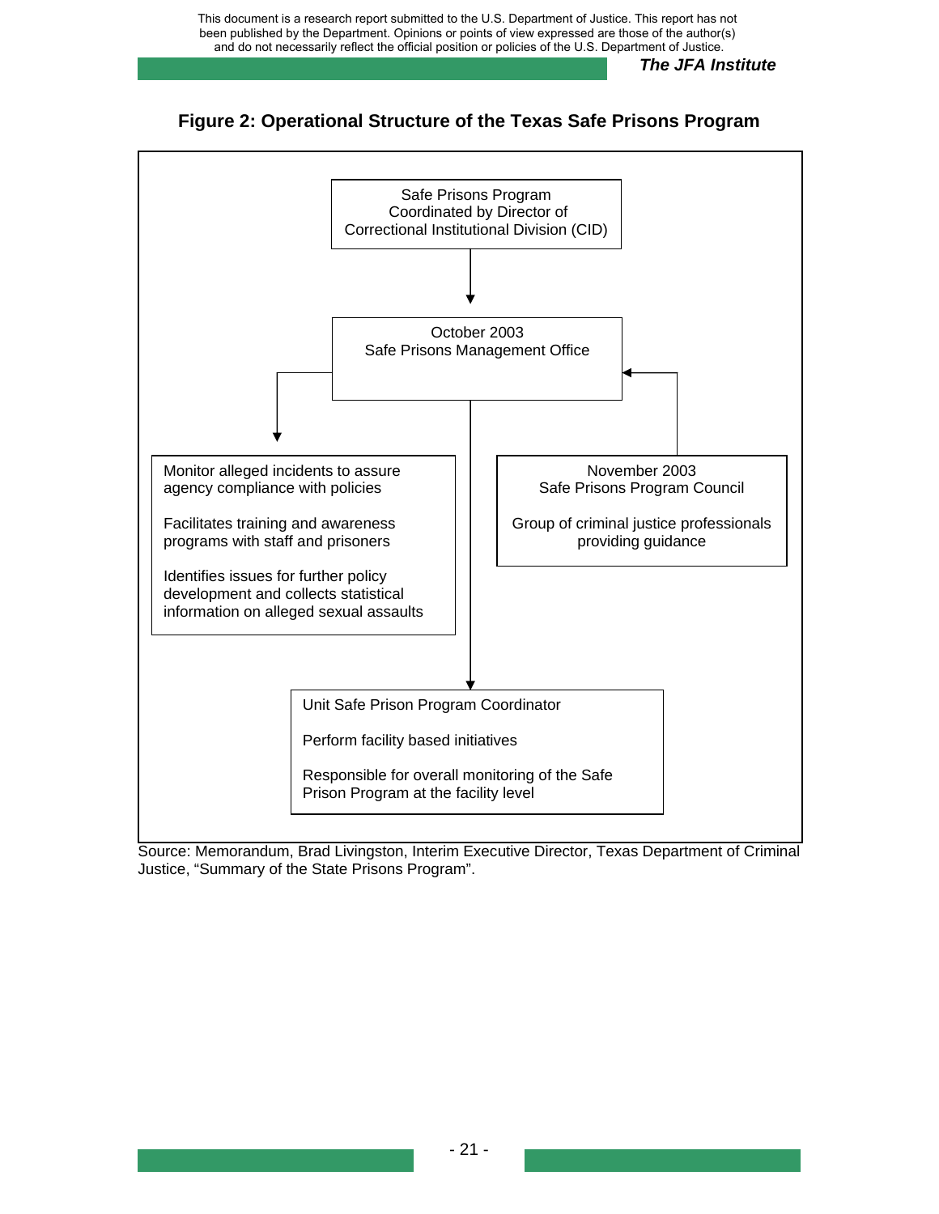## Figure 2: Operational Structure of the Texas Safe Prisons Program

Safe Prisons Program
Coordinated by Director of
Correctional Institutional Division (CID)

October 2003
Safe Prisons Management Office

Monitor alleged incidents to assure agency compliance with policies

Facilitates training and awareness programs with staff and prisoners

Identifies issues for further policy development and collects statistical information on alleged sexual assaults

November 2003
Safe Prisons Program Council

Group of criminal justice professionals providing guidance

Unit Safe Prison Program Coordinator

Perform facility based initiatives

Responsible for overall monitoring of the Safe Prison Program at the facility level

Source: Memorandum, Brad Livingston, Interim Executive Director, Texas Department of Criminal Justice, "Summary of the State Prisons Program".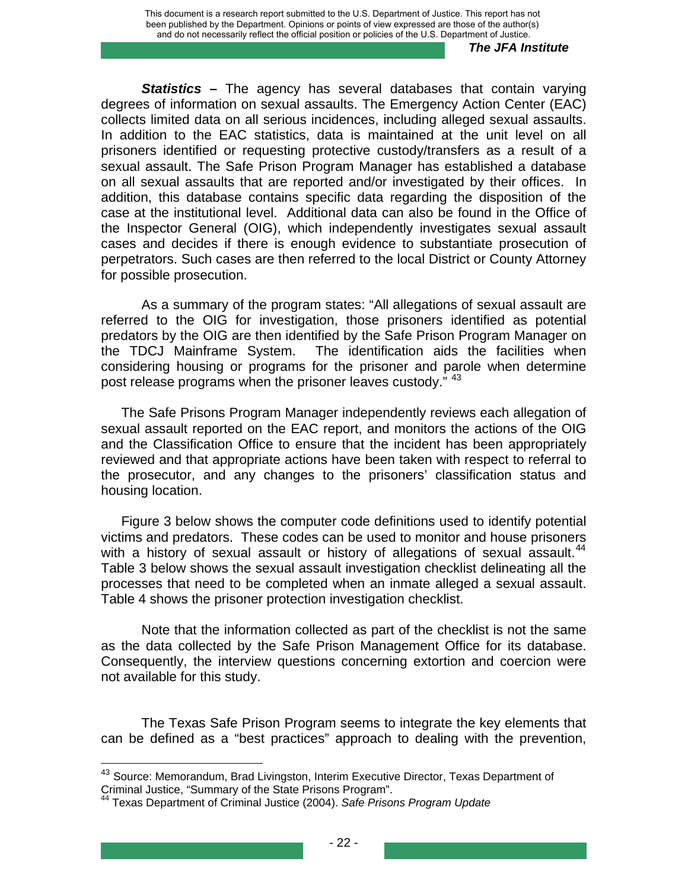***Statistics –*** The agency has several databases that contain varying degrees of information on sexual assaults. The Emergency Action Center (EAC) collects limited data on all serious incidences, including alleged sexual assaults. In addition to the EAC statistics, data is maintained at the unit level on all prisoners identified or requesting protective custody/transfers as a result of a sexual assault. The Safe Prison Program Manager has established a database on all sexual assaults that are reported and/or investigated by their offices. In addition, this database contains specific data regarding the disposition of the case at the institutional level. Additional data can also be found in the Office of the Inspector General (OIG), which independently investigates sexual assault cases and decides if there is enough evidence to substantiate prosecution of perpetrators. Such cases are then referred to the local District or County Attorney for possible prosecution.

As a summary of the program states: "All allegations of sexual assault are referred to the OIG for investigation, those prisoners identified as potential predators by the OIG are then identified by the Safe Prison Program Manager on the TDCJ Mainframe System. The identification aids the facilities when considering housing or programs for the prisoner and parole when determine post release programs when the prisoner leaves custody." [43]

The Safe Prisons Program Manager independently reviews each allegation of sexual assault reported on the EAC report, and monitors the actions of the OIG and the Classification Office to ensure that the incident has been appropriately reviewed and that appropriate actions have been taken with respect to referral to the prosecutor, and any changes to the prisoners' classification status and housing location.

Figure 3 below shows the computer code definitions used to identify potential victims and predators. These codes can be used to monitor and house prisoners with a history of sexual assault or history of allegations of sexual assault.[44] Table 3 below shows the sexual assault investigation checklist delineating all the processes that need to be completed when an inmate alleged a sexual assault. Table 4 shows the prisoner protection investigation checklist.

Note that the information collected as part of the checklist is not the same as the data collected by the Safe Prison Management Office for its database. Consequently, the interview questions concerning extortion and coercion were not available for this study.

The Texas Safe Prison Program seems to integrate the key elements that can be defined as a "best practices" approach to dealing with the prevention,

---

[43] Source: Memorandum, Brad Livingston, Interim Executive Director, Texas Department of Criminal Justice, "Summary of the State Prisons Program".

[44] Texas Department of Criminal Justice (2004). *Safe Prisons Program Update*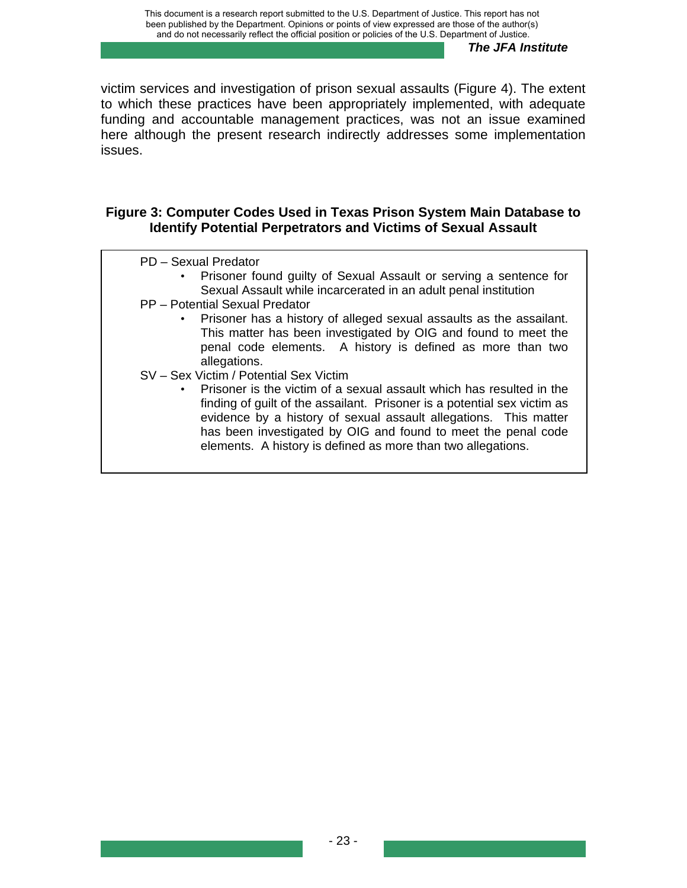victim services and investigation of prison sexual assaults (Figure 4). The extent to which these practices have been appropriately implemented, with adequate funding and accountable management practices, was not an issue examined here although the present research indirectly addresses some implementation issues.

**Figure 3: Computer Codes Used in Texas Prison System Main Database to Identify Potential Perpetrators and Victims of Sexual Assault**

PD – Sexual Predator

- Prisoner found guilty of Sexual Assault or serving a sentence for Sexual Assault while incarcerated in an adult penal institution

PP – Potential Sexual Predator

- Prisoner has a history of alleged sexual assaults as the assailant. This matter has been investigated by OIG and found to meet the penal code elements. A history is defined as more than two allegations.

SV – Sex Victim / Potential Sex Victim

- Prisoner is the victim of a sexual assault which has resulted in the finding of guilt of the assailant. Prisoner is a potential sex victim as evidence by a history of sexual assault allegations. This matter has been investigated by OIG and found to meet the penal code elements. A history is defined as more than two allegations.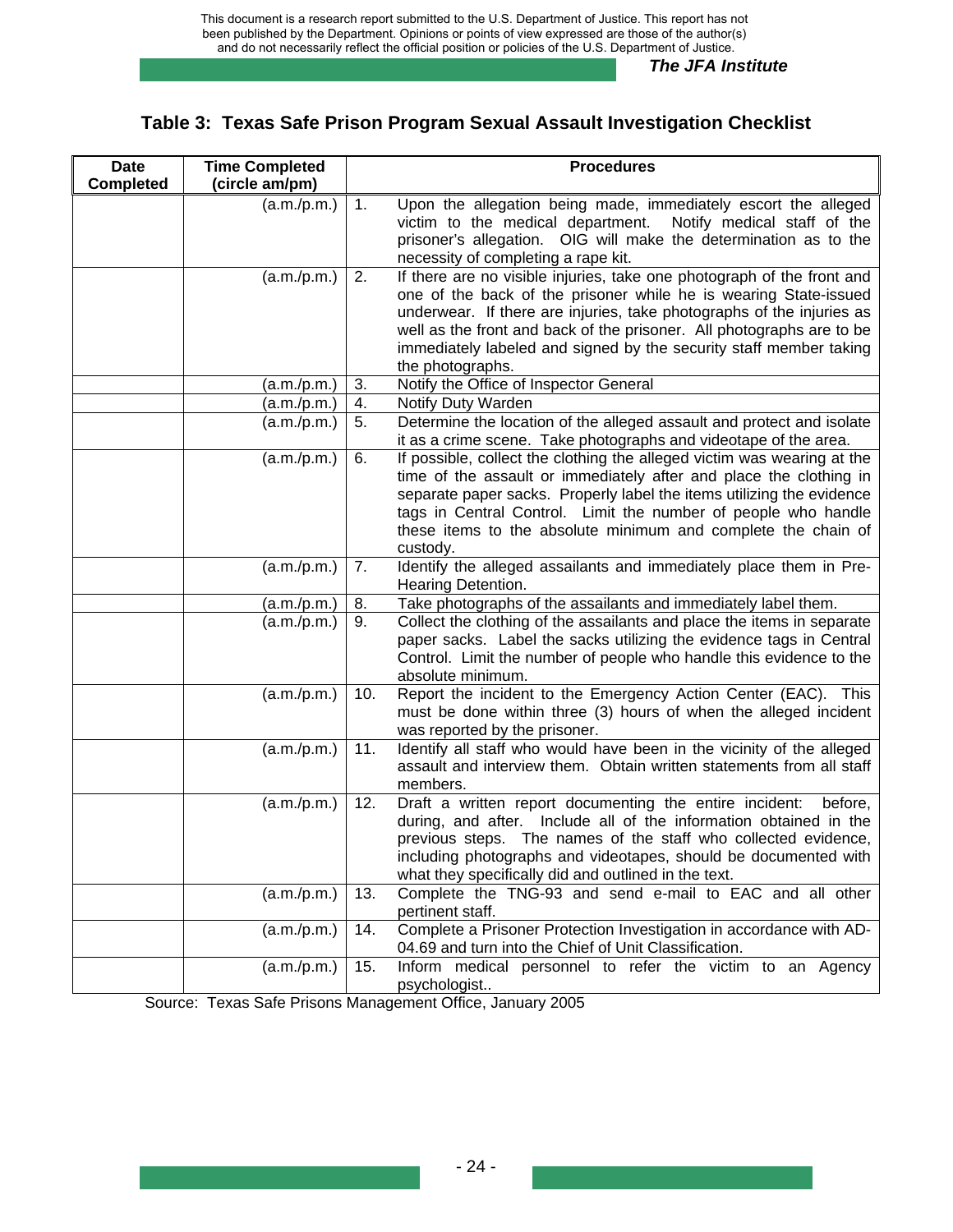## Table 3: Texas Safe Prison Program Sexual Assault Investigation Checklist

| Date Completed | Time Completed (circle am/pm) | | Procedures |
|---|---|---|---|
| | (a.m./p.m.) | 1. | Upon the allegation being made, immediately escort the alleged victim to the medical department. Notify medical staff of the prisoner's allegation. OIG will make the determination as to the necessity of completing a rape kit. |
| | (a.m./p.m.) | 2. | If there are no visible injuries, take one photograph of the front and one of the back of the prisoner while he is wearing State-issued underwear. If there are injuries, take photographs of the injuries as well as the front and back of the prisoner. All photographs are to be immediately labeled and signed by the security staff member taking the photographs. |
| | (a.m./p.m.) | 3. | Notify the Office of Inspector General |
| | (a.m./p.m.) | 4. | Notify Duty Warden |
| | (a.m./p.m.) | 5. | Determine the location of the alleged assault and protect and isolate it as a crime scene. Take photographs and videotape of the area. |
| | (a.m./p.m.) | 6. | If possible, collect the clothing the alleged victim was wearing at the time of the assault or immediately after and place the clothing in separate paper sacks. Properly label the items utilizing the evidence tags in Central Control. Limit the number of people who handle these items to the absolute minimum and complete the chain of custody. |
| | (a.m./p.m.) | 7. | Identify the alleged assailants and immediately place them in Pre-Hearing Detention. |
| | (a.m./p.m.) | 8. | Take photographs of the assailants and immediately label them. |
| | (a.m./p.m.) | 9. | Collect the clothing of the assailants and place the items in separate paper sacks. Label the sacks utilizing the evidence tags in Central Control. Limit the number of people who handle this evidence to the absolute minimum. |
| | (a.m./p.m.) | 10. | Report the incident to the Emergency Action Center (EAC). This must be done within three (3) hours of when the alleged incident was reported by the prisoner. |
| | (a.m./p.m.) | 11. | Identify all staff who would have been in the vicinity of the alleged assault and interview them. Obtain written statements from all staff members. |
| | (a.m./p.m.) | 12. | Draft a written report documenting the entire incident: before, during, and after. Include all of the information obtained in the previous steps. The names of the staff who collected evidence, including photographs and videotapes, should be documented with what they specifically did and outlined in the text. |
| | (a.m./p.m.) | 13. | Complete the TNG-93 and send e-mail to EAC and all other pertinent staff. |
| | (a.m./p.m.) | 14. | Complete a Prisoner Protection Investigation in accordance with AD-04.69 and turn into the Chief of Unit Classification. |
| | (a.m./p.m.) | 15. | Inform medical personnel to refer the victim to an Agency psychologist.. |

Source: Texas Safe Prisons Management Office, January 2005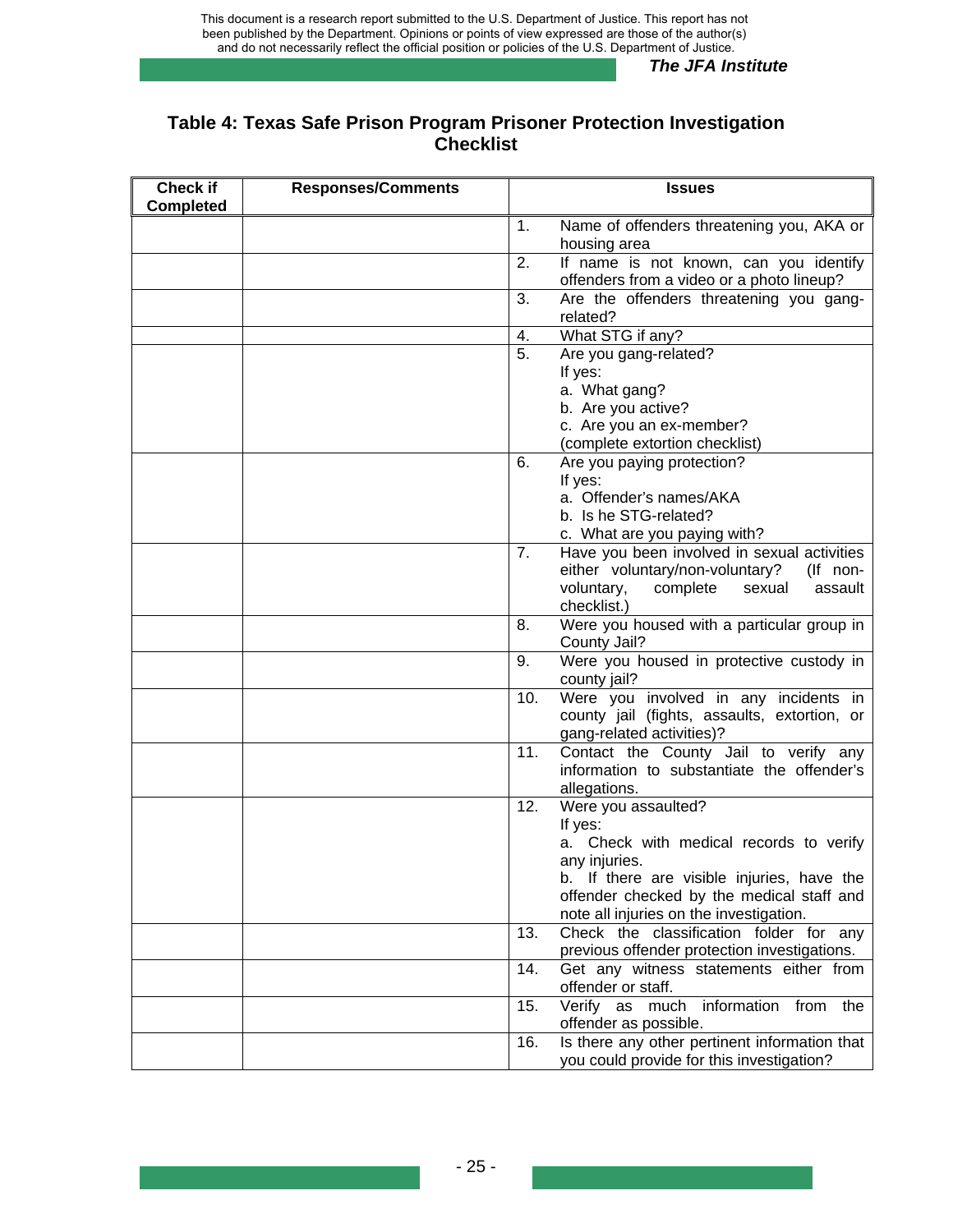## Table 4: Texas Safe Prison Program Prisoner Protection Investigation Checklist

| Check if Completed | Responses/Comments | Issues |
|---|---|---|
| | | 1. Name of offenders threatening you, AKA or housing area |
| | | 2. If name is not known, can you identify offenders from a video or a photo lineup? |
| | | 3. Are the offenders threatening you gang-related? |
| | | 4. What STG if any? |
| | | 5. Are you gang-related? If yes: a. What gang? b. Are you active? c. Are you an ex-member? (complete extortion checklist) |
| | | 6. Are you paying protection? If yes: a. Offender's names/AKA b. Is he STG-related? c. What are you paying with? |
| | | 7. Have you been involved in sexual activities either voluntary/non-voluntary? (If non-voluntary, complete sexual assault checklist.) |
| | | 8. Were you housed with a particular group in County Jail? |
| | | 9. Were you housed in protective custody in county jail? |
| | | 10. Were you involved in any incidents in county jail (fights, assaults, extortion, or gang-related activities)? |
| | | 11. Contact the County Jail to verify any information to substantiate the offender's allegations. |
| | | 12. Were you assaulted? If yes: a. Check with medical records to verify any injuries. b. If there are visible injuries, have the offender checked by the medical staff and note all injuries on the investigation. |
| | | 13. Check the classification folder for any previous offender protection investigations. |
| | | 14. Get any witness statements either from offender or staff. |
| | | 15. Verify as much information from the offender as possible. |
| | | 16. Is there any other pertinent information that you could provide for this investigation? |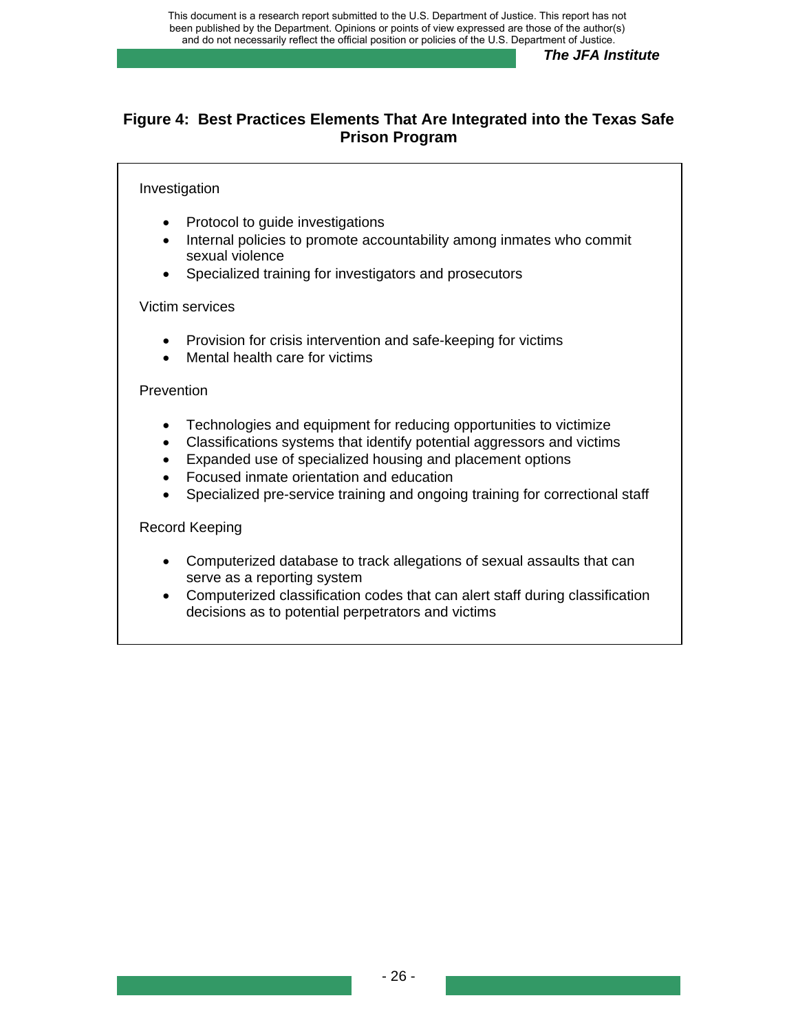**Figure 4: Best Practices Elements That Are Integrated into the Texas Safe Prison Program**

Investigation

- Protocol to guide investigations
- Internal policies to promote accountability among inmates who commit sexual violence
- Specialized training for investigators and prosecutors

Victim services

- Provision for crisis intervention and safe-keeping for victims
- Mental health care for victims

Prevention

- Technologies and equipment for reducing opportunities to victimize
- Classifications systems that identify potential aggressors and victims
- Expanded use of specialized housing and placement options
- Focused inmate orientation and education
- Specialized pre-service training and ongoing training for correctional staff

Record Keeping

- Computerized database to track allegations of sexual assaults that can serve as a reporting system
- Computerized classification codes that can alert staff during classification decisions as to potential perpetrators and victims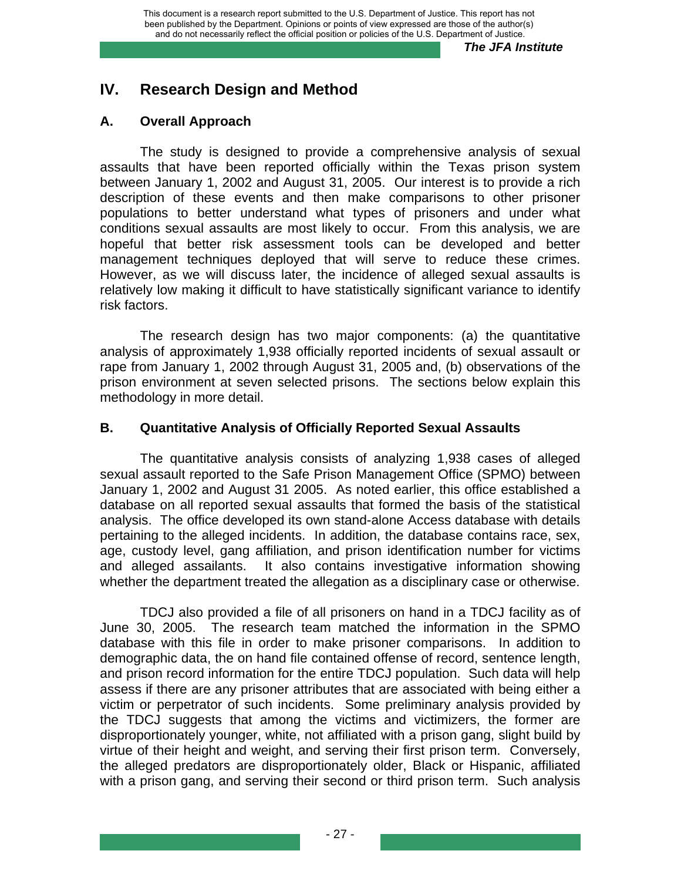## IV. Research Design and Method

### A. Overall Approach

The study is designed to provide a comprehensive analysis of sexual assaults that have been reported officially within the Texas prison system between January 1, 2002 and August 31, 2005. Our interest is to provide a rich description of these events and then make comparisons to other prisoner populations to better understand what types of prisoners and under what conditions sexual assaults are most likely to occur. From this analysis, we are hopeful that better risk assessment tools can be developed and better management techniques deployed that will serve to reduce these crimes. However, as we will discuss later, the incidence of alleged sexual assaults is relatively low making it difficult to have statistically significant variance to identify risk factors.

The research design has two major components: (a) the quantitative analysis of approximately 1,938 officially reported incidents of sexual assault or rape from January 1, 2002 through August 31, 2005 and, (b) observations of the prison environment at seven selected prisons. The sections below explain this methodology in more detail.

### B. Quantitative Analysis of Officially Reported Sexual Assaults

The quantitative analysis consists of analyzing 1,938 cases of alleged sexual assault reported to the Safe Prison Management Office (SPMO) between January 1, 2002 and August 31 2005. As noted earlier, this office established a database on all reported sexual assaults that formed the basis of the statistical analysis. The office developed its own stand-alone Access database with details pertaining to the alleged incidents. In addition, the database contains race, sex, age, custody level, gang affiliation, and prison identification number for victims and alleged assailants. It also contains investigative information showing whether the department treated the allegation as a disciplinary case or otherwise.

TDCJ also provided a file of all prisoners on hand in a TDCJ facility as of June 30, 2005. The research team matched the information in the SPMO database with this file in order to make prisoner comparisons. In addition to demographic data, the on hand file contained offense of record, sentence length, and prison record information for the entire TDCJ population. Such data will help assess if there are any prisoner attributes that are associated with being either a victim or perpetrator of such incidents. Some preliminary analysis provided by the TDCJ suggests that among the victims and victimizers, the former are disproportionately younger, white, not affiliated with a prison gang, slight build by virtue of their height and weight, and serving their first prison term. Conversely, the alleged predators are disproportionately older, Black or Hispanic, affiliated with a prison gang, and serving their second or third prison term. Such analysis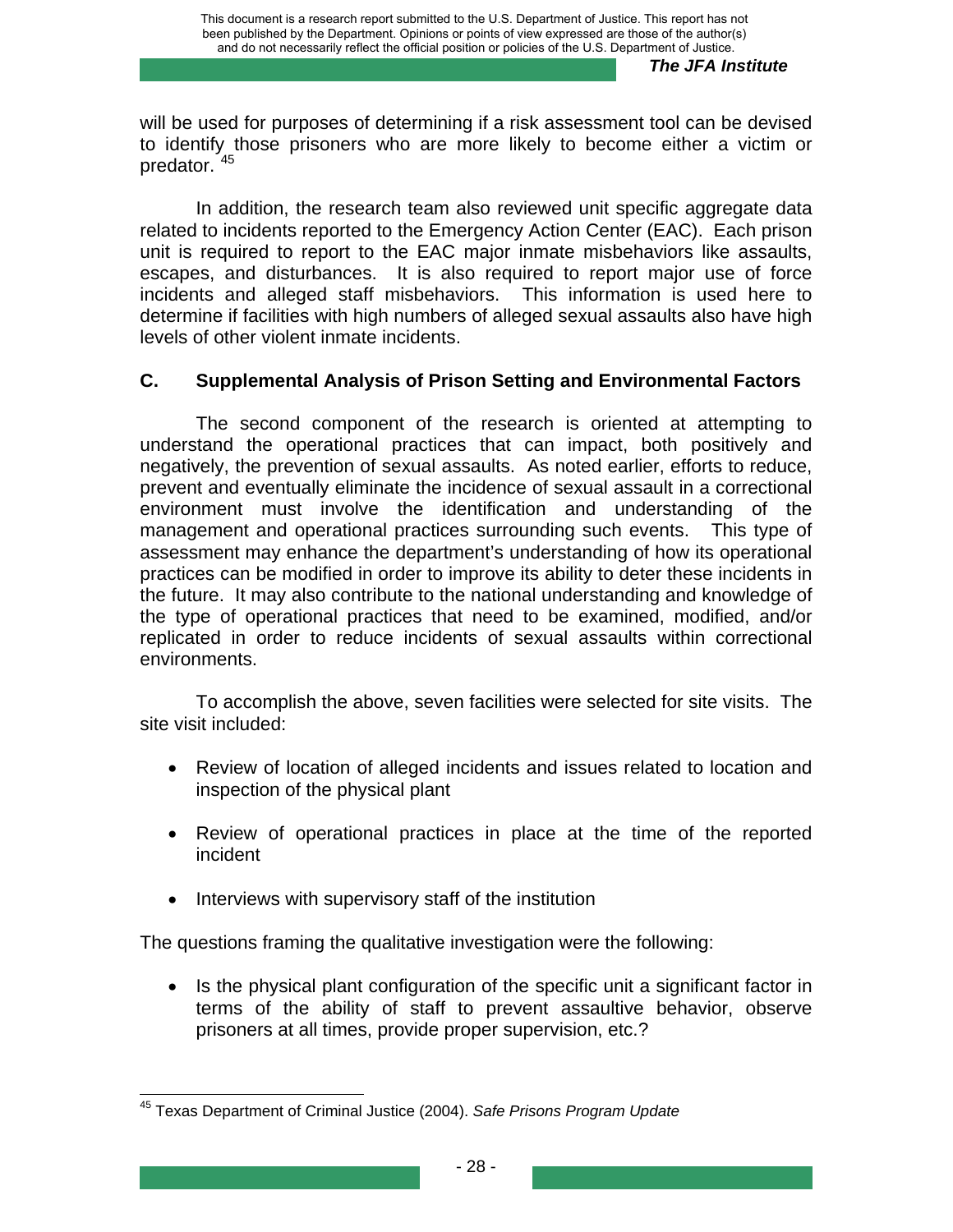will be used for purposes of determining if a risk assessment tool can be devised to identify those prisoners who are more likely to become either a victim or predator. [45]

In addition, the research team also reviewed unit specific aggregate data related to incidents reported to the Emergency Action Center (EAC). Each prison unit is required to report to the EAC major inmate misbehaviors like assaults, escapes, and disturbances. It is also required to report major use of force incidents and alleged staff misbehaviors. This information is used here to determine if facilities with high numbers of alleged sexual assaults also have high levels of other violent inmate incidents.

## C. Supplemental Analysis of Prison Setting and Environmental Factors

The second component of the research is oriented at attempting to understand the operational practices that can impact, both positively and negatively, the prevention of sexual assaults. As noted earlier, efforts to reduce, prevent and eventually eliminate the incidence of sexual assault in a correctional environment must involve the identification and understanding of the management and operational practices surrounding such events. This type of assessment may enhance the department's understanding of how its operational practices can be modified in order to improve its ability to deter these incidents in the future. It may also contribute to the national understanding and knowledge of the type of operational practices that need to be examined, modified, and/or replicated in order to reduce incidents of sexual assaults within correctional environments.

To accomplish the above, seven facilities were selected for site visits. The site visit included:

- Review of location of alleged incidents and issues related to location and inspection of the physical plant
- Review of operational practices in place at the time of the reported incident
- Interviews with supervisory staff of the institution

The questions framing the qualitative investigation were the following:

- Is the physical plant configuration of the specific unit a significant factor in terms of the ability of staff to prevent assaultive behavior, observe prisoners at all times, provide proper supervision, etc.?

---

[45] Texas Department of Criminal Justice (2004). *Safe Prisons Program Update*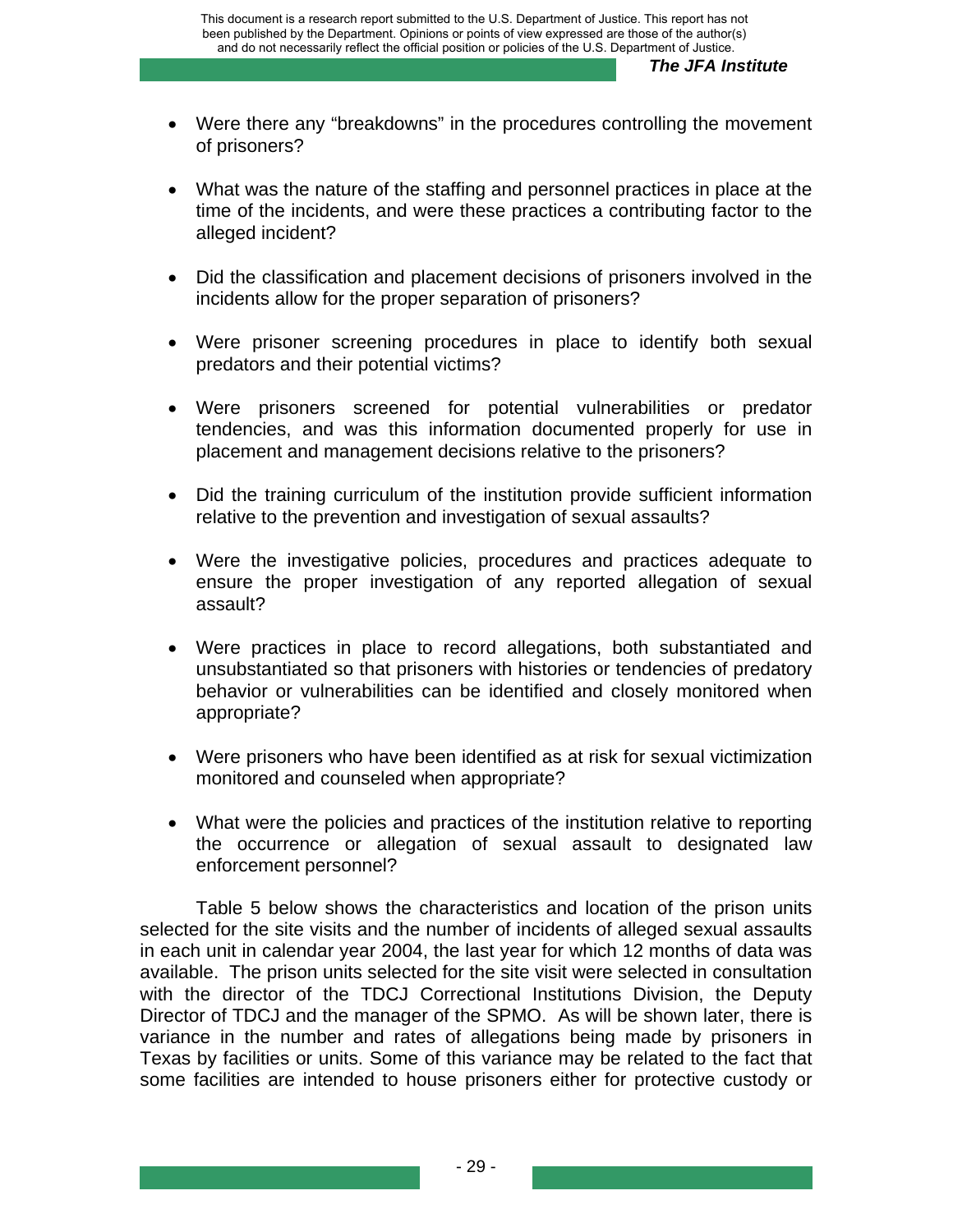- Were there any "breakdowns" in the procedures controlling the movement of prisoners?

- What was the nature of the staffing and personnel practices in place at the time of the incidents, and were these practices a contributing factor to the alleged incident?

- Did the classification and placement decisions of prisoners involved in the incidents allow for the proper separation of prisoners?

- Were prisoner screening procedures in place to identify both sexual predators and their potential victims?

- Were prisoners screened for potential vulnerabilities or predator tendencies, and was this information documented properly for use in placement and management decisions relative to the prisoners?

- Did the training curriculum of the institution provide sufficient information relative to the prevention and investigation of sexual assaults?

- Were the investigative policies, procedures and practices adequate to ensure the proper investigation of any reported allegation of sexual assault?

- Were practices in place to record allegations, both substantiated and unsubstantiated so that prisoners with histories or tendencies of predatory behavior or vulnerabilities can be identified and closely monitored when appropriate?

- Were prisoners who have been identified as at risk for sexual victimization monitored and counseled when appropriate?

- What were the policies and practices of the institution relative to reporting the occurrence or allegation of sexual assault to designated law enforcement personnel?

Table 5 below shows the characteristics and location of the prison units selected for the site visits and the number of incidents of alleged sexual assaults in each unit in calendar year 2004, the last year for which 12 months of data was available. The prison units selected for the site visit were selected in consultation with the director of the TDCJ Correctional Institutions Division, the Deputy Director of TDCJ and the manager of the SPMO. As will be shown later, there is variance in the number and rates of allegations being made by prisoners in Texas by facilities or units. Some of this variance may be related to the fact that some facilities are intended to house prisoners either for protective custody or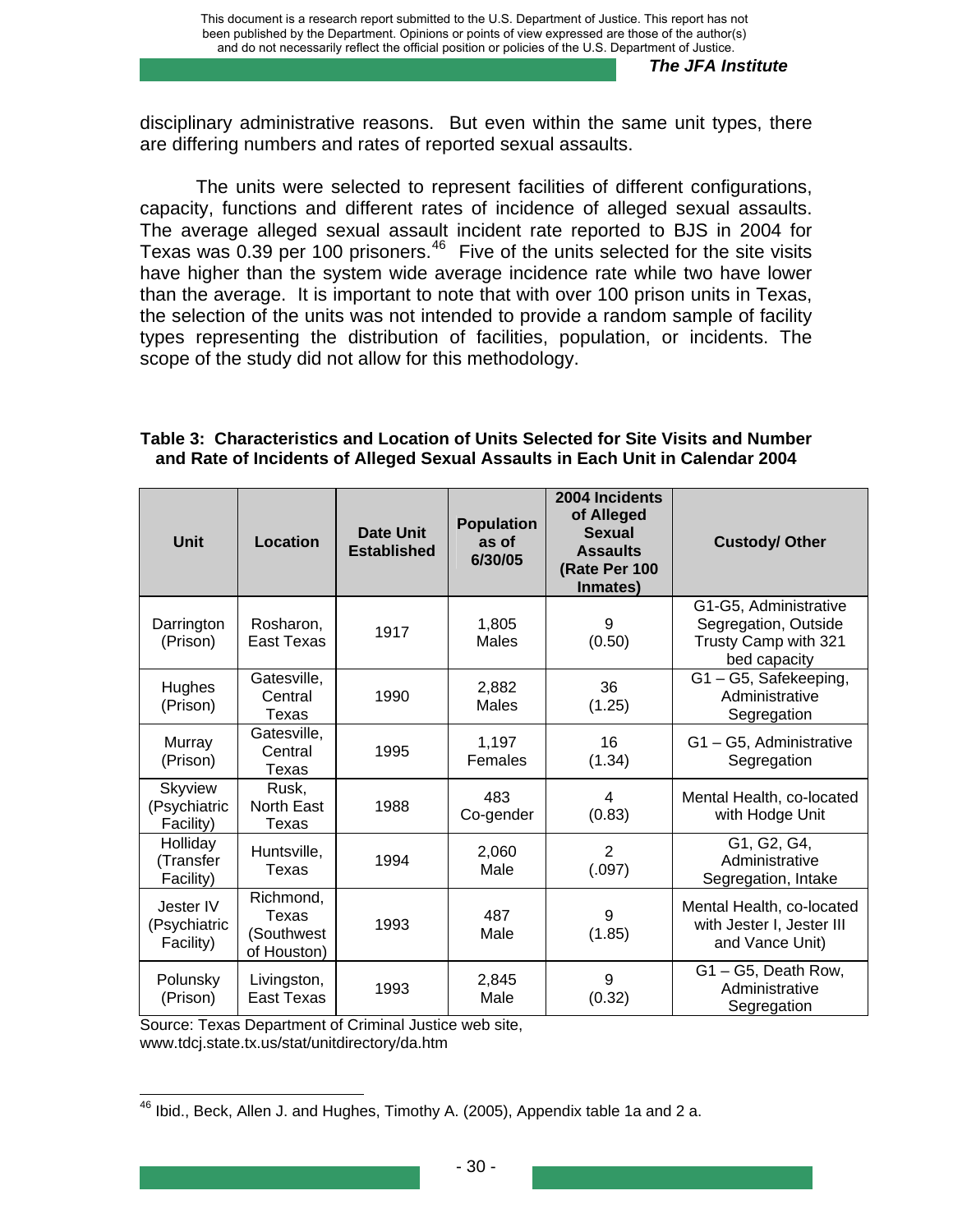disciplinary administrative reasons. But even within the same unit types, there are differing numbers and rates of reported sexual assaults.

The units were selected to represent facilities of different configurations, capacity, functions and different rates of incidence of alleged sexual assaults. The average alleged sexual assault incident rate reported to BJS in 2004 for Texas was 0.39 per 100 prisoners.[46] Five of the units selected for the site visits have higher than the system wide average incidence rate while two have lower than the average. It is important to note that with over 100 prison units in Texas, the selection of the units was not intended to provide a random sample of facility types representing the distribution of facilities, population, or incidents. The scope of the study did not allow for this methodology.

**Table 3: Characteristics and Location of Units Selected for Site Visits and Number and Rate of Incidents of Alleged Sexual Assaults in Each Unit in Calendar 2004**

| Unit | Location | Date Unit Established | Population as of 6/30/05 | 2004 Incidents of Alleged Sexual Assaults (Rate Per 100 Inmates) | Custody/ Other |
|---|---|---|---|---|---|
| Darrington (Prison) | Rosharon, East Texas | 1917 | 1,805 Males | 9 (0.50) | G1-G5, Administrative Segregation, Outside Trusty Camp with 321 bed capacity |
| Hughes (Prison) | Gatesville, Central Texas | 1990 | 2,882 Males | 36 (1.25) | G1 – G5, Safekeeping, Administrative Segregation |
| Murray (Prison) | Gatesville, Central Texas | 1995 | 1,197 Females | 16 (1.34) | G1 – G5, Administrative Segregation |
| Skyview (Psychiatric Facility) | Rusk, North East Texas | 1988 | 483 Co-gender | 4 (0.83) | Mental Health, co-located with Hodge Unit |
| Holliday (Transfer Facility) | Huntsville, Texas | 1994 | 2,060 Male | 2 (.097) | G1, G2, G4, Administrative Segregation, Intake |
| Jester IV (Psychiatric Facility) | Richmond, Texas (Southwest of Houston) | 1993 | 487 Male | 9 (1.85) | Mental Health, co-located with Jester I, Jester III and Vance Unit) |
| Polunsky (Prison) | Livingston, East Texas | 1993 | 2,845 Male | 9 (0.32) | G1 – G5, Death Row, Administrative Segregation |

Source: Texas Department of Criminal Justice web site, www.tdcj.state.tx.us/stat/unitdirectory/da.htm

[46] Ibid., Beck, Allen J. and Hughes, Timothy A. (2005), Appendix table 1a and 2 a.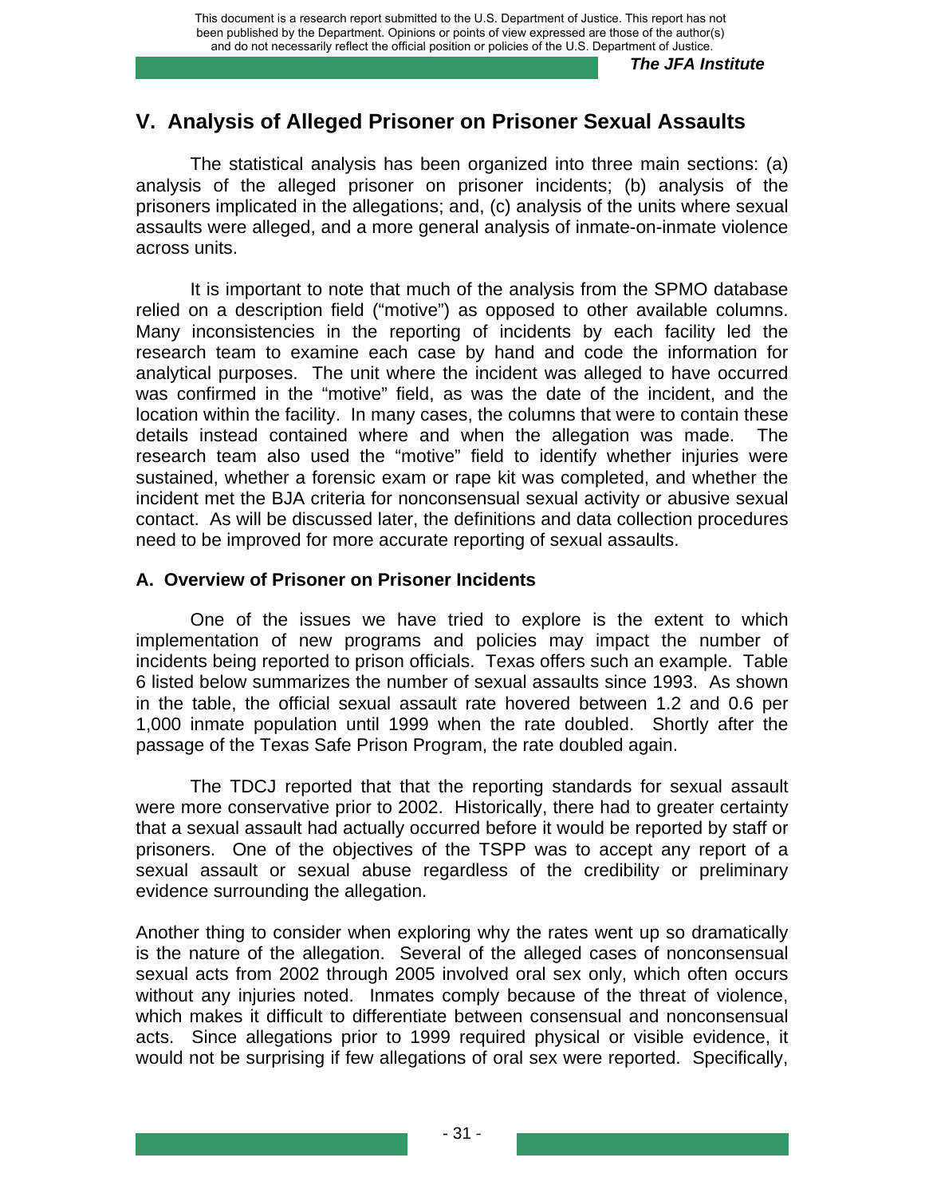## V. Analysis of Alleged Prisoner on Prisoner Sexual Assaults

The statistical analysis has been organized into three main sections: (a) analysis of the alleged prisoner on prisoner incidents; (b) analysis of the prisoners implicated in the allegations; and, (c) analysis of the units where sexual assaults were alleged, and a more general analysis of inmate-on-inmate violence across units.

It is important to note that much of the analysis from the SPMO database relied on a description field ("motive") as opposed to other available columns. Many inconsistencies in the reporting of incidents by each facility led the research team to examine each case by hand and code the information for analytical purposes. The unit where the incident was alleged to have occurred was confirmed in the "motive" field, as was the date of the incident, and the location within the facility. In many cases, the columns that were to contain these details instead contained where and when the allegation was made. The research team also used the "motive" field to identify whether injuries were sustained, whether a forensic exam or rape kit was completed, and whether the incident met the BJA criteria for nonconsensual sexual activity or abusive sexual contact. As will be discussed later, the definitions and data collection procedures need to be improved for more accurate reporting of sexual assaults.

### A. Overview of Prisoner on Prisoner Incidents

One of the issues we have tried to explore is the extent to which implementation of new programs and policies may impact the number of incidents being reported to prison officials. Texas offers such an example. Table 6 listed below summarizes the number of sexual assaults since 1993. As shown in the table, the official sexual assault rate hovered between 1.2 and 0.6 per 1,000 inmate population until 1999 when the rate doubled. Shortly after the passage of the Texas Safe Prison Program, the rate doubled again.

The TDCJ reported that that the reporting standards for sexual assault were more conservative prior to 2002. Historically, there had to greater certainty that a sexual assault had actually occurred before it would be reported by staff or prisoners. One of the objectives of the TSPP was to accept any report of a sexual assault or sexual abuse regardless of the credibility or preliminary evidence surrounding the allegation.

Another thing to consider when exploring why the rates went up so dramatically is the nature of the allegation. Several of the alleged cases of nonconsensual sexual acts from 2002 through 2005 involved oral sex only, which often occurs without any injuries noted. Inmates comply because of the threat of violence, which makes it difficult to differentiate between consensual and nonconsensual acts. Since allegations prior to 1999 required physical or visible evidence, it would not be surprising if few allegations of oral sex were reported. Specifically,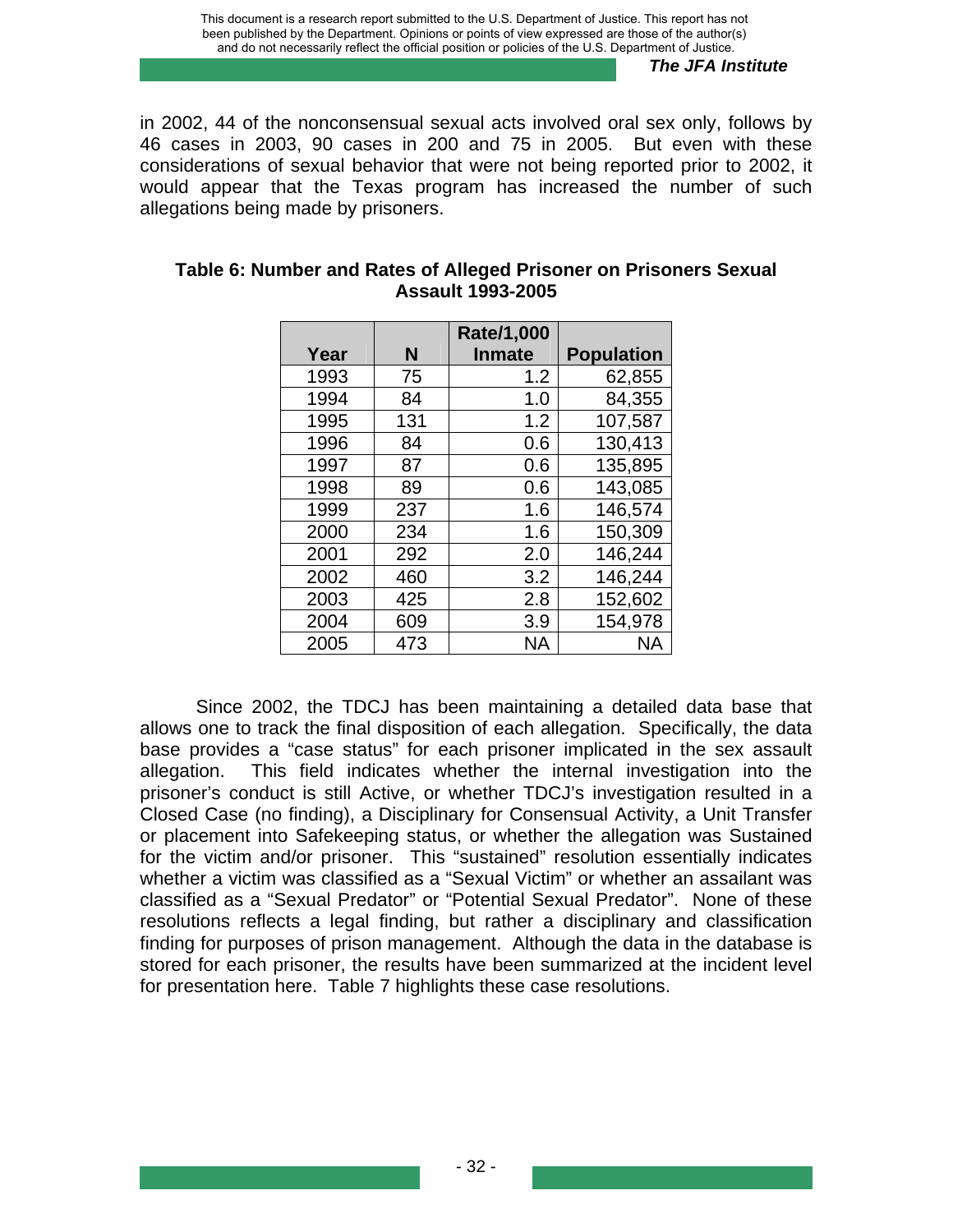in 2002, 44 of the nonconsensual sexual acts involved oral sex only, follows by 46 cases in 2003, 90 cases in 200 and 75 in 2005. But even with these considerations of sexual behavior that were not being reported prior to 2002, it would appear that the Texas program has increased the number of such allegations being made by prisoners.

**Table 6: Number and Rates of Alleged Prisoner on Prisoners Sexual Assault 1993-2005**

| Year | N | Rate/1,000 Inmate | Population |
|---|---|---|---|
| 1993 | 75 | 1.2 | 62,855 |
| 1994 | 84 | 1.0 | 84,355 |
| 1995 | 131 | 1.2 | 107,587 |
| 1996 | 84 | 0.6 | 130,413 |
| 1997 | 87 | 0.6 | 135,895 |
| 1998 | 89 | 0.6 | 143,085 |
| 1999 | 237 | 1.6 | 146,574 |
| 2000 | 234 | 1.6 | 150,309 |
| 2001 | 292 | 2.0 | 146,244 |
| 2002 | 460 | 3.2 | 146,244 |
| 2003 | 425 | 2.8 | 152,602 |
| 2004 | 609 | 3.9 | 154,978 |
| 2005 | 473 | NA | NA |

Since 2002, the TDCJ has been maintaining a detailed data base that allows one to track the final disposition of each allegation. Specifically, the data base provides a "case status" for each prisoner implicated in the sex assault allegation. This field indicates whether the internal investigation into the prisoner's conduct is still Active, or whether TDCJ's investigation resulted in a Closed Case (no finding), a Disciplinary for Consensual Activity, a Unit Transfer or placement into Safekeeping status, or whether the allegation was Sustained for the victim and/or prisoner. This "sustained" resolution essentially indicates whether a victim was classified as a "Sexual Victim" or whether an assailant was classified as a "Sexual Predator" or "Potential Sexual Predator". None of these resolutions reflects a legal finding, but rather a disciplinary and classification finding for purposes of prison management. Although the data in the database is stored for each prisoner, the results have been summarized at the incident level for presentation here. Table 7 highlights these case resolutions.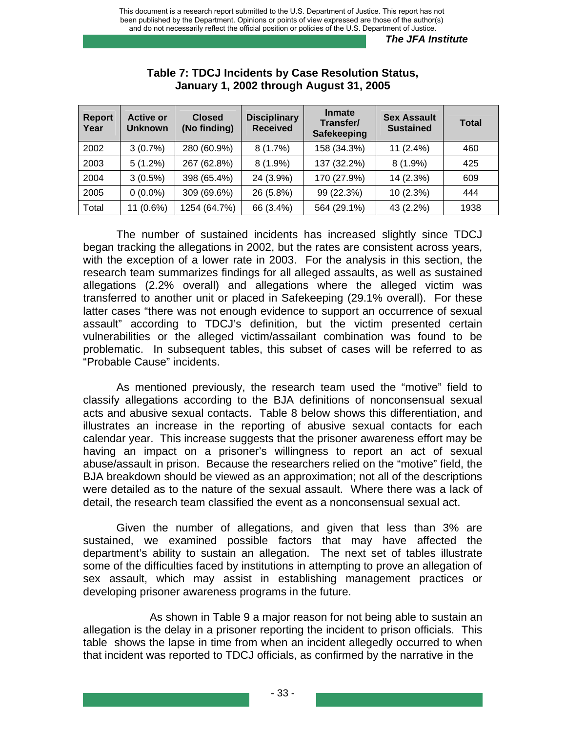**Table 7: TDCJ Incidents by Case Resolution Status, January 1, 2002 through August 31, 2005**

| Report Year | Active or Unknown | Closed (No finding) | Disciplinary Received | Inmate Transfer/ Safekeeping | Sex Assault Sustained | Total |
|---|---|---|---|---|---|---|
| 2002 | 3 (0.7%) | 280 (60.9%) | 8 (1.7%) | 158 (34.3%) | 11 (2.4%) | 460 |
| 2003 | 5 (1.2%) | 267 (62.8%) | 8 (1.9%) | 137 (32.2%) | 8 (1.9%) | 425 |
| 2004 | 3 (0.5%) | 398 (65.4%) | 24 (3.9%) | 170 (27.9%) | 14 (2.3%) | 609 |
| 2005 | 0 (0.0%) | 309 (69.6%) | 26 (5.8%) | 99 (22.3%) | 10 (2.3%) | 444 |
| Total | 11 (0.6%) | 1254 (64.7%) | 66 (3.4%) | 564 (29.1%) | 43 (2.2%) | 1938 |

The number of sustained incidents has increased slightly since TDCJ began tracking the allegations in 2002, but the rates are consistent across years, with the exception of a lower rate in 2003. For the analysis in this section, the research team summarizes findings for all alleged assaults, as well as sustained allegations (2.2% overall) and allegations where the alleged victim was transferred to another unit or placed in Safekeeping (29.1% overall). For these latter cases "there was not enough evidence to support an occurrence of sexual assault" according to TDCJ's definition, but the victim presented certain vulnerabilities or the alleged victim/assailant combination was found to be problematic. In subsequent tables, this subset of cases will be referred to as "Probable Cause" incidents.

As mentioned previously, the research team used the "motive" field to classify allegations according to the BJA definitions of nonconsensual sexual acts and abusive sexual contacts. Table 8 below shows this differentiation, and illustrates an increase in the reporting of abusive sexual contacts for each calendar year. This increase suggests that the prisoner awareness effort may be having an impact on a prisoner's willingness to report an act of sexual abuse/assault in prison. Because the researchers relied on the "motive" field, the BJA breakdown should be viewed as an approximation; not all of the descriptions were detailed as to the nature of the sexual assault. Where there was a lack of detail, the research team classified the event as a nonconsensual sexual act.

Given the number of allegations, and given that less than 3% are sustained, we examined possible factors that may have affected the department's ability to sustain an allegation. The next set of tables illustrate some of the difficulties faced by institutions in attempting to prove an allegation of sex assault, which may assist in establishing management practices or developing prisoner awareness programs in the future.

As shown in Table 9 a major reason for not being able to sustain an allegation is the delay in a prisoner reporting the incident to prison officials. This table shows the lapse in time from when an incident allegedly occurred to when that incident was reported to TDCJ officials, as confirmed by the narrative in the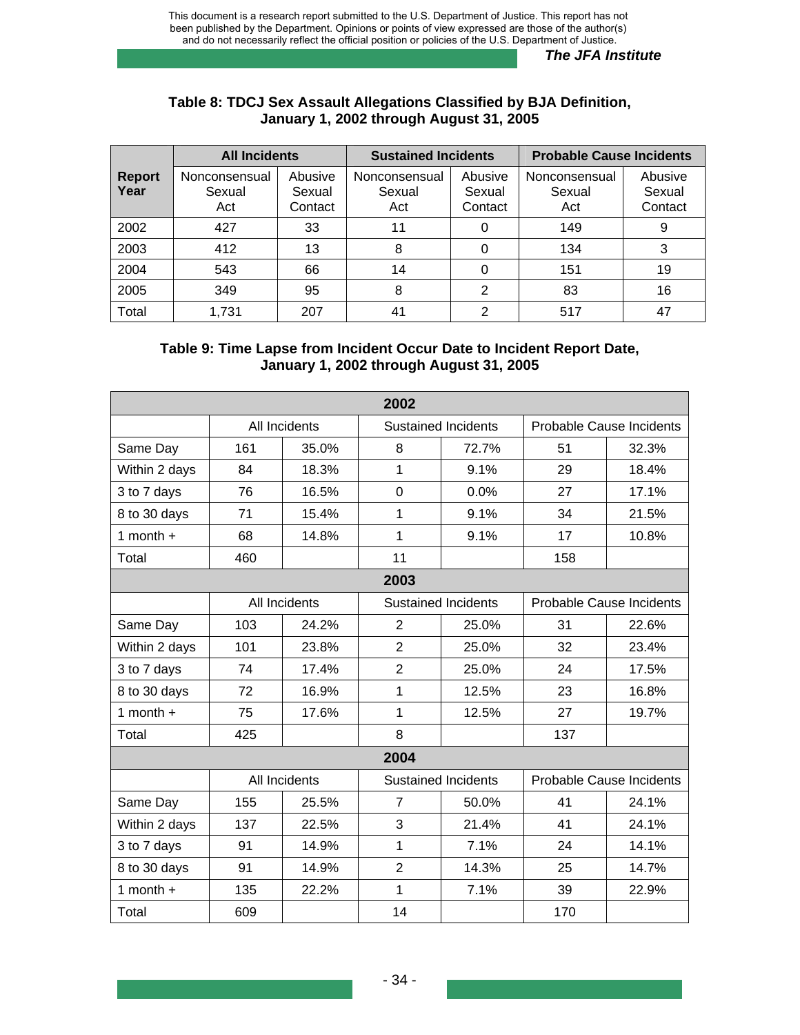### Table 8: TDCJ Sex Assault Allegations Classified by BJA Definition, January 1, 2002 through August 31, 2005

| Report Year | All Incidents | | Sustained Incidents | | Probable Cause Incidents | |
|---|---|---|---|---|---|---|
| | Nonconsensual Sexual Act | Abusive Sexual Contact | Nonconsensual Sexual Act | Abusive Sexual Contact | Nonconsensual Sexual Act | Abusive Sexual Contact |
| 2002 | 427 | 33 | 11 | 0 | 149 | 9 |
| 2003 | 412 | 13 | 8 | 0 | 134 | 3 |
| 2004 | 543 | 66 | 14 | 0 | 151 | 19 |
| 2005 | 349 | 95 | 8 | 2 | 83 | 16 |
| Total | 1,731 | 207 | 41 | 2 | 517 | 47 |

### Table 9: Time Lapse from Incident Occur Date to Incident Report Date, January 1, 2002 through August 31, 2005

| 2002 | | | | | | |
|---|---|---|---|---|---|---|
| | All Incidents | | Sustained Incidents | | Probable Cause Incidents | |
| Same Day | 161 | 35.0% | 8 | 72.7% | 51 | 32.3% |
| Within 2 days | 84 | 18.3% | 1 | 9.1% | 29 | 18.4% |
| 3 to 7 days | 76 | 16.5% | 0 | 0.0% | 27 | 17.1% |
| 8 to 30 days | 71 | 15.4% | 1 | 9.1% | 34 | 21.5% |
| 1 month + | 68 | 14.8% | 1 | 9.1% | 17 | 10.8% |
| Total | 460 | | 11 | | 158 | |
| **2003** | | | | | | |
| | All Incidents | | Sustained Incidents | | Probable Cause Incidents | |
| Same Day | 103 | 24.2% | 2 | 25.0% | 31 | 22.6% |
| Within 2 days | 101 | 23.8% | 2 | 25.0% | 32 | 23.4% |
| 3 to 7 days | 74 | 17.4% | 2 | 25.0% | 24 | 17.5% |
| 8 to 30 days | 72 | 16.9% | 1 | 12.5% | 23 | 16.8% |
| 1 month + | 75 | 17.6% | 1 | 12.5% | 27 | 19.7% |
| Total | 425 | | 8 | | 137 | |
| **2004** | | | | | | |
| | All Incidents | | Sustained Incidents | | Probable Cause Incidents | |
| Same Day | 155 | 25.5% | 7 | 50.0% | 41 | 24.1% |
| Within 2 days | 137 | 22.5% | 3 | 21.4% | 41 | 24.1% |
| 3 to 7 days | 91 | 14.9% | 1 | 7.1% | 24 | 14.1% |
| 8 to 30 days | 91 | 14.9% | 2 | 14.3% | 25 | 14.7% |
| 1 month + | 135 | 22.2% | 1 | 7.1% | 39 | 22.9% |
| Total | 609 | | 14 | | 170 | |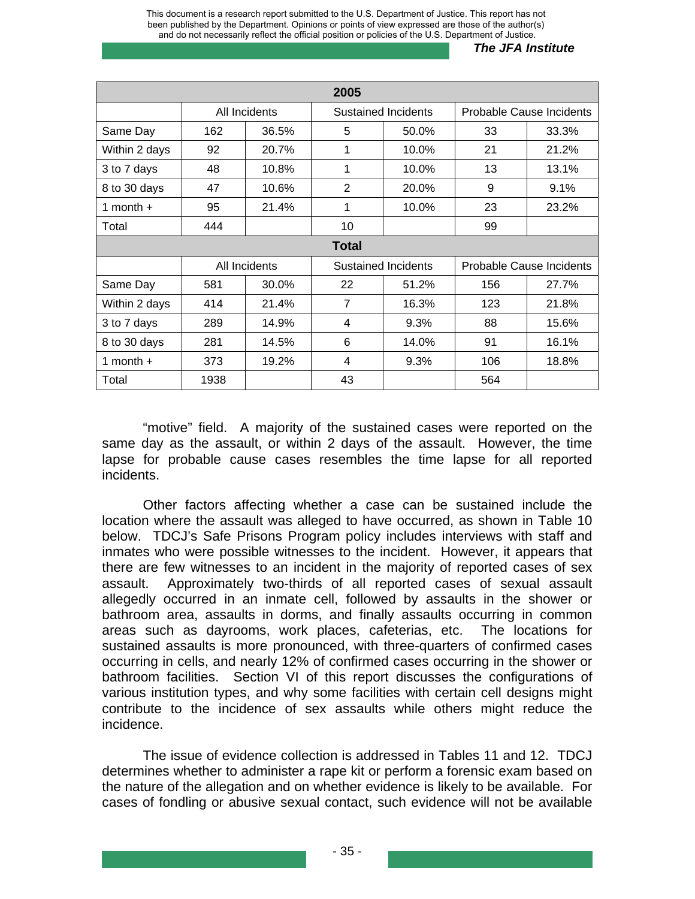| 2005 | | | | | | |
|---|---|---|---|---|---|---|
| | All Incidents | | Sustained Incidents | | Probable Cause Incidents | |
| Same Day | 162 | 36.5% | 5 | 50.0% | 33 | 33.3% |
| Within 2 days | 92 | 20.7% | 1 | 10.0% | 21 | 21.2% |
| 3 to 7 days | 48 | 10.8% | 1 | 10.0% | 13 | 13.1% |
| 8 to 30 days | 47 | 10.6% | 2 | 20.0% | 9 | 9.1% |
| 1 month + | 95 | 21.4% | 1 | 10.0% | 23 | 23.2% |
| Total | 444 | | 10 | | 99 | |
| **Total** | | | | | | |
| | All Incidents | | Sustained Incidents | | Probable Cause Incidents | |
| Same Day | 581 | 30.0% | 22 | 51.2% | 156 | 27.7% |
| Within 2 days | 414 | 21.4% | 7 | 16.3% | 123 | 21.8% |
| 3 to 7 days | 289 | 14.9% | 4 | 9.3% | 88 | 15.6% |
| 8 to 30 days | 281 | 14.5% | 6 | 14.0% | 91 | 16.1% |
| 1 month + | 373 | 19.2% | 4 | 9.3% | 106 | 18.8% |
| Total | 1938 | | 43 | | 564 | |

"motive" field. A majority of the sustained cases were reported on the same day as the assault, or within 2 days of the assault. However, the time lapse for probable cause cases resembles the time lapse for all reported incidents.

Other factors affecting whether a case can be sustained include the location where the assault was alleged to have occurred, as shown in Table 10 below. TDCJ's Safe Prisons Program policy includes interviews with staff and inmates who were possible witnesses to the incident. However, it appears that there are few witnesses to an incident in the majority of reported cases of sex assault. Approximately two-thirds of all reported cases of sexual assault allegedly occurred in an inmate cell, followed by assaults in the shower or bathroom area, assaults in dorms, and finally assaults occurring in common areas such as dayrooms, work places, cafeterias, etc. The locations for sustained assaults is more pronounced, with three-quarters of confirmed cases occurring in cells, and nearly 12% of confirmed cases occurring in the shower or bathroom facilities. Section VI of this report discusses the configurations of various institution types, and why some facilities with certain cell designs might contribute to the incidence of sex assaults while others might reduce the incidence.

The issue of evidence collection is addressed in Tables 11 and 12. TDCJ determines whether to administer a rape kit or perform a forensic exam based on the nature of the allegation and on whether evidence is likely to be available. For cases of fondling or abusive sexual contact, such evidence will not be available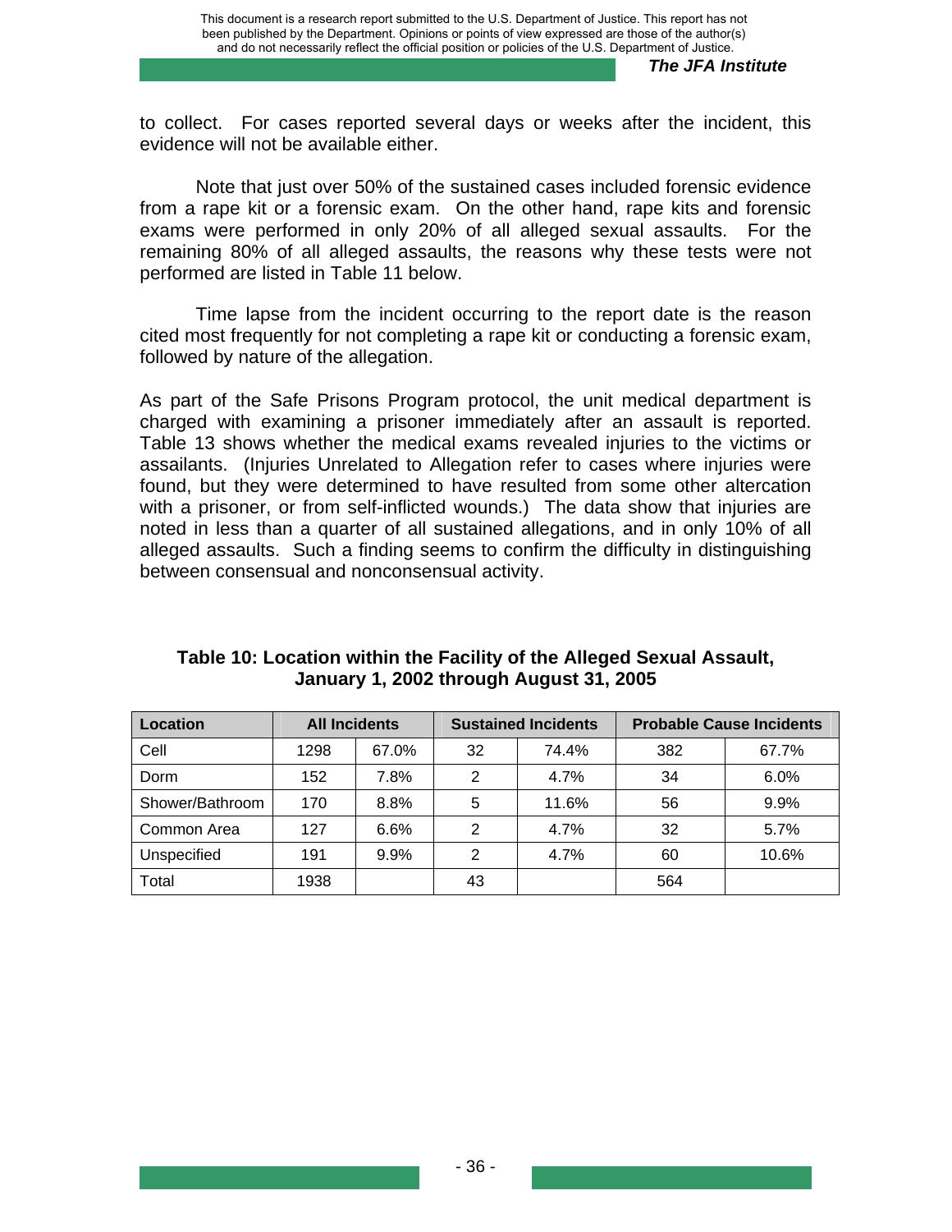to collect. For cases reported several days or weeks after the incident, this evidence will not be available either.

Note that just over 50% of the sustained cases included forensic evidence from a rape kit or a forensic exam. On the other hand, rape kits and forensic exams were performed in only 20% of all alleged sexual assaults. For the remaining 80% of all alleged assaults, the reasons why these tests were not performed are listed in Table 11 below.

Time lapse from the incident occurring to the report date is the reason cited most frequently for not completing a rape kit or conducting a forensic exam, followed by nature of the allegation.

As part of the Safe Prisons Program protocol, the unit medical department is charged with examining a prisoner immediately after an assault is reported. Table 13 shows whether the medical exams revealed injuries to the victims or assailants. (Injuries Unrelated to Allegation refer to cases where injuries were found, but they were determined to have resulted from some other altercation with a prisoner, or from self-inflicted wounds.) The data show that injuries are noted in less than a quarter of all sustained allegations, and in only 10% of all alleged assaults. Such a finding seems to confirm the difficulty in distinguishing between consensual and nonconsensual activity.

**Table 10: Location within the Facility of the Alleged Sexual Assault, January 1, 2002 through August 31, 2005**

| Location | All Incidents | | Sustained Incidents | | Probable Cause Incidents | |
|---|---|---|---|---|---|---|
| Cell | 1298 | 67.0% | 32 | 74.4% | 382 | 67.7% |
| Dorm | 152 | 7.8% | 2 | 4.7% | 34 | 6.0% |
| Shower/Bathroom | 170 | 8.8% | 5 | 11.6% | 56 | 9.9% |
| Common Area | 127 | 6.6% | 2 | 4.7% | 32 | 5.7% |
| Unspecified | 191 | 9.9% | 2 | 4.7% | 60 | 10.6% |
| Total | 1938 | | 43 | | 564 | |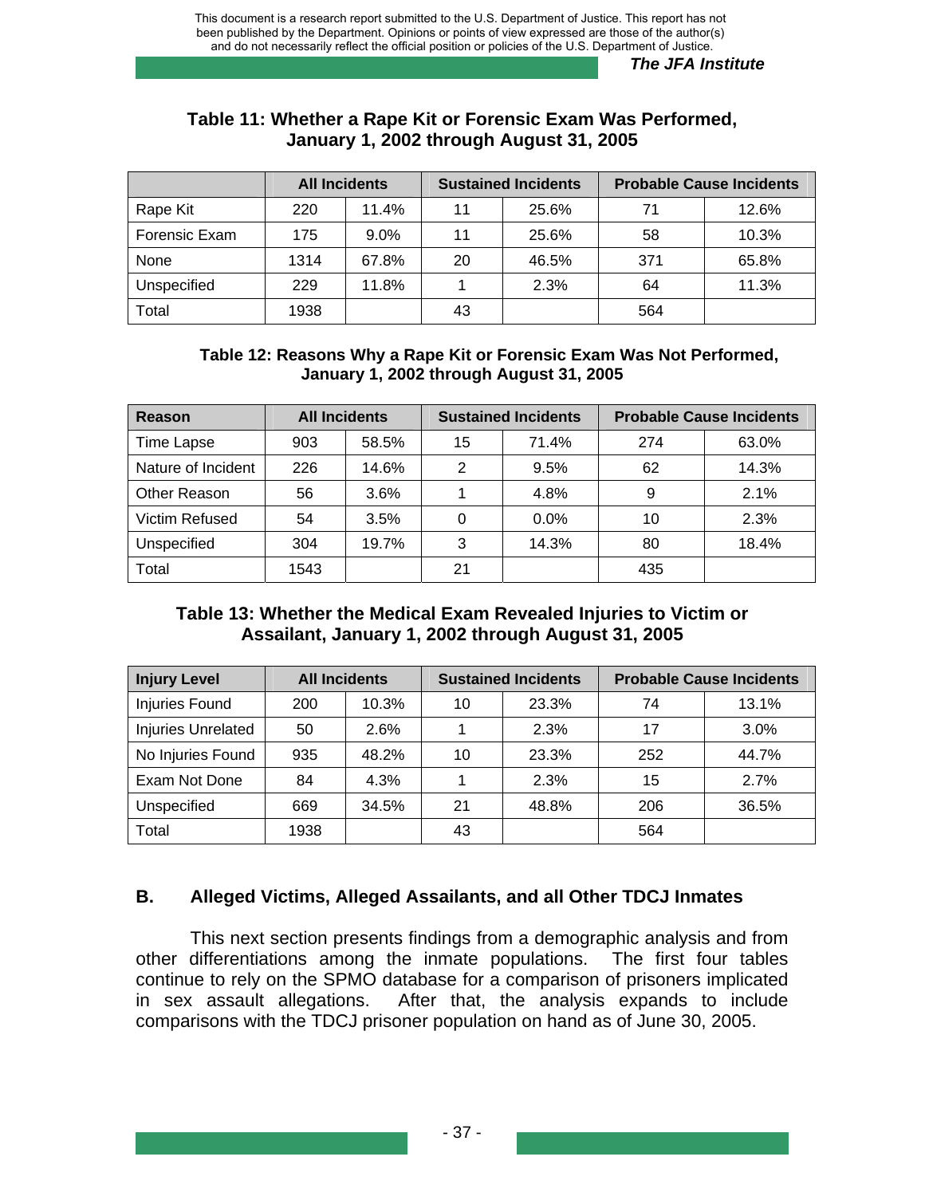### Table 11: Whether a Rape Kit or Forensic Exam Was Performed, January 1, 2002 through August 31, 2005

| | All Incidents | | Sustained Incidents | | Probable Cause Incidents | |
|---|---|---|---|---|---|---|
| Rape Kit | 220 | 11.4% | 11 | 25.6% | 71 | 12.6% |
| Forensic Exam | 175 | 9.0% | 11 | 25.6% | 58 | 10.3% |
| None | 1314 | 67.8% | 20 | 46.5% | 371 | 65.8% |
| Unspecified | 229 | 11.8% | 1 | 2.3% | 64 | 11.3% |
| Total | 1938 | | 43 | | 564 | |

### Table 12: Reasons Why a Rape Kit or Forensic Exam Was Not Performed, January 1, 2002 through August 31, 2005

| Reason | All Incidents | | Sustained Incidents | | Probable Cause Incidents | |
|---|---|---|---|---|---|---|
| Time Lapse | 903 | 58.5% | 15 | 71.4% | 274 | 63.0% |
| Nature of Incident | 226 | 14.6% | 2 | 9.5% | 62 | 14.3% |
| Other Reason | 56 | 3.6% | 1 | 4.8% | 9 | 2.1% |
| Victim Refused | 54 | 3.5% | 0 | 0.0% | 10 | 2.3% |
| Unspecified | 304 | 19.7% | 3 | 14.3% | 80 | 18.4% |
| Total | 1543 | | 21 | | 435 | |

### Table 13: Whether the Medical Exam Revealed Injuries to Victim or Assailant, January 1, 2002 through August 31, 2005

| Injury Level | All Incidents | | Sustained Incidents | | Probable Cause Incidents | |
|---|---|---|---|---|---|---|
| Injuries Found | 200 | 10.3% | 10 | 23.3% | 74 | 13.1% |
| Injuries Unrelated | 50 | 2.6% | 1 | 2.3% | 17 | 3.0% |
| No Injuries Found | 935 | 48.2% | 10 | 23.3% | 252 | 44.7% |
| Exam Not Done | 84 | 4.3% | 1 | 2.3% | 15 | 2.7% |
| Unspecified | 669 | 34.5% | 21 | 48.8% | 206 | 36.5% |
| Total | 1938 | | 43 | | 564 | |

## B. Alleged Victims, Alleged Assailants, and all Other TDCJ Inmates

This next section presents findings from a demographic analysis and from other differentiations among the inmate populations. The first four tables continue to rely on the SPMO database for a comparison of prisoners implicated in sex assault allegations. After that, the analysis expands to include comparisons with the TDCJ prisoner population on hand as of June 30, 2005.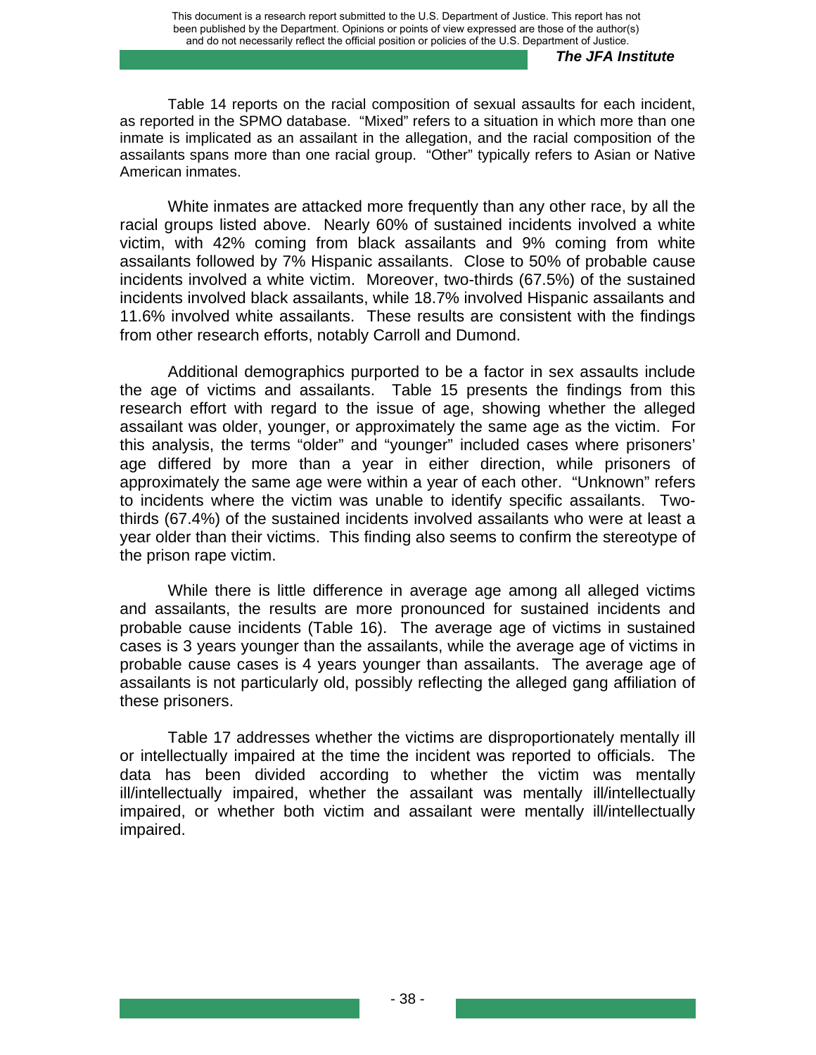Table 14 reports on the racial composition of sexual assaults for each incident, as reported in the SPMO database. "Mixed" refers to a situation in which more than one inmate is implicated as an assailant in the allegation, and the racial composition of the assailants spans more than one racial group. "Other" typically refers to Asian or Native American inmates.

White inmates are attacked more frequently than any other race, by all the racial groups listed above. Nearly 60% of sustained incidents involved a white victim, with 42% coming from black assailants and 9% coming from white assailants followed by 7% Hispanic assailants. Close to 50% of probable cause incidents involved a white victim. Moreover, two-thirds (67.5%) of the sustained incidents involved black assailants, while 18.7% involved Hispanic assailants and 11.6% involved white assailants. These results are consistent with the findings from other research efforts, notably Carroll and Dumond.

Additional demographics purported to be a factor in sex assaults include the age of victims and assailants. Table 15 presents the findings from this research effort with regard to the issue of age, showing whether the alleged assailant was older, younger, or approximately the same age as the victim. For this analysis, the terms "older" and "younger" included cases where prisoners' age differed by more than a year in either direction, while prisoners of approximately the same age were within a year of each other. "Unknown" refers to incidents where the victim was unable to identify specific assailants. Two-thirds (67.4%) of the sustained incidents involved assailants who were at least a year older than their victims. This finding also seems to confirm the stereotype of the prison rape victim.

While there is little difference in average age among all alleged victims and assailants, the results are more pronounced for sustained incidents and probable cause incidents (Table 16). The average age of victims in sustained cases is 3 years younger than the assailants, while the average age of victims in probable cause cases is 4 years younger than assailants. The average age of assailants is not particularly old, possibly reflecting the alleged gang affiliation of these prisoners.

Table 17 addresses whether the victims are disproportionately mentally ill or intellectually impaired at the time the incident was reported to officials. The data has been divided according to whether the victim was mentally ill/intellectually impaired, whether the assailant was mentally ill/intellectually impaired, or whether both victim and assailant were mentally ill/intellectually impaired.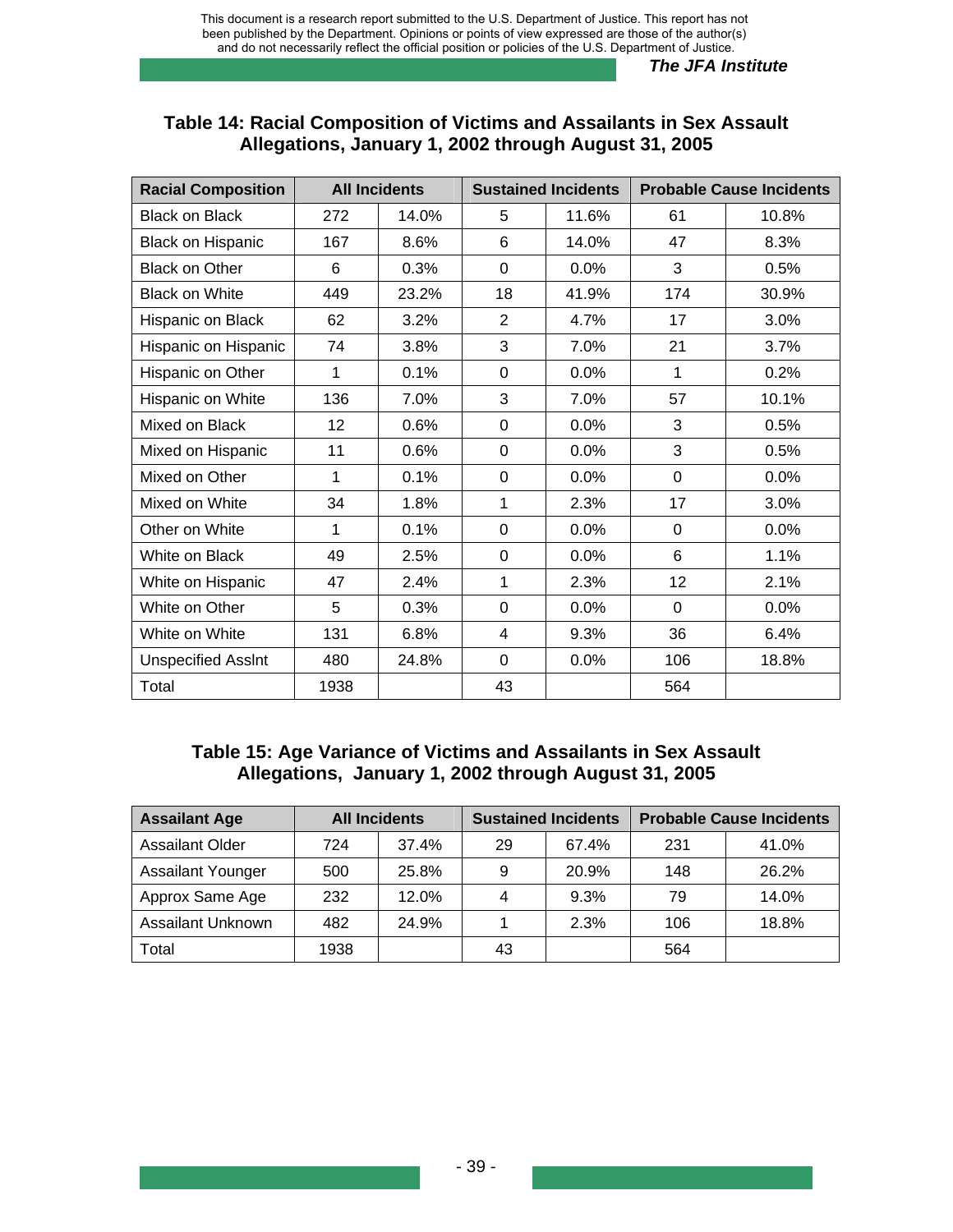### Table 14: Racial Composition of Victims and Assailants in Sex Assault Allegations, January 1, 2002 through August 31, 2005

| Racial Composition | All Incidents | | Sustained Incidents | | Probable Cause Incidents | |
|---|---|---|---|---|---|---|
| Black on Black | 272 | 14.0% | 5 | 11.6% | 61 | 10.8% |
| Black on Hispanic | 167 | 8.6% | 6 | 14.0% | 47 | 8.3% |
| Black on Other | 6 | 0.3% | 0 | 0.0% | 3 | 0.5% |
| Black on White | 449 | 23.2% | 18 | 41.9% | 174 | 30.9% |
| Hispanic on Black | 62 | 3.2% | 2 | 4.7% | 17 | 3.0% |
| Hispanic on Hispanic | 74 | 3.8% | 3 | 7.0% | 21 | 3.7% |
| Hispanic on Other | 1 | 0.1% | 0 | 0.0% | 1 | 0.2% |
| Hispanic on White | 136 | 7.0% | 3 | 7.0% | 57 | 10.1% |
| Mixed on Black | 12 | 0.6% | 0 | 0.0% | 3 | 0.5% |
| Mixed on Hispanic | 11 | 0.6% | 0 | 0.0% | 3 | 0.5% |
| Mixed on Other | 1 | 0.1% | 0 | 0.0% | 0 | 0.0% |
| Mixed on White | 34 | 1.8% | 1 | 2.3% | 17 | 3.0% |
| Other on White | 1 | 0.1% | 0 | 0.0% | 0 | 0.0% |
| White on Black | 49 | 2.5% | 0 | 0.0% | 6 | 1.1% |
| White on Hispanic | 47 | 2.4% | 1 | 2.3% | 12 | 2.1% |
| White on Other | 5 | 0.3% | 0 | 0.0% | 0 | 0.0% |
| White on White | 131 | 6.8% | 4 | 9.3% | 36 | 6.4% |
| Unspecified Asslnt | 480 | 24.8% | 0 | 0.0% | 106 | 18.8% |
| Total | 1938 | | 43 | | 564 | |

### Table 15: Age Variance of Victims and Assailants in Sex Assault Allegations, January 1, 2002 through August 31, 2005

| Assailant Age | All Incidents | | Sustained Incidents | | Probable Cause Incidents | |
|---|---|---|---|---|---|---|
| Assailant Older | 724 | 37.4% | 29 | 67.4% | 231 | 41.0% |
| Assailant Younger | 500 | 25.8% | 9 | 20.9% | 148 | 26.2% |
| Approx Same Age | 232 | 12.0% | 4 | 9.3% | 79 | 14.0% |
| Assailant Unknown | 482 | 24.9% | 1 | 2.3% | 106 | 18.8% |
| Total | 1938 | | 43 | | 564 | |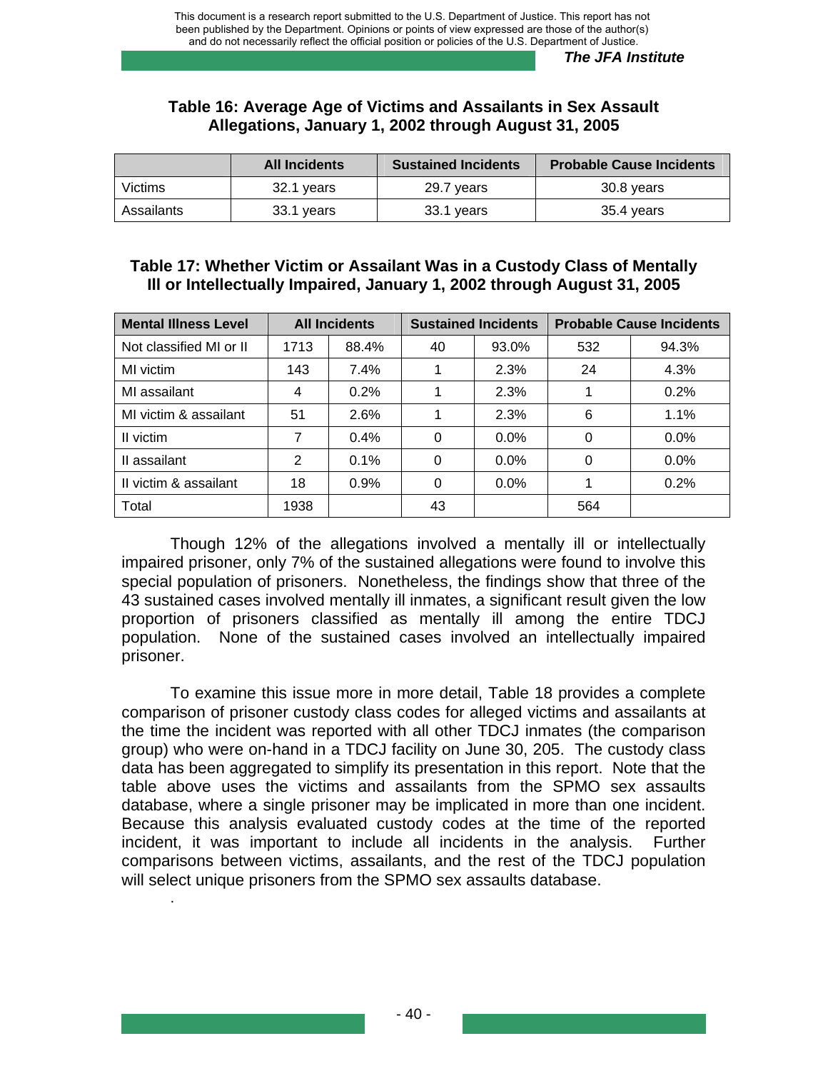### Table 16: Average Age of Victims and Assailants in Sex Assault Allegations, January 1, 2002 through August 31, 2005

| | All Incidents | Sustained Incidents | Probable Cause Incidents |
|---|---|---|---|
| Victims | 32.1 years | 29.7 years | 30.8 years |
| Assailants | 33.1 years | 33.1 years | 35.4 years |

### Table 17: Whether Victim or Assailant Was in a Custody Class of Mentally Ill or Intellectually Impaired, January 1, 2002 through August 31, 2005

| Mental Illness Level | All Incidents | | Sustained Incidents | | Probable Cause Incidents | |
|---|---|---|---|---|---|---|
| Not classified MI or II | 1713 | 88.4% | 40 | 93.0% | 532 | 94.3% |
| MI victim | 143 | 7.4% | 1 | 2.3% | 24 | 4.3% |
| MI assailant | 4 | 0.2% | 1 | 2.3% | 1 | 0.2% |
| MI victim & assailant | 51 | 2.6% | 1 | 2.3% | 6 | 1.1% |
| II victim | 7 | 0.4% | 0 | 0.0% | 0 | 0.0% |
| II assailant | 2 | 0.1% | 0 | 0.0% | 0 | 0.0% |
| II victim & assailant | 18 | 0.9% | 0 | 0.0% | 1 | 0.2% |
| Total | 1938 | | 43 | | 564 | |

Though 12% of the allegations involved a mentally ill or intellectually impaired prisoner, only 7% of the sustained allegations were found to involve this special population of prisoners. Nonetheless, the findings show that three of the 43 sustained cases involved mentally ill inmates, a significant result given the low proportion of prisoners classified as mentally ill among the entire TDCJ population. None of the sustained cases involved an intellectually impaired prisoner.

To examine this issue more in more detail, Table 18 provides a complete comparison of prisoner custody class codes for alleged victims and assailants at the time the incident was reported with all other TDCJ inmates (the comparison group) who were on-hand in a TDCJ facility on June 30, 205. The custody class data has been aggregated to simplify its presentation in this report. Note that the table above uses the victims and assailants from the SPMO sex assaults database, where a single prisoner may be implicated in more than one incident. Because this analysis evaluated custody codes at the time of the reported incident, it was important to include all incidents in the analysis. Further comparisons between victims, assailants, and the rest of the TDCJ population will select unique prisoners from the SPMO sex assaults database.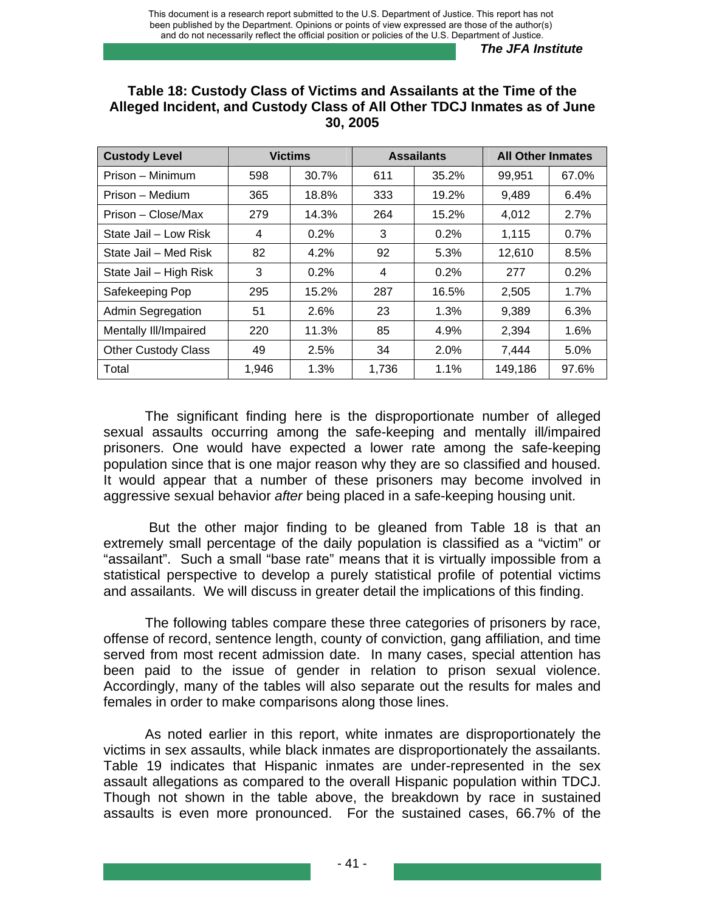### Table 18: Custody Class of Victims and Assailants at the Time of the Alleged Incident, and Custody Class of All Other TDCJ Inmates as of June 30, 2005

| Custody Level | Victims | | Assailants | | All Other Inmates | |
|---|---|---|---|---|---|---|
| Prison – Minimum | 598 | 30.7% | 611 | 35.2% | 99,951 | 67.0% |
| Prison – Medium | 365 | 18.8% | 333 | 19.2% | 9,489 | 6.4% |
| Prison – Close/Max | 279 | 14.3% | 264 | 15.2% | 4,012 | 2.7% |
| State Jail – Low Risk | 4 | 0.2% | 3 | 0.2% | 1,115 | 0.7% |
| State Jail – Med Risk | 82 | 4.2% | 92 | 5.3% | 12,610 | 8.5% |
| State Jail – High Risk | 3 | 0.2% | 4 | 0.2% | 277 | 0.2% |
| Safekeeping Pop | 295 | 15.2% | 287 | 16.5% | 2,505 | 1.7% |
| Admin Segregation | 51 | 2.6% | 23 | 1.3% | 9,389 | 6.3% |
| Mentally Ill/Impaired | 220 | 11.3% | 85 | 4.9% | 2,394 | 1.6% |
| Other Custody Class | 49 | 2.5% | 34 | 2.0% | 7,444 | 5.0% |
| Total | 1,946 | 1.3% | 1,736 | 1.1% | 149,186 | 97.6% |

The significant finding here is the disproportionate number of alleged sexual assaults occurring among the safe-keeping and mentally ill/impaired prisoners. One would have expected a lower rate among the safe-keeping population since that is one major reason why they are so classified and housed. It would appear that a number of these prisoners may become involved in aggressive sexual behavior *after* being placed in a safe-keeping housing unit.

But the other major finding to be gleaned from Table 18 is that an extremely small percentage of the daily population is classified as a "victim" or "assailant". Such a small "base rate" means that it is virtually impossible from a statistical perspective to develop a purely statistical profile of potential victims and assailants. We will discuss in greater detail the implications of this finding.

The following tables compare these three categories of prisoners by race, offense of record, sentence length, county of conviction, gang affiliation, and time served from most recent admission date. In many cases, special attention has been paid to the issue of gender in relation to prison sexual violence. Accordingly, many of the tables will also separate out the results for males and females in order to make comparisons along those lines.

As noted earlier in this report, white inmates are disproportionately the victims in sex assaults, while black inmates are disproportionately the assailants. Table 19 indicates that Hispanic inmates are under-represented in the sex assault allegations as compared to the overall Hispanic population within TDCJ. Though not shown in the table above, the breakdown by race in sustained assaults is even more pronounced. For the sustained cases, 66.7% of the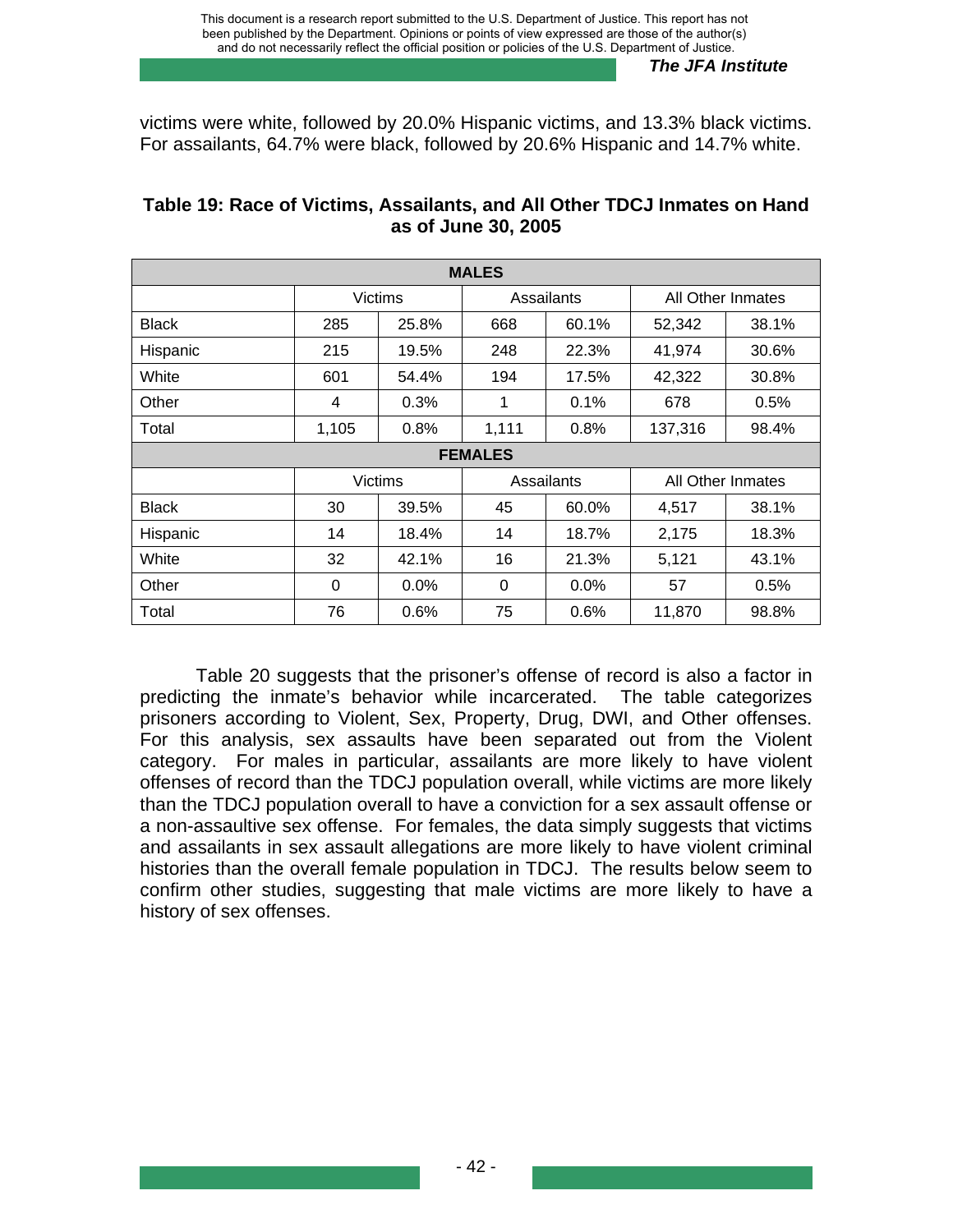victims were white, followed by 20.0% Hispanic victims, and 13.3% black victims. For assailants, 64.7% were black, followed by 20.6% Hispanic and 14.7% white.

**Table 19: Race of Victims, Assailants, and All Other TDCJ Inmates on Hand as of June 30, 2005**

| MALES | | | | | | |
|---|---|---|---|---|---|---|
| | Victims | | Assailants | | All Other Inmates | |
| Black | 285 | 25.8% | 668 | 60.1% | 52,342 | 38.1% |
| Hispanic | 215 | 19.5% | 248 | 22.3% | 41,974 | 30.6% |
| White | 601 | 54.4% | 194 | 17.5% | 42,322 | 30.8% |
| Other | 4 | 0.3% | 1 | 0.1% | 678 | 0.5% |
| Total | 1,105 | 0.8% | 1,111 | 0.8% | 137,316 | 98.4% |
| **FEMALES** | | | | | | |
| | Victims | | Assailants | | All Other Inmates | |
| Black | 30 | 39.5% | 45 | 60.0% | 4,517 | 38.1% |
| Hispanic | 14 | 18.4% | 14 | 18.7% | 2,175 | 18.3% |
| White | 32 | 42.1% | 16 | 21.3% | 5,121 | 43.1% |
| Other | 0 | 0.0% | 0 | 0.0% | 57 | 0.5% |
| Total | 76 | 0.6% | 75 | 0.6% | 11,870 | 98.8% |

Table 20 suggests that the prisoner's offense of record is also a factor in predicting the inmate's behavior while incarcerated. The table categorizes prisoners according to Violent, Sex, Property, Drug, DWI, and Other offenses. For this analysis, sex assaults have been separated out from the Violent category. For males in particular, assailants are more likely to have violent offenses of record than the TDCJ population overall, while victims are more likely than the TDCJ population overall to have a conviction for a sex assault offense or a non-assaultive sex offense. For females, the data simply suggests that victims and assailants in sex assault allegations are more likely to have violent criminal histories than the overall female population in TDCJ. The results below seem to confirm other studies, suggesting that male victims are more likely to have a history of sex offenses.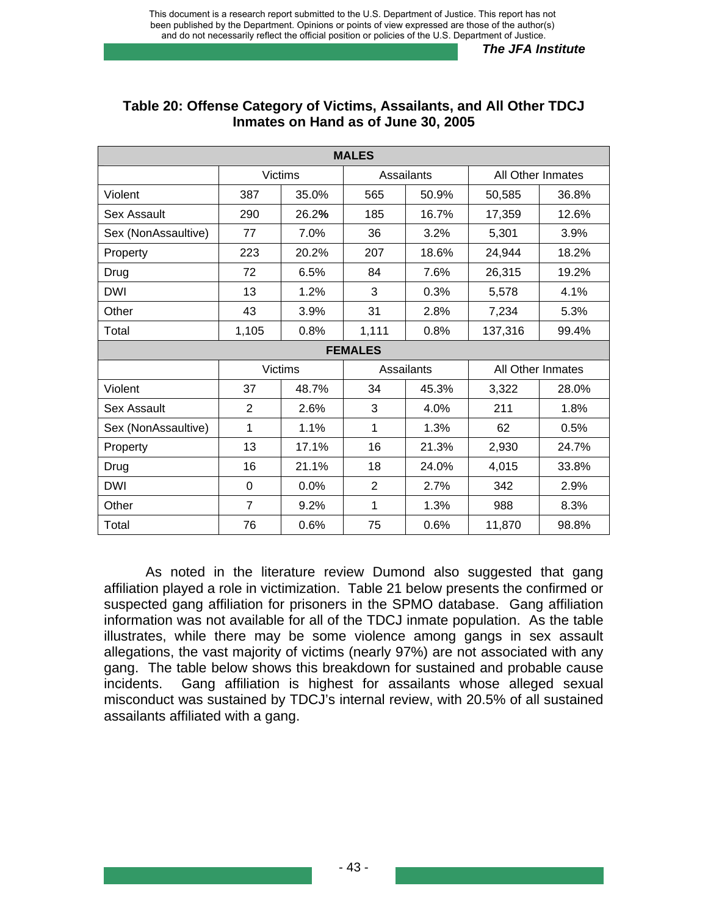### Table 20: Offense Category of Victims, Assailants, and All Other TDCJ Inmates on Hand as of June 30, 2005

| MALES | | | | | | |
|---|---|---|---|---|---|---|
| | Victims | | Assailants | | All Other Inmates | |
| Violent | 387 | 35.0% | 565 | 50.9% | 50,585 | 36.8% |
| Sex Assault | 290 | 26.2% | 185 | 16.7% | 17,359 | 12.6% |
| Sex (NonAssaultive) | 77 | 7.0% | 36 | 3.2% | 5,301 | 3.9% |
| Property | 223 | 20.2% | 207 | 18.6% | 24,944 | 18.2% |
| Drug | 72 | 6.5% | 84 | 7.6% | 26,315 | 19.2% |
| DWI | 13 | 1.2% | 3 | 0.3% | 5,578 | 4.1% |
| Other | 43 | 3.9% | 31 | 2.8% | 7,234 | 5.3% |
| Total | 1,105 | 0.8% | 1,111 | 0.8% | 137,316 | 99.4% |
| **FEMALES** | | | | | | |
| | Victims | | Assailants | | All Other Inmates | |
| Violent | 37 | 48.7% | 34 | 45.3% | 3,322 | 28.0% |
| Sex Assault | 2 | 2.6% | 3 | 4.0% | 211 | 1.8% |
| Sex (NonAssaultive) | 1 | 1.1% | 1 | 1.3% | 62 | 0.5% |
| Property | 13 | 17.1% | 16 | 21.3% | 2,930 | 24.7% |
| Drug | 16 | 21.1% | 18 | 24.0% | 4,015 | 33.8% |
| DWI | 0 | 0.0% | 2 | 2.7% | 342 | 2.9% |
| Other | 7 | 9.2% | 1 | 1.3% | 988 | 8.3% |
| Total | 76 | 0.6% | 75 | 0.6% | 11,870 | 98.8% |

As noted in the literature review Dumond also suggested that gang affiliation played a role in victimization. Table 21 below presents the confirmed or suspected gang affiliation for prisoners in the SPMO database. Gang affiliation information was not available for all of the TDCJ inmate population. As the table illustrates, while there may be some violence among gangs in sex assault allegations, the vast majority of victims (nearly 97%) are not associated with any gang. The table below shows this breakdown for sustained and probable cause incidents. Gang affiliation is highest for assailants whose alleged sexual misconduct was sustained by TDCJ's internal review, with 20.5% of all sustained assailants affiliated with a gang.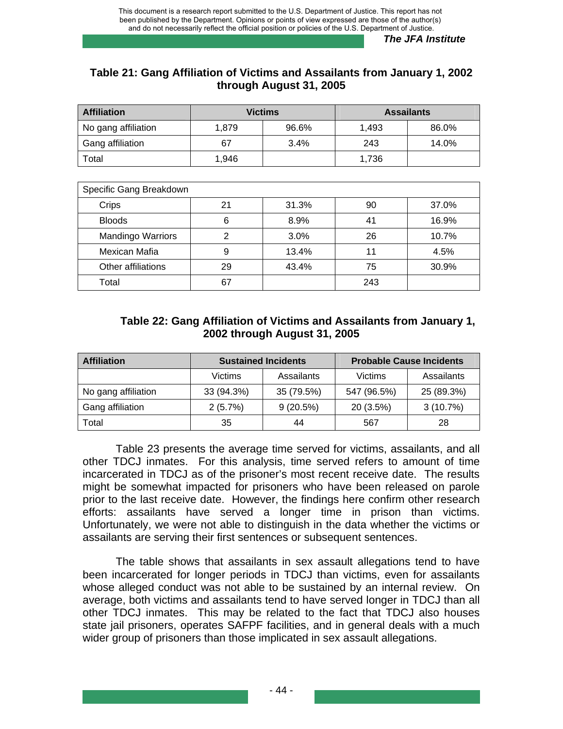### Table 21: Gang Affiliation of Victims and Assailants from January 1, 2002 through August 31, 2005

| Affiliation | Victims | | Assailants | |
|---|---|---|---|---|
| No gang affiliation | 1,879 | 96.6% | 1,493 | 86.0% |
| Gang affiliation | 67 | 3.4% | 243 | 14.0% |
| Total | 1,946 | | 1,736 | |

| Specific Gang Breakdown | | | | |
|---|---|---|---|---|
| Crips | 21 | 31.3% | 90 | 37.0% |
| Bloods | 6 | 8.9% | 41 | 16.9% |
| Mandingo Warriors | 2 | 3.0% | 26 | 10.7% |
| Mexican Mafia | 9 | 13.4% | 11 | 4.5% |
| Other affiliations | 29 | 43.4% | 75 | 30.9% |
| Total | 67 | | 243 | |

### Table 22: Gang Affiliation of Victims and Assailants from January 1, 2002 through August 31, 2005

| Affiliation | Sustained Incidents | | Probable Cause Incidents | |
|---|---|---|---|---|
| | Victims | Assailants | Victims | Assailants |
| No gang affiliation | 33 (94.3%) | 35 (79.5%) | 547 (96.5%) | 25 (89.3%) |
| Gang affiliation | 2 (5.7%) | 9 (20.5%) | 20 (3.5%) | 3 (10.7%) |
| Total | 35 | 44 | 567 | 28 |

Table 23 presents the average time served for victims, assailants, and all other TDCJ inmates. For this analysis, time served refers to amount of time incarcerated in TDCJ as of the prisoner's most recent receive date. The results might be somewhat impacted for prisoners who have been released on parole prior to the last receive date. However, the findings here confirm other research efforts: assailants have served a longer time in prison than victims. Unfortunately, we were not able to distinguish in the data whether the victims or assailants are serving their first sentences or subsequent sentences.

The table shows that assailants in sex assault allegations tend to have been incarcerated for longer periods in TDCJ than victims, even for assailants whose alleged conduct was not able to be sustained by an internal review. On average, both victims and assailants tend to have served longer in TDCJ than all other TDCJ inmates. This may be related to the fact that TDCJ also houses state jail prisoners, operates SAFPF facilities, and in general deals with a much wider group of prisoners than those implicated in sex assault allegations.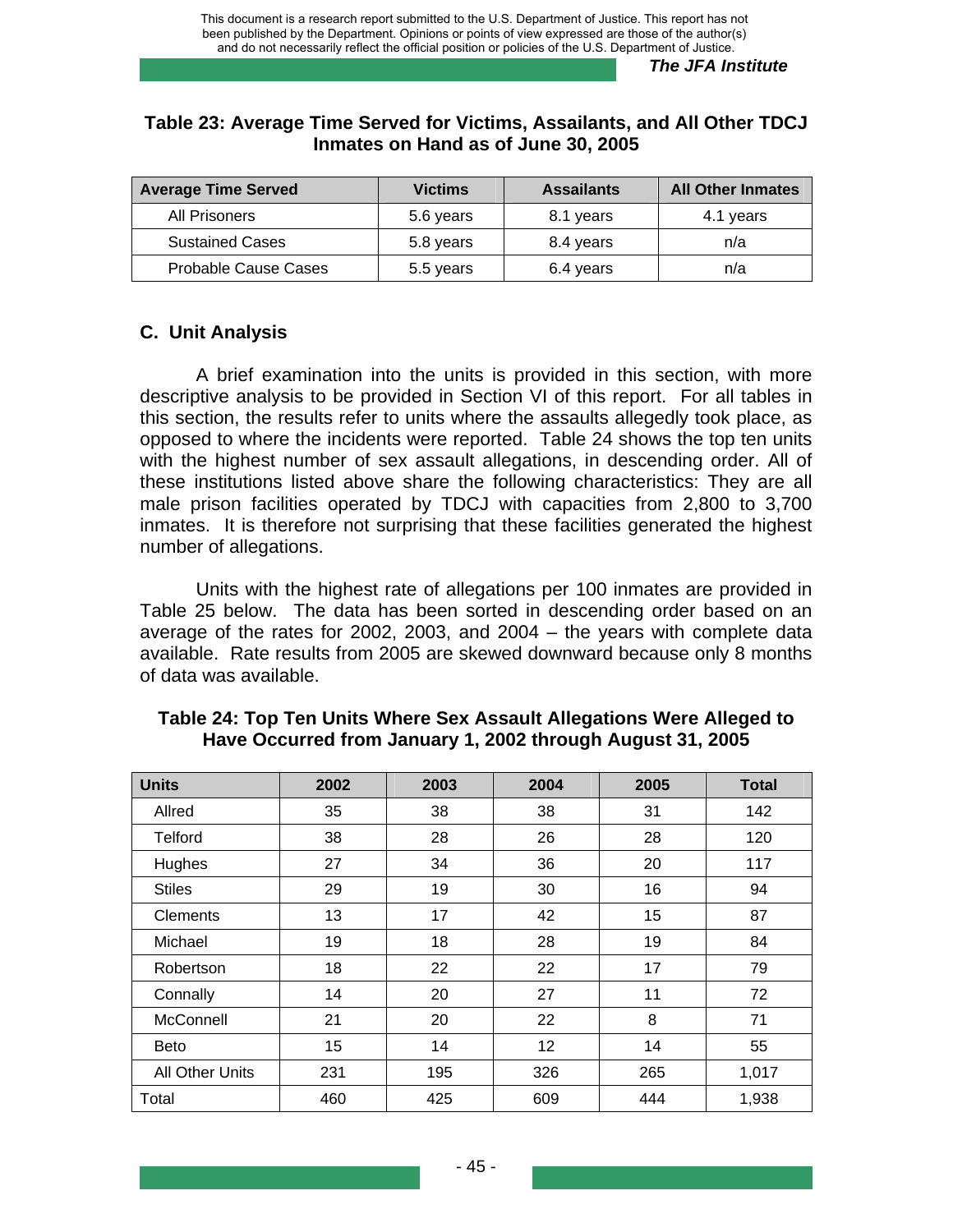**Table 23: Average Time Served for Victims, Assailants, and All Other TDCJ Inmates on Hand as of June 30, 2005**

| Average Time Served | Victims | Assailants | All Other Inmates |
|---|---|---|---|
| All Prisoners | 5.6 years | 8.1 years | 4.1 years |
| Sustained Cases | 5.8 years | 8.4 years | n/a |
| Probable Cause Cases | 5.5 years | 6.4 years | n/a |

### C. Unit Analysis

A brief examination into the units is provided in this section, with more descriptive analysis to be provided in Section VI of this report. For all tables in this section, the results refer to units where the assaults allegedly took place, as opposed to where the incidents were reported. Table 24 shows the top ten units with the highest number of sex assault allegations, in descending order. All of these institutions listed above share the following characteristics: They are all male prison facilities operated by TDCJ with capacities from 2,800 to 3,700 inmates. It is therefore not surprising that these facilities generated the highest number of allegations.

Units with the highest rate of allegations per 100 inmates are provided in Table 25 below. The data has been sorted in descending order based on an average of the rates for 2002, 2003, and 2004 – the years with complete data available. Rate results from 2005 are skewed downward because only 8 months of data was available.

**Table 24: Top Ten Units Where Sex Assault Allegations Were Alleged to Have Occurred from January 1, 2002 through August 31, 2005**

| Units | 2002 | 2003 | 2004 | 2005 | Total |
|---|---|---|---|---|---|
| Allred | 35 | 38 | 38 | 31 | 142 |
| Telford | 38 | 28 | 26 | 28 | 120 |
| Hughes | 27 | 34 | 36 | 20 | 117 |
| Stiles | 29 | 19 | 30 | 16 | 94 |
| Clements | 13 | 17 | 42 | 15 | 87 |
| Michael | 19 | 18 | 28 | 19 | 84 |
| Robertson | 18 | 22 | 22 | 17 | 79 |
| Connally | 14 | 20 | 27 | 11 | 72 |
| McConnell | 21 | 20 | 22 | 8 | 71 |
| Beto | 15 | 14 | 12 | 14 | 55 |
| All Other Units | 231 | 195 | 326 | 265 | 1,017 |
| Total | 460 | 425 | 609 | 444 | 1,938 |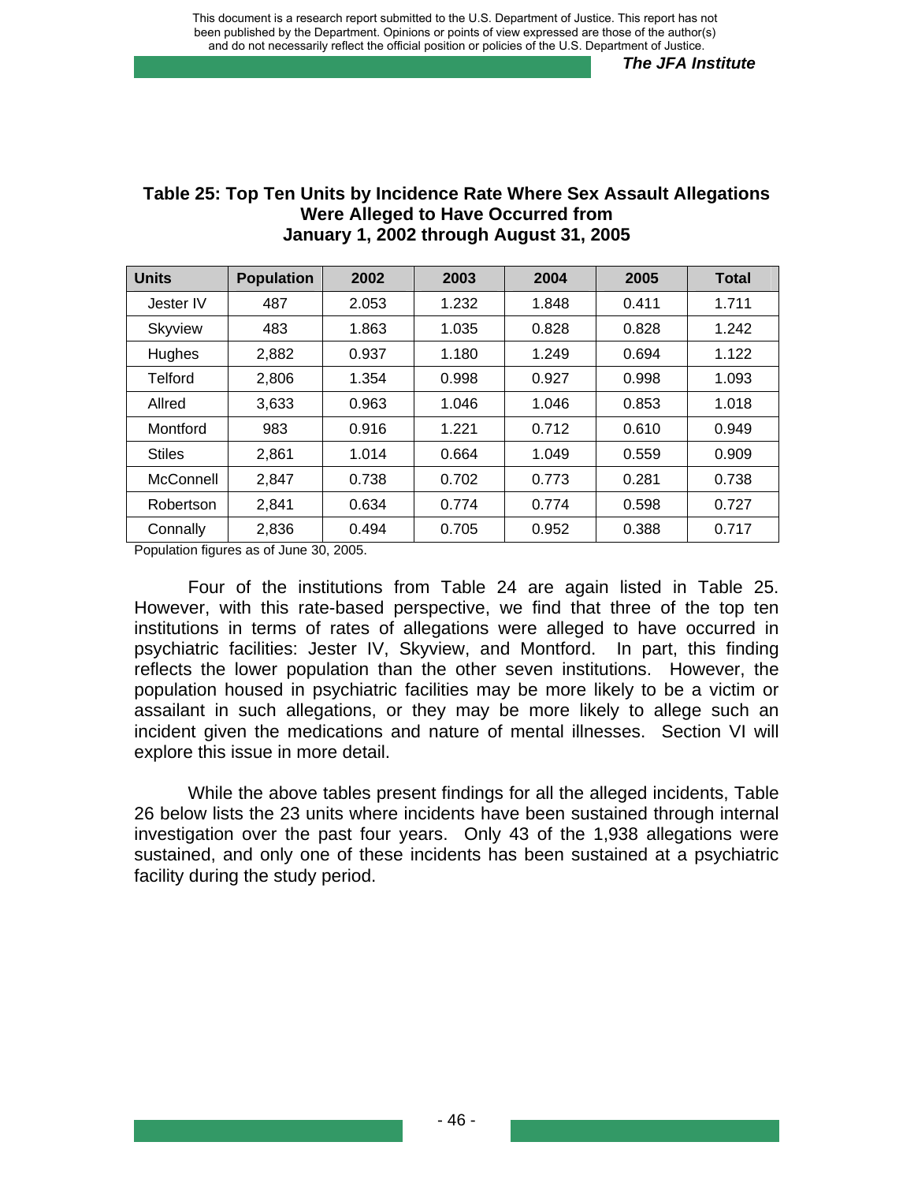**Table 25: Top Ten Units by Incidence Rate Where Sex Assault Allegations Were Alleged to Have Occurred from January 1, 2002 through August 31, 2005**

| Units | Population | 2002 | 2003 | 2004 | 2005 | Total |
|---|---|---|---|---|---|---|
| Jester IV | 487 | 2.053 | 1.232 | 1.848 | 0.411 | 1.711 |
| Skyview | 483 | 1.863 | 1.035 | 0.828 | 0.828 | 1.242 |
| Hughes | 2,882 | 0.937 | 1.180 | 1.249 | 0.694 | 1.122 |
| Telford | 2,806 | 1.354 | 0.998 | 0.927 | 0.998 | 1.093 |
| Allred | 3,633 | 0.963 | 1.046 | 1.046 | 0.853 | 1.018 |
| Montford | 983 | 0.916 | 1.221 | 0.712 | 0.610 | 0.949 |
| Stiles | 2,861 | 1.014 | 0.664 | 1.049 | 0.559 | 0.909 |
| McConnell | 2,847 | 0.738 | 0.702 | 0.773 | 0.281 | 0.738 |
| Robertson | 2,841 | 0.634 | 0.774 | 0.774 | 0.598 | 0.727 |
| Connally | 2,836 | 0.494 | 0.705 | 0.952 | 0.388 | 0.717 |

Population figures as of June 30, 2005.

Four of the institutions from Table 24 are again listed in Table 25. However, with this rate-based perspective, we find that three of the top ten institutions in terms of rates of allegations were alleged to have occurred in psychiatric facilities: Jester IV, Skyview, and Montford. In part, this finding reflects the lower population than the other seven institutions. However, the population housed in psychiatric facilities may be more likely to be a victim or assailant in such allegations, or they may be more likely to allege such an incident given the medications and nature of mental illnesses. Section VI will explore this issue in more detail.

While the above tables present findings for all the alleged incidents, Table 26 below lists the 23 units where incidents have been sustained through internal investigation over the past four years. Only 43 of the 1,938 allegations were sustained, and only one of these incidents has been sustained at a psychiatric facility during the study period.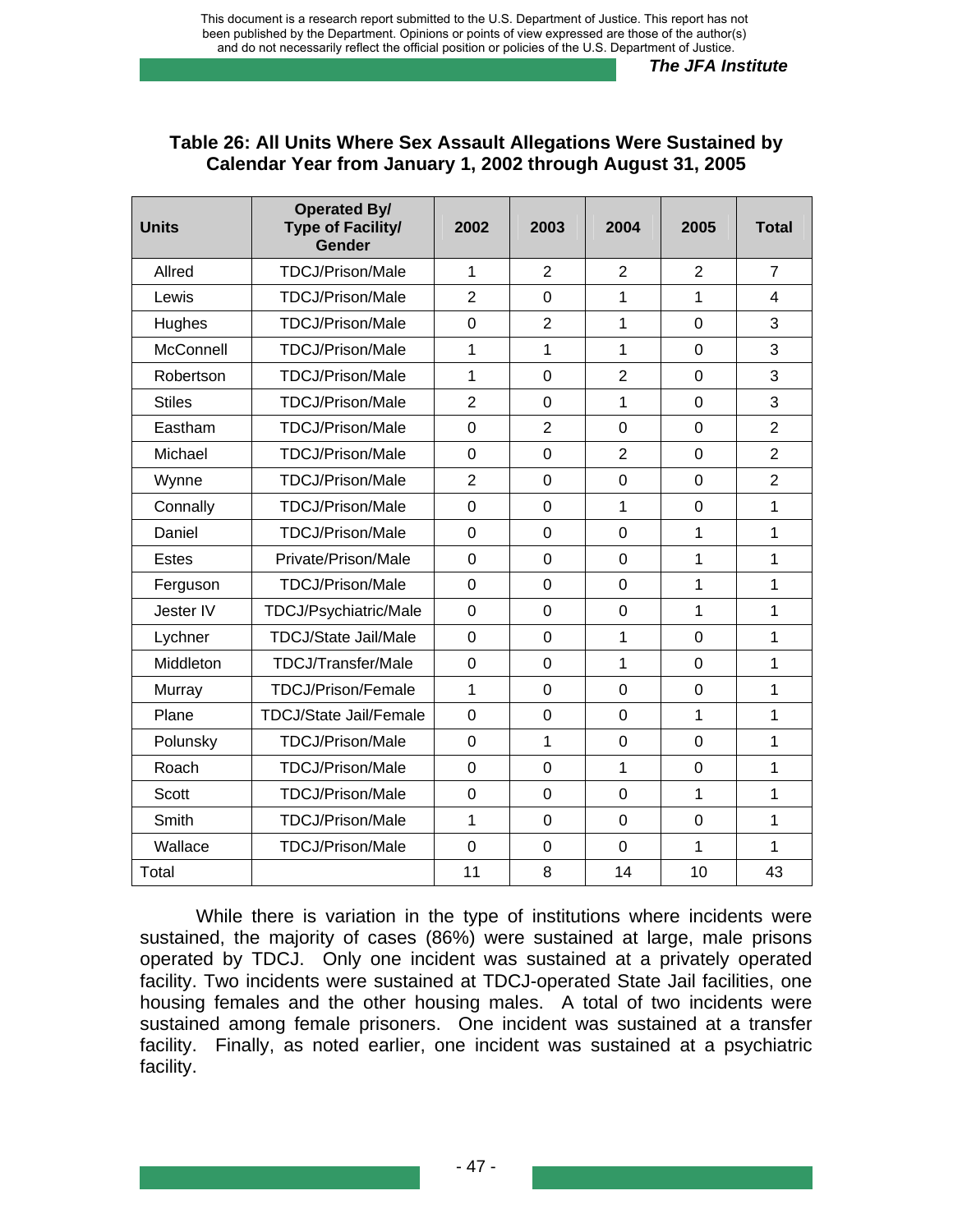**Table 26: All Units Where Sex Assault Allegations Were Sustained by Calendar Year from January 1, 2002 through August 31, 2005**

| Units | Operated By/ Type of Facility/ Gender | 2002 | 2003 | 2004 | 2005 | Total |
|---|---|---|---|---|---|---|
| Allred | TDCJ/Prison/Male | 1 | 2 | 2 | 2 | 7 |
| Lewis | TDCJ/Prison/Male | 2 | 0 | 1 | 1 | 4 |
| Hughes | TDCJ/Prison/Male | 0 | 2 | 1 | 0 | 3 |
| McConnell | TDCJ/Prison/Male | 1 | 1 | 1 | 0 | 3 |
| Robertson | TDCJ/Prison/Male | 1 | 0 | 2 | 0 | 3 |
| Stiles | TDCJ/Prison/Male | 2 | 0 | 1 | 0 | 3 |
| Eastham | TDCJ/Prison/Male | 0 | 2 | 0 | 0 | 2 |
| Michael | TDCJ/Prison/Male | 0 | 0 | 2 | 0 | 2 |
| Wynne | TDCJ/Prison/Male | 2 | 0 | 0 | 0 | 2 |
| Connally | TDCJ/Prison/Male | 0 | 0 | 1 | 0 | 1 |
| Daniel | TDCJ/Prison/Male | 0 | 0 | 0 | 1 | 1 |
| Estes | Private/Prison/Male | 0 | 0 | 0 | 1 | 1 |
| Ferguson | TDCJ/Prison/Male | 0 | 0 | 0 | 1 | 1 |
| Jester IV | TDCJ/Psychiatric/Male | 0 | 0 | 0 | 1 | 1 |
| Lychner | TDCJ/State Jail/Male | 0 | 0 | 1 | 0 | 1 |
| Middleton | TDCJ/Transfer/Male | 0 | 0 | 1 | 0 | 1 |
| Murray | TDCJ/Prison/Female | 1 | 0 | 0 | 0 | 1 |
| Plane | TDCJ/State Jail/Female | 0 | 0 | 0 | 1 | 1 |
| Polunsky | TDCJ/Prison/Male | 0 | 1 | 0 | 0 | 1 |
| Roach | TDCJ/Prison/Male | 0 | 0 | 1 | 0 | 1 |
| Scott | TDCJ/Prison/Male | 0 | 0 | 0 | 1 | 1 |
| Smith | TDCJ/Prison/Male | 1 | 0 | 0 | 0 | 1 |
| Wallace | TDCJ/Prison/Male | 0 | 0 | 0 | 1 | 1 |
| Total | | 11 | 8 | 14 | 10 | 43 |

While there is variation in the type of institutions where incidents were sustained, the majority of cases (86%) were sustained at large, male prisons operated by TDCJ. Only one incident was sustained at a privately operated facility. Two incidents were sustained at TDCJ-operated State Jail facilities, one housing females and the other housing males. A total of two incidents were sustained among female prisoners. One incident was sustained at a transfer facility. Finally, as noted earlier, one incident was sustained at a psychiatric facility.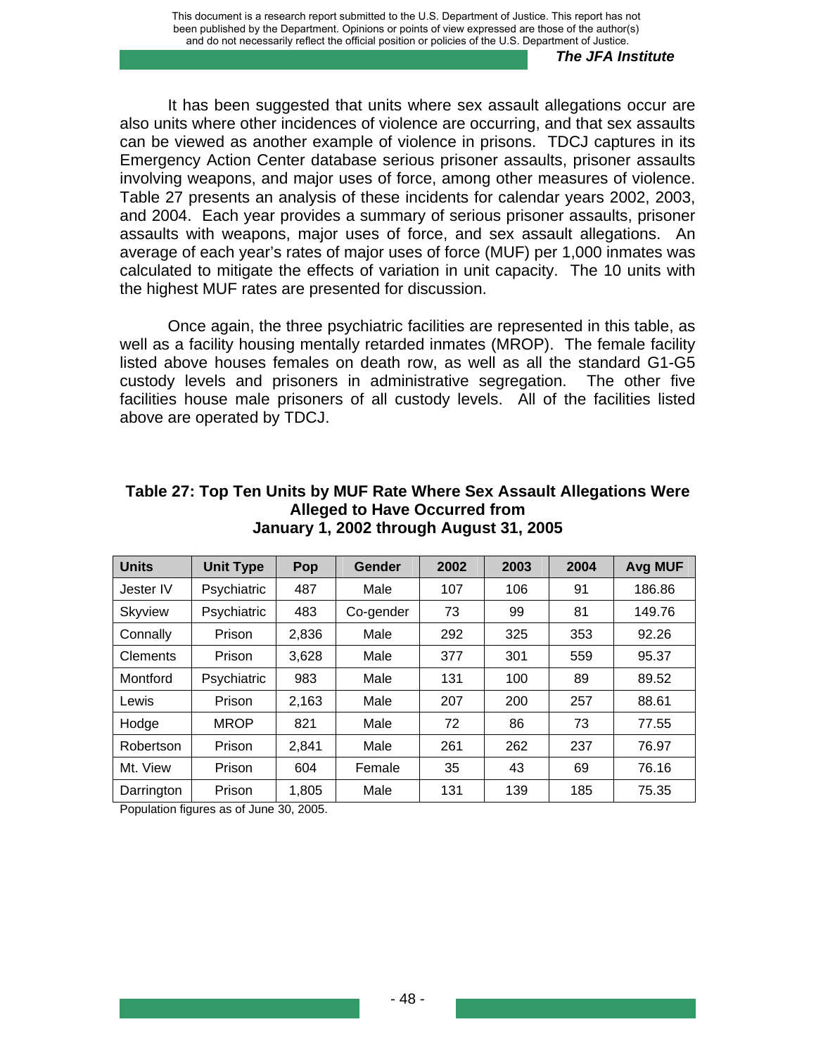It has been suggested that units where sex assault allegations occur are also units where other incidences of violence are occurring, and that sex assaults can be viewed as another example of violence in prisons. TDCJ captures in its Emergency Action Center database serious prisoner assaults, prisoner assaults involving weapons, and major uses of force, among other measures of violence. Table 27 presents an analysis of these incidents for calendar years 2002, 2003, and 2004. Each year provides a summary of serious prisoner assaults, prisoner assaults with weapons, major uses of force, and sex assault allegations. An average of each year's rates of major uses of force (MUF) per 1,000 inmates was calculated to mitigate the effects of variation in unit capacity. The 10 units with the highest MUF rates are presented for discussion.

Once again, the three psychiatric facilities are represented in this table, as well as a facility housing mentally retarded inmates (MROP). The female facility listed above houses females on death row, as well as all the standard G1-G5 custody levels and prisoners in administrative segregation. The other five facilities house male prisoners of all custody levels. All of the facilities listed above are operated by TDCJ.

**Table 27: Top Ten Units by MUF Rate Where Sex Assault Allegations Were Alleged to Have Occurred from January 1, 2002 through August 31, 2005**

| Units | Unit Type | Pop | Gender | 2002 | 2003 | 2004 | Avg MUF |
|---|---|---|---|---|---|---|---|
| Jester IV | Psychiatric | 487 | Male | 107 | 106 | 91 | 186.86 |
| Skyview | Psychiatric | 483 | Co-gender | 73 | 99 | 81 | 149.76 |
| Connally | Prison | 2,836 | Male | 292 | 325 | 353 | 92.26 |
| Clements | Prison | 3,628 | Male | 377 | 301 | 559 | 95.37 |
| Montford | Psychiatric | 983 | Male | 131 | 100 | 89 | 89.52 |
| Lewis | Prison | 2,163 | Male | 207 | 200 | 257 | 88.61 |
| Hodge | MROP | 821 | Male | 72 | 86 | 73 | 77.55 |
| Robertson | Prison | 2,841 | Male | 261 | 262 | 237 | 76.97 |
| Mt. View | Prison | 604 | Female | 35 | 43 | 69 | 76.16 |
| Darrington | Prison | 1,805 | Male | 131 | 139 | 185 | 75.35 |

Population figures as of June 30, 2005.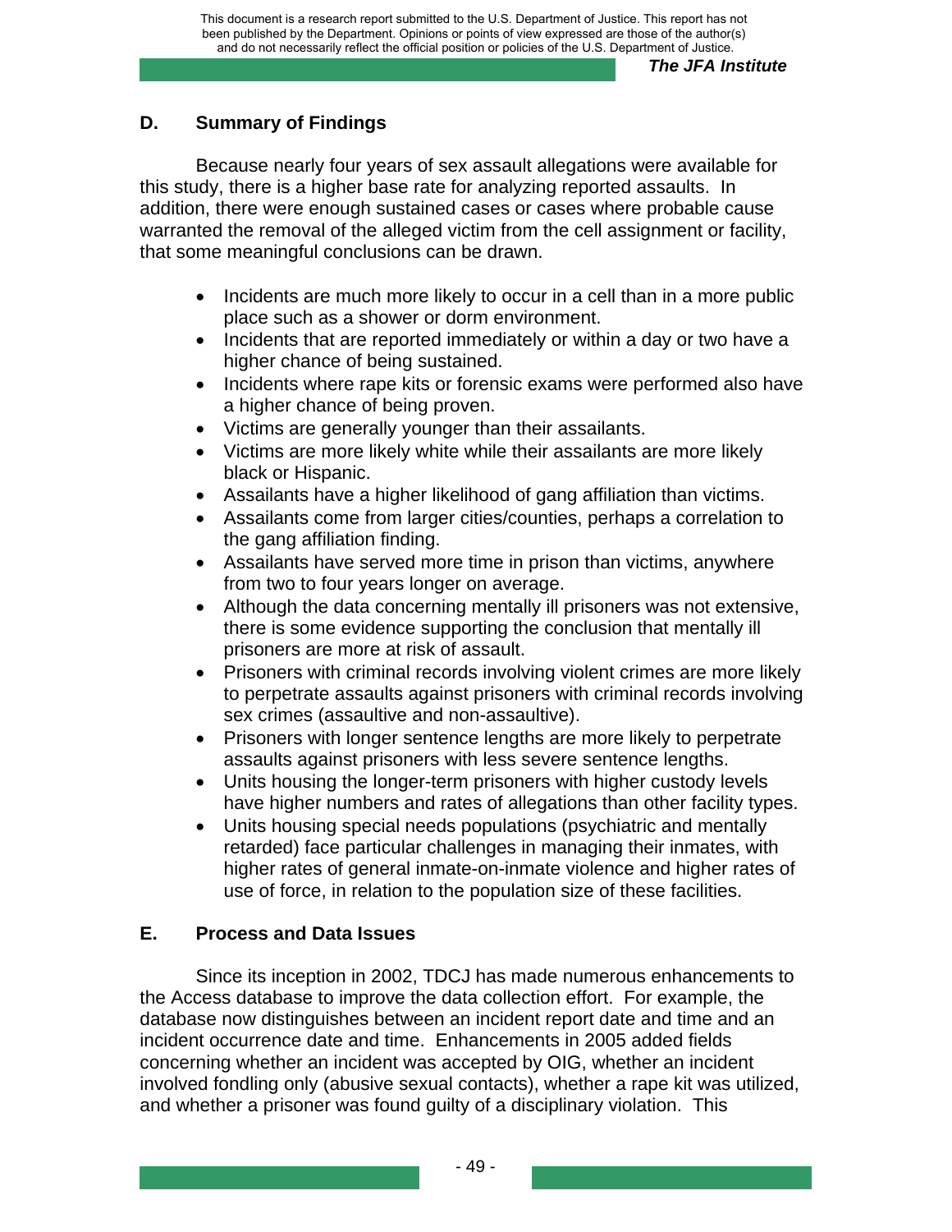## D. Summary of Findings

Because nearly four years of sex assault allegations were available for this study, there is a higher base rate for analyzing reported assaults. In addition, there were enough sustained cases or cases where probable cause warranted the removal of the alleged victim from the cell assignment or facility, that some meaningful conclusions can be drawn.

- Incidents are much more likely to occur in a cell than in a more public place such as a shower or dorm environment.
- Incidents that are reported immediately or within a day or two have a higher chance of being sustained.
- Incidents where rape kits or forensic exams were performed also have a higher chance of being proven.
- Victims are generally younger than their assailants.
- Victims are more likely white while their assailants are more likely black or Hispanic.
- Assailants have a higher likelihood of gang affiliation than victims.
- Assailants come from larger cities/counties, perhaps a correlation to the gang affiliation finding.
- Assailants have served more time in prison than victims, anywhere from two to four years longer on average.
- Although the data concerning mentally ill prisoners was not extensive, there is some evidence supporting the conclusion that mentally ill prisoners are more at risk of assault.
- Prisoners with criminal records involving violent crimes are more likely to perpetrate assaults against prisoners with criminal records involving sex crimes (assaultive and non-assaultive).
- Prisoners with longer sentence lengths are more likely to perpetrate assaults against prisoners with less severe sentence lengths.
- Units housing the longer-term prisoners with higher custody levels have higher numbers and rates of allegations than other facility types.
- Units housing special needs populations (psychiatric and mentally retarded) face particular challenges in managing their inmates, with higher rates of general inmate-on-inmate violence and higher rates of use of force, in relation to the population size of these facilities.

## E. Process and Data Issues

Since its inception in 2002, TDCJ has made numerous enhancements to the Access database to improve the data collection effort. For example, the database now distinguishes between an incident report date and time and an incident occurrence date and time. Enhancements in 2005 added fields concerning whether an incident was accepted by OIG, whether an incident involved fondling only (abusive sexual contacts), whether a rape kit was utilized, and whether a prisoner was found guilty of a disciplinary violation. This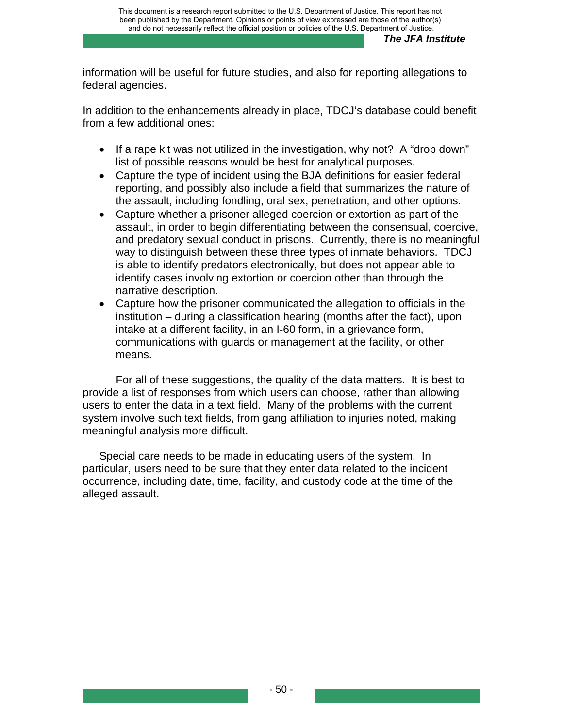information will be useful for future studies, and also for reporting allegations to federal agencies.

In addition to the enhancements already in place, TDCJ's database could benefit from a few additional ones:

- If a rape kit was not utilized in the investigation, why not? A "drop down" list of possible reasons would be best for analytical purposes.
- Capture the type of incident using the BJA definitions for easier federal reporting, and possibly also include a field that summarizes the nature of the assault, including fondling, oral sex, penetration, and other options.
- Capture whether a prisoner alleged coercion or extortion as part of the assault, in order to begin differentiating between the consensual, coercive, and predatory sexual conduct in prisons. Currently, there is no meaningful way to distinguish between these three types of inmate behaviors. TDCJ is able to identify predators electronically, but does not appear able to identify cases involving extortion or coercion other than through the narrative description.
- Capture how the prisoner communicated the allegation to officials in the institution – during a classification hearing (months after the fact), upon intake at a different facility, in an I-60 form, in a grievance form, communications with guards or management at the facility, or other means.

For all of these suggestions, the quality of the data matters. It is best to provide a list of responses from which users can choose, rather than allowing users to enter the data in a text field. Many of the problems with the current system involve such text fields, from gang affiliation to injuries noted, making meaningful analysis more difficult.

Special care needs to be made in educating users of the system. In particular, users need to be sure that they enter data related to the incident occurrence, including date, time, facility, and custody code at the time of the alleged assault.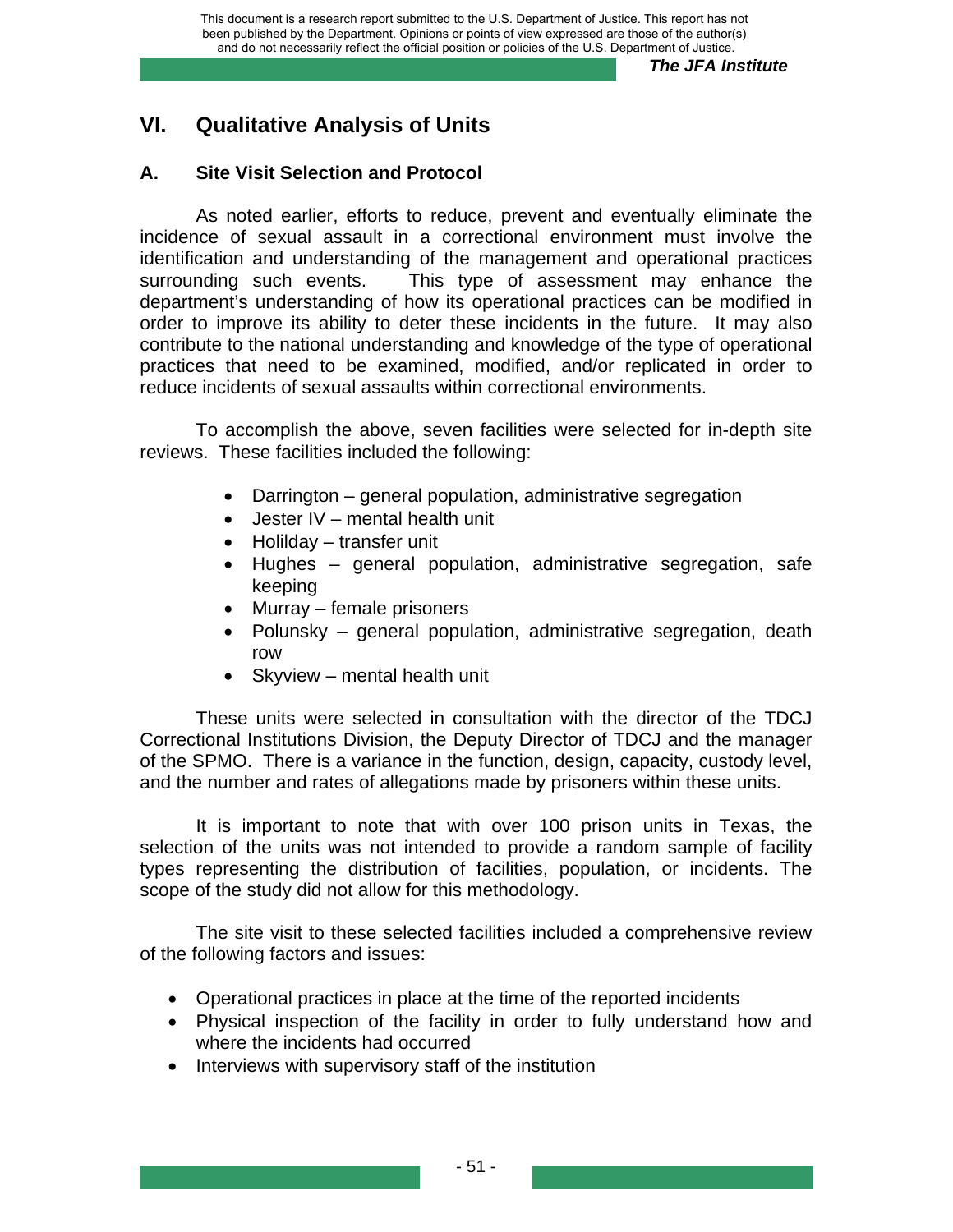## VI. Qualitative Analysis of Units

### A. Site Visit Selection and Protocol

As noted earlier, efforts to reduce, prevent and eventually eliminate the incidence of sexual assault in a correctional environment must involve the identification and understanding of the management and operational practices surrounding such events. This type of assessment may enhance the department's understanding of how its operational practices can be modified in order to improve its ability to deter these incidents in the future. It may also contribute to the national understanding and knowledge of the type of operational practices that need to be examined, modified, and/or replicated in order to reduce incidents of sexual assaults within correctional environments.

To accomplish the above, seven facilities were selected for in-depth site reviews. These facilities included the following:

- Darrington – general population, administrative segregation
- Jester IV – mental health unit
- Holilday – transfer unit
- Hughes – general population, administrative segregation, safe keeping
- Murray – female prisoners
- Polunsky – general population, administrative segregation, death row
- Skyview – mental health unit

These units were selected in consultation with the director of the TDCJ Correctional Institutions Division, the Deputy Director of TDCJ and the manager of the SPMO. There is a variance in the function, design, capacity, custody level, and the number and rates of allegations made by prisoners within these units.

It is important to note that with over 100 prison units in Texas, the selection of the units was not intended to provide a random sample of facility types representing the distribution of facilities, population, or incidents. The scope of the study did not allow for this methodology.

The site visit to these selected facilities included a comprehensive review of the following factors and issues:

- Operational practices in place at the time of the reported incidents
- Physical inspection of the facility in order to fully understand how and where the incidents had occurred
- Interviews with supervisory staff of the institution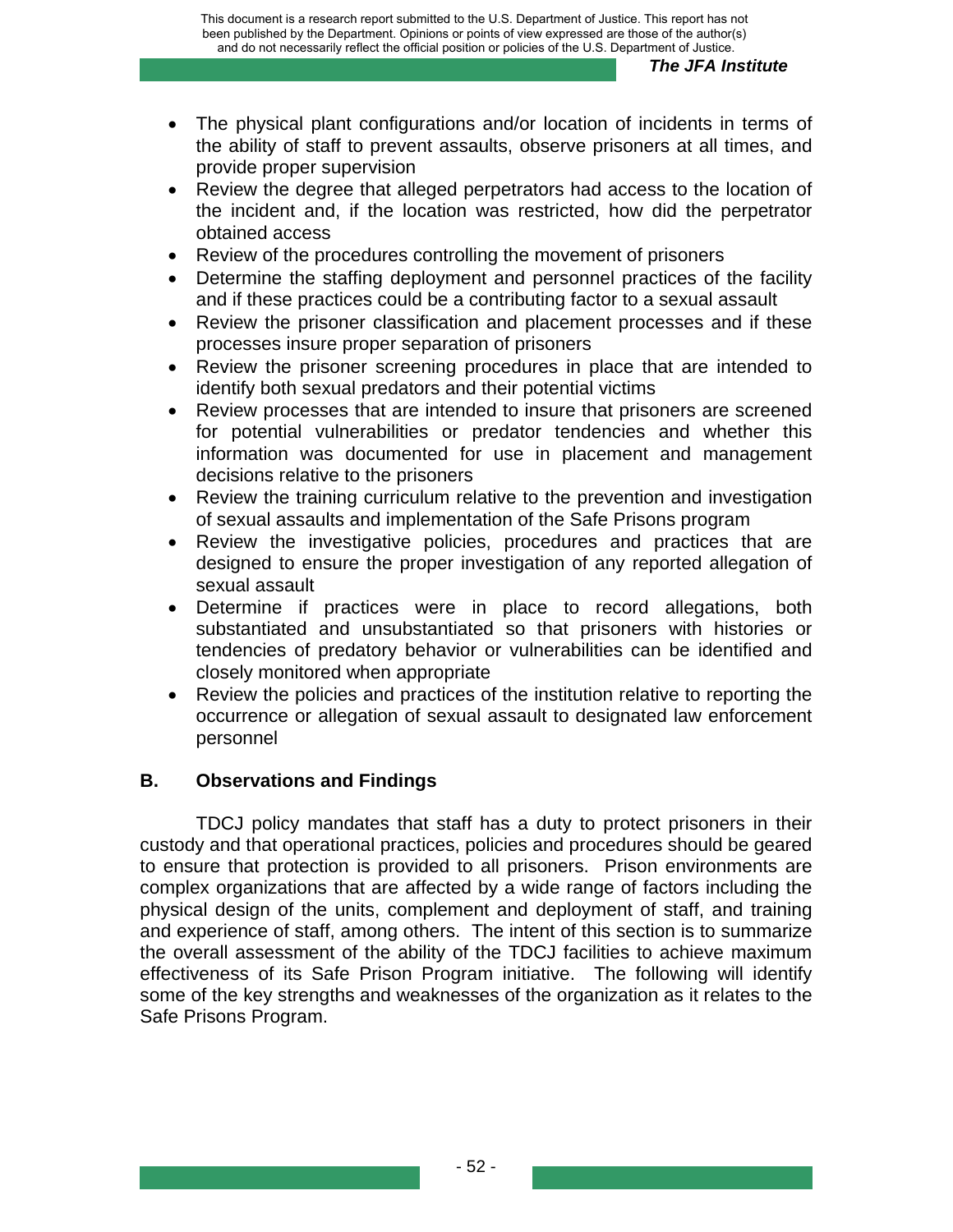- The physical plant configurations and/or location of incidents in terms of the ability of staff to prevent assaults, observe prisoners at all times, and provide proper supervision
- Review the degree that alleged perpetrators had access to the location of the incident and, if the location was restricted, how did the perpetrator obtained access
- Review of the procedures controlling the movement of prisoners
- Determine the staffing deployment and personnel practices of the facility and if these practices could be a contributing factor to a sexual assault
- Review the prisoner classification and placement processes and if these processes insure proper separation of prisoners
- Review the prisoner screening procedures in place that are intended to identify both sexual predators and their potential victims
- Review processes that are intended to insure that prisoners are screened for potential vulnerabilities or predator tendencies and whether this information was documented for use in placement and management decisions relative to the prisoners
- Review the training curriculum relative to the prevention and investigation of sexual assaults and implementation of the Safe Prisons program
- Review the investigative policies, procedures and practices that are designed to ensure the proper investigation of any reported allegation of sexual assault
- Determine if practices were in place to record allegations, both substantiated and unsubstantiated so that prisoners with histories or tendencies of predatory behavior or vulnerabilities can be identified and closely monitored when appropriate
- Review the policies and practices of the institution relative to reporting the occurrence or allegation of sexual assault to designated law enforcement personnel

## B. Observations and Findings

TDCJ policy mandates that staff has a duty to protect prisoners in their custody and that operational practices, policies and procedures should be geared to ensure that protection is provided to all prisoners. Prison environments are complex organizations that are affected by a wide range of factors including the physical design of the units, complement and deployment of staff, and training and experience of staff, among others. The intent of this section is to summarize the overall assessment of the ability of the TDCJ facilities to achieve maximum effectiveness of its Safe Prison Program initiative. The following will identify some of the key strengths and weaknesses of the organization as it relates to the Safe Prisons Program.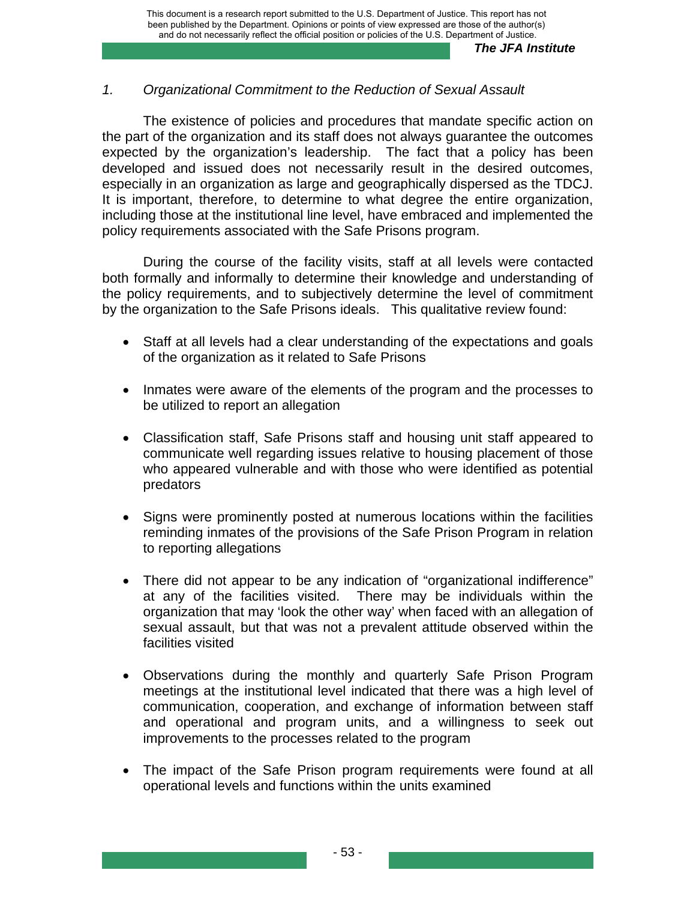*1. Organizational Commitment to the Reduction of Sexual Assault*

The existence of policies and procedures that mandate specific action on the part of the organization and its staff does not always guarantee the outcomes expected by the organization's leadership. The fact that a policy has been developed and issued does not necessarily result in the desired outcomes, especially in an organization as large and geographically dispersed as the TDCJ. It is important, therefore, to determine to what degree the entire organization, including those at the institutional line level, have embraced and implemented the policy requirements associated with the Safe Prisons program.

During the course of the facility visits, staff at all levels were contacted both formally and informally to determine their knowledge and understanding of the policy requirements, and to subjectively determine the level of commitment by the organization to the Safe Prisons ideals. This qualitative review found:

- Staff at all levels had a clear understanding of the expectations and goals of the organization as it related to Safe Prisons
- Inmates were aware of the elements of the program and the processes to be utilized to report an allegation
- Classification staff, Safe Prisons staff and housing unit staff appeared to communicate well regarding issues relative to housing placement of those who appeared vulnerable and with those who were identified as potential predators
- Signs were prominently posted at numerous locations within the facilities reminding inmates of the provisions of the Safe Prison Program in relation to reporting allegations
- There did not appear to be any indication of "organizational indifference" at any of the facilities visited. There may be individuals within the organization that may 'look the other way' when faced with an allegation of sexual assault, but that was not a prevalent attitude observed within the facilities visited
- Observations during the monthly and quarterly Safe Prison Program meetings at the institutional level indicated that there was a high level of communication, cooperation, and exchange of information between staff and operational and program units, and a willingness to seek out improvements to the processes related to the program
- The impact of the Safe Prison program requirements were found at all operational levels and functions within the units examined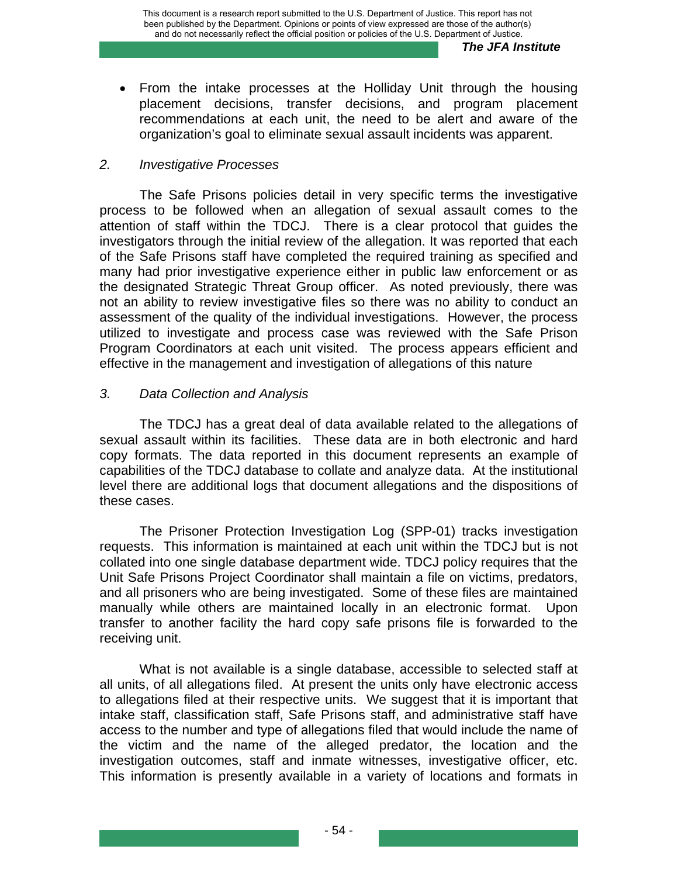- From the intake processes at the Holliday Unit through the housing placement decisions, transfer decisions, and program placement recommendations at each unit, the need to be alert and aware of the organization's goal to eliminate sexual assault incidents was apparent.

*2. Investigative Processes*

The Safe Prisons policies detail in very specific terms the investigative process to be followed when an allegation of sexual assault comes to the attention of staff within the TDCJ. There is a clear protocol that guides the investigators through the initial review of the allegation. It was reported that each of the Safe Prisons staff have completed the required training as specified and many had prior investigative experience either in public law enforcement or as the designated Strategic Threat Group officer. As noted previously, there was not an ability to review investigative files so there was no ability to conduct an assessment of the quality of the individual investigations. However, the process utilized to investigate and process case was reviewed with the Safe Prison Program Coordinators at each unit visited. The process appears efficient and effective in the management and investigation of allegations of this nature

*3. Data Collection and Analysis*

The TDCJ has a great deal of data available related to the allegations of sexual assault within its facilities. These data are in both electronic and hard copy formats. The data reported in this document represents an example of capabilities of the TDCJ database to collate and analyze data. At the institutional level there are additional logs that document allegations and the dispositions of these cases.

The Prisoner Protection Investigation Log (SPP-01) tracks investigation requests. This information is maintained at each unit within the TDCJ but is not collated into one single database department wide. TDCJ policy requires that the Unit Safe Prisons Project Coordinator shall maintain a file on victims, predators, and all prisoners who are being investigated. Some of these files are maintained manually while others are maintained locally in an electronic format. Upon transfer to another facility the hard copy safe prisons file is forwarded to the receiving unit.

What is not available is a single database, accessible to selected staff at all units, of all allegations filed. At present the units only have electronic access to allegations filed at their respective units. We suggest that it is important that intake staff, classification staff, Safe Prisons staff, and administrative staff have access to the number and type of allegations filed that would include the name of the victim and the name of the alleged predator, the location and the investigation outcomes, staff and inmate witnesses, investigative officer, etc. This information is presently available in a variety of locations and formats in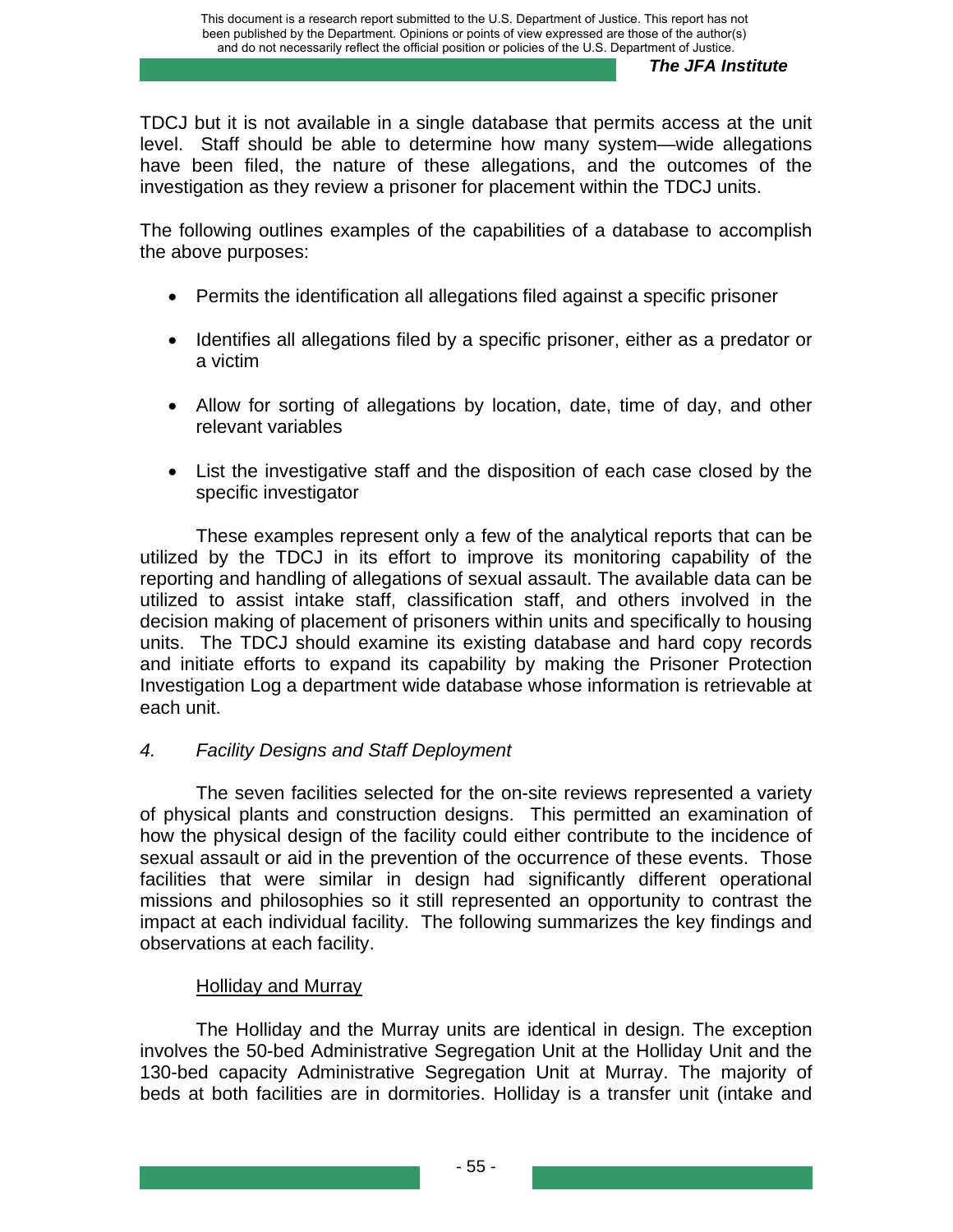TDCJ but it is not available in a single database that permits access at the unit level. Staff should be able to determine how many system—wide allegations have been filed, the nature of these allegations, and the outcomes of the investigation as they review a prisoner for placement within the TDCJ units.

The following outlines examples of the capabilities of a database to accomplish the above purposes:

- Permits the identification all allegations filed against a specific prisoner
- Identifies all allegations filed by a specific prisoner, either as a predator or a victim
- Allow for sorting of allegations by location, date, time of day, and other relevant variables
- List the investigative staff and the disposition of each case closed by the specific investigator

These examples represent only a few of the analytical reports that can be utilized by the TDCJ in its effort to improve its monitoring capability of the reporting and handling of allegations of sexual assault. The available data can be utilized to assist intake staff, classification staff, and others involved in the decision making of placement of prisoners within units and specifically to housing units. The TDCJ should examine its existing database and hard copy records and initiate efforts to expand its capability by making the Prisoner Protection Investigation Log a department wide database whose information is retrievable at each unit.

*4. Facility Designs and Staff Deployment*

The seven facilities selected for the on-site reviews represented a variety of physical plants and construction designs. This permitted an examination of how the physical design of the facility could either contribute to the incidence of sexual assault or aid in the prevention of the occurrence of these events. Those facilities that were similar in design had significantly different operational missions and philosophies so it still represented an opportunity to contrast the impact at each individual facility. The following summarizes the key findings and observations at each facility.

<u>Holliday and Murray</u>

The Holliday and the Murray units are identical in design. The exception involves the 50-bed Administrative Segregation Unit at the Holliday Unit and the 130-bed capacity Administrative Segregation Unit at Murray. The majority of beds at both facilities are in dormitories. Holliday is a transfer unit (intake and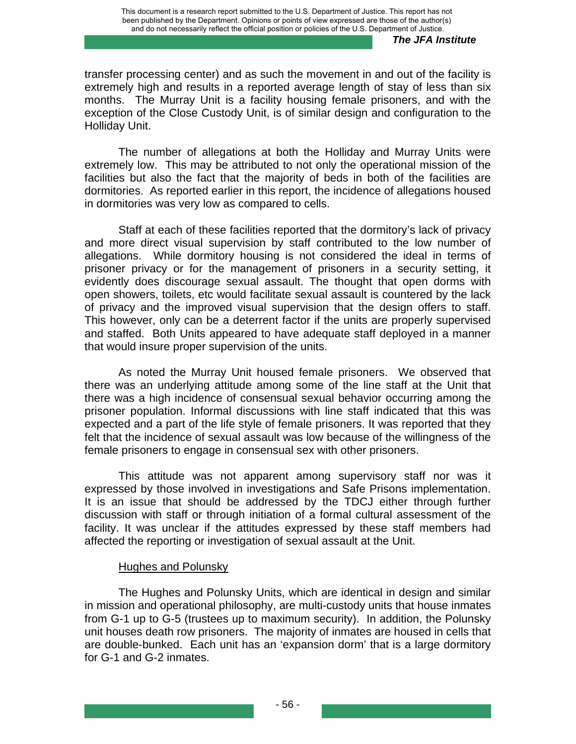transfer processing center) and as such the movement in and out of the facility is extremely high and results in a reported average length of stay of less than six months. The Murray Unit is a facility housing female prisoners, and with the exception of the Close Custody Unit, is of similar design and configuration to the Holliday Unit.

The number of allegations at both the Holliday and Murray Units were extremely low. This may be attributed to not only the operational mission of the facilities but also the fact that the majority of beds in both of the facilities are dormitories. As reported earlier in this report, the incidence of allegations housed in dormitories was very low as compared to cells.

Staff at each of these facilities reported that the dormitory's lack of privacy and more direct visual supervision by staff contributed to the low number of allegations. While dormitory housing is not considered the ideal in terms of prisoner privacy or for the management of prisoners in a security setting, it evidently does discourage sexual assault. The thought that open dorms with open showers, toilets, etc would facilitate sexual assault is countered by the lack of privacy and the improved visual supervision that the design offers to staff. This however, only can be a deterrent factor if the units are properly supervised and staffed. Both Units appeared to have adequate staff deployed in a manner that would insure proper supervision of the units.

As noted the Murray Unit housed female prisoners. We observed that there was an underlying attitude among some of the line staff at the Unit that there was a high incidence of consensual sexual behavior occurring among the prisoner population. Informal discussions with line staff indicated that this was expected and a part of the life style of female prisoners. It was reported that they felt that the incidence of sexual assault was low because of the willingness of the female prisoners to engage in consensual sex with other prisoners.

This attitude was not apparent among supervisory staff nor was it expressed by those involved in investigations and Safe Prisons implementation. It is an issue that should be addressed by the TDCJ either through further discussion with staff or through initiation of a formal cultural assessment of the facility. It was unclear if the attitudes expressed by these staff members had affected the reporting or investigation of sexual assault at the Unit.

Hughes and Polunsky

The Hughes and Polunsky Units, which are identical in design and similar in mission and operational philosophy, are multi-custody units that house inmates from G-1 up to G-5 (trustees up to maximum security). In addition, the Polunsky unit houses death row prisoners. The majority of inmates are housed in cells that are double-bunked. Each unit has an 'expansion dorm' that is a large dormitory for G-1 and G-2 inmates.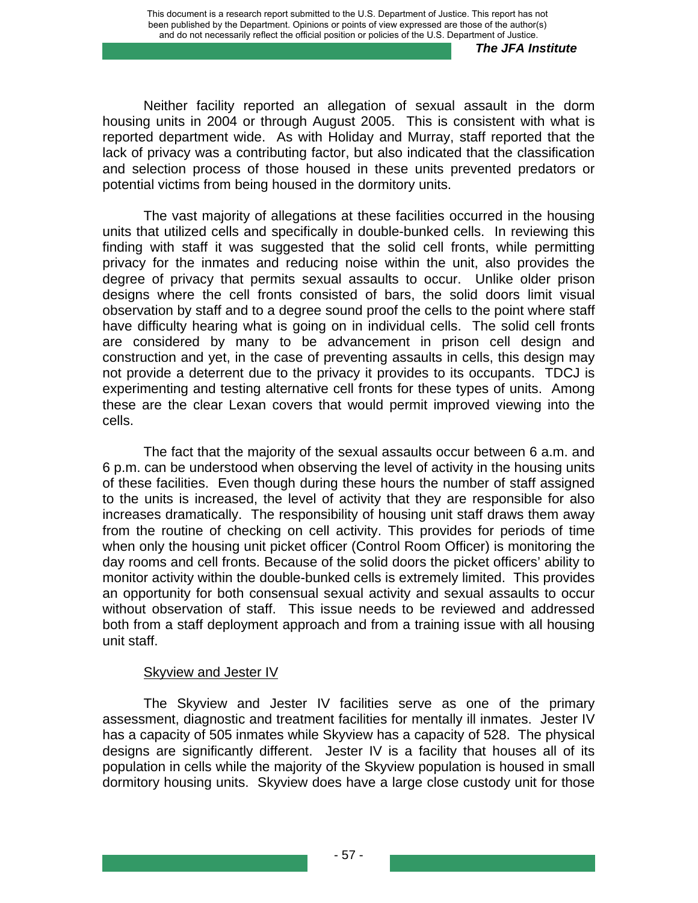Neither facility reported an allegation of sexual assault in the dorm housing units in 2004 or through August 2005. This is consistent with what is reported department wide. As with Holiday and Murray, staff reported that the lack of privacy was a contributing factor, but also indicated that the classification and selection process of those housed in these units prevented predators or potential victims from being housed in the dormitory units.

The vast majority of allegations at these facilities occurred in the housing units that utilized cells and specifically in double-bunked cells. In reviewing this finding with staff it was suggested that the solid cell fronts, while permitting privacy for the inmates and reducing noise within the unit, also provides the degree of privacy that permits sexual assaults to occur. Unlike older prison designs where the cell fronts consisted of bars, the solid doors limit visual observation by staff and to a degree sound proof the cells to the point where staff have difficulty hearing what is going on in individual cells. The solid cell fronts are considered by many to be advancement in prison cell design and construction and yet, in the case of preventing assaults in cells, this design may not provide a deterrent due to the privacy it provides to its occupants. TDCJ is experimenting and testing alternative cell fronts for these types of units. Among these are the clear Lexan covers that would permit improved viewing into the cells.

The fact that the majority of the sexual assaults occur between 6 a.m. and 6 p.m. can be understood when observing the level of activity in the housing units of these facilities. Even though during these hours the number of staff assigned to the units is increased, the level of activity that they are responsible for also increases dramatically. The responsibility of housing unit staff draws them away from the routine of checking on cell activity. This provides for periods of time when only the housing unit picket officer (Control Room Officer) is monitoring the day rooms and cell fronts. Because of the solid doors the picket officers' ability to monitor activity within the double-bunked cells is extremely limited. This provides an opportunity for both consensual sexual activity and sexual assaults to occur without observation of staff. This issue needs to be reviewed and addressed both from a staff deployment approach and from a training issue with all housing unit staff.

Skyview and Jester IV

The Skyview and Jester IV facilities serve as one of the primary assessment, diagnostic and treatment facilities for mentally ill inmates. Jester IV has a capacity of 505 inmates while Skyview has a capacity of 528. The physical designs are significantly different. Jester IV is a facility that houses all of its population in cells while the majority of the Skyview population is housed in small dormitory housing units. Skyview does have a large close custody unit for those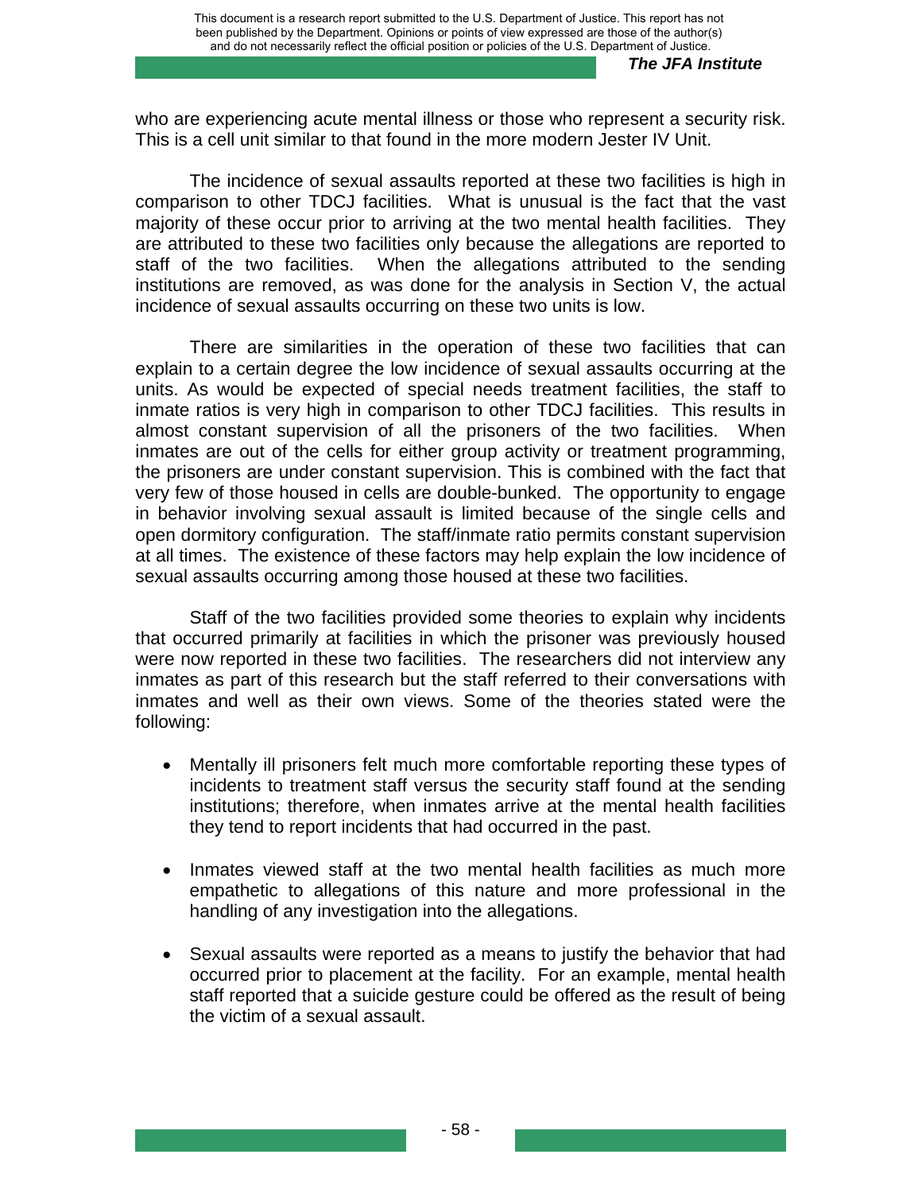who are experiencing acute mental illness or those who represent a security risk. This is a cell unit similar to that found in the more modern Jester IV Unit.

The incidence of sexual assaults reported at these two facilities is high in comparison to other TDCJ facilities. What is unusual is the fact that the vast majority of these occur prior to arriving at the two mental health facilities. They are attributed to these two facilities only because the allegations are reported to staff of the two facilities. When the allegations attributed to the sending institutions are removed, as was done for the analysis in Section V, the actual incidence of sexual assaults occurring on these two units is low.

There are similarities in the operation of these two facilities that can explain to a certain degree the low incidence of sexual assaults occurring at the units. As would be expected of special needs treatment facilities, the staff to inmate ratios is very high in comparison to other TDCJ facilities. This results in almost constant supervision of all the prisoners of the two facilities. When inmates are out of the cells for either group activity or treatment programming, the prisoners are under constant supervision. This is combined with the fact that very few of those housed in cells are double-bunked. The opportunity to engage in behavior involving sexual assault is limited because of the single cells and open dormitory configuration. The staff/inmate ratio permits constant supervision at all times. The existence of these factors may help explain the low incidence of sexual assaults occurring among those housed at these two facilities.

Staff of the two facilities provided some theories to explain why incidents that occurred primarily at facilities in which the prisoner was previously housed were now reported in these two facilities. The researchers did not interview any inmates as part of this research but the staff referred to their conversations with inmates and well as their own views. Some of the theories stated were the following:

- Mentally ill prisoners felt much more comfortable reporting these types of incidents to treatment staff versus the security staff found at the sending institutions; therefore, when inmates arrive at the mental health facilities they tend to report incidents that had occurred in the past.

- Inmates viewed staff at the two mental health facilities as much more empathetic to allegations of this nature and more professional in the handling of any investigation into the allegations.

- Sexual assaults were reported as a means to justify the behavior that had occurred prior to placement at the facility. For an example, mental health staff reported that a suicide gesture could be offered as the result of being the victim of a sexual assault.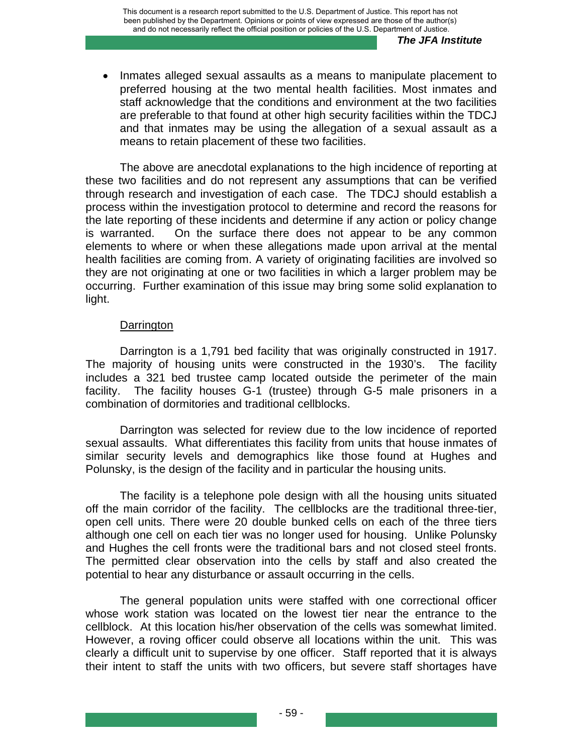- Inmates alleged sexual assaults as a means to manipulate placement to preferred housing at the two mental health facilities. Most inmates and staff acknowledge that the conditions and environment at the two facilities are preferable to that found at other high security facilities within the TDCJ and that inmates may be using the allegation of a sexual assault as a means to retain placement of these two facilities.

The above are anecdotal explanations to the high incidence of reporting at these two facilities and do not represent any assumptions that can be verified through research and investigation of each case. The TDCJ should establish a process within the investigation protocol to determine and record the reasons for the late reporting of these incidents and determine if any action or policy change is warranted. On the surface there does not appear to be any common elements to where or when these allegations made upon arrival at the mental health facilities are coming from. A variety of originating facilities are involved so they are not originating at one or two facilities in which a larger problem may be occurring. Further examination of this issue may bring some solid explanation to light.

<u>Darrington</u>

Darrington is a 1,791 bed facility that was originally constructed in 1917. The majority of housing units were constructed in the 1930's. The facility includes a 321 bed trustee camp located outside the perimeter of the main facility. The facility houses G-1 (trustee) through G-5 male prisoners in a combination of dormitories and traditional cellblocks.

Darrington was selected for review due to the low incidence of reported sexual assaults. What differentiates this facility from units that house inmates of similar security levels and demographics like those found at Hughes and Polunsky, is the design of the facility and in particular the housing units.

The facility is a telephone pole design with all the housing units situated off the main corridor of the facility. The cellblocks are the traditional three-tier, open cell units. There were 20 double bunked cells on each of the three tiers although one cell on each tier was no longer used for housing. Unlike Polunsky and Hughes the cell fronts were the traditional bars and not closed steel fronts. The permitted clear observation into the cells by staff and also created the potential to hear any disturbance or assault occurring in the cells.

The general population units were staffed with one correctional officer whose work station was located on the lowest tier near the entrance to the cellblock. At this location his/her observation of the cells was somewhat limited. However, a roving officer could observe all locations within the unit. This was clearly a difficult unit to supervise by one officer. Staff reported that it is always their intent to staff the units with two officers, but severe staff shortages have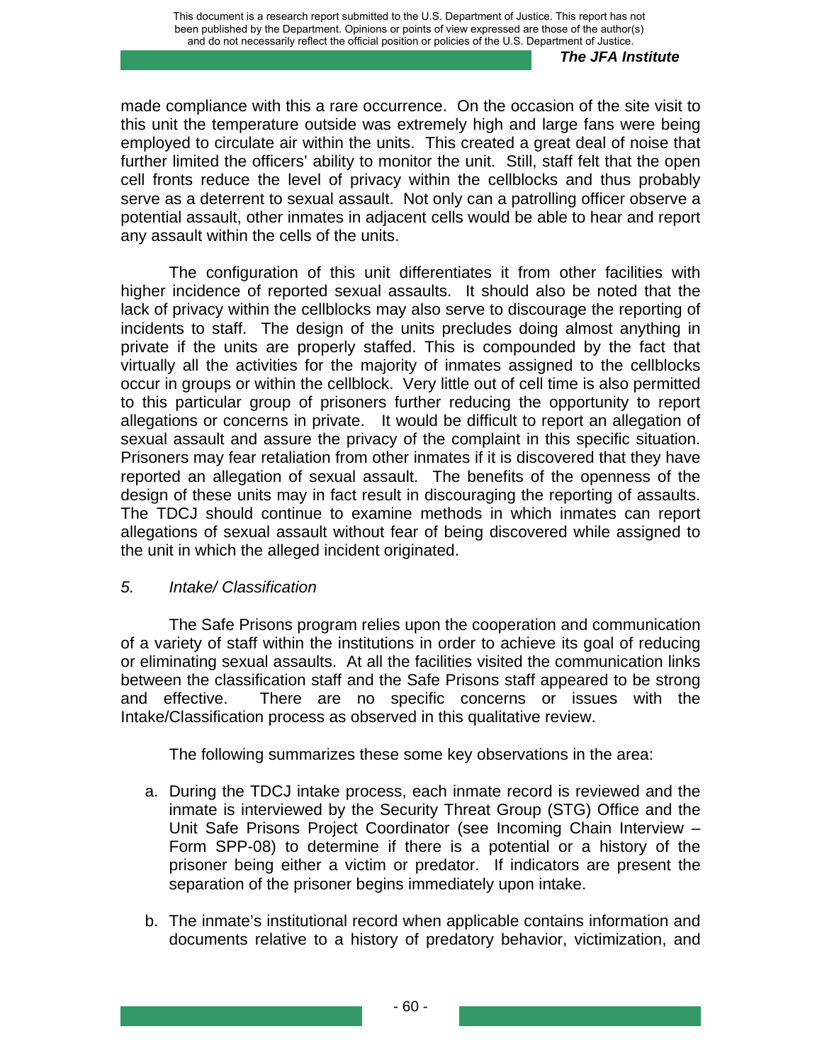made compliance with this a rare occurrence. On the occasion of the site visit to this unit the temperature outside was extremely high and large fans were being employed to circulate air within the units. This created a great deal of noise that further limited the officers' ability to monitor the unit. Still, staff felt that the open cell fronts reduce the level of privacy within the cellblocks and thus probably serve as a deterrent to sexual assault. Not only can a patrolling officer observe a potential assault, other inmates in adjacent cells would be able to hear and report any assault within the cells of the units.

The configuration of this unit differentiates it from other facilities with higher incidence of reported sexual assaults. It should also be noted that the lack of privacy within the cellblocks may also serve to discourage the reporting of incidents to staff. The design of the units precludes doing almost anything in private if the units are properly staffed. This is compounded by the fact that virtually all the activities for the majority of inmates assigned to the cellblocks occur in groups or within the cellblock. Very little out of cell time is also permitted to this particular group of prisoners further reducing the opportunity to report allegations or concerns in private. It would be difficult to report an allegation of sexual assault and assure the privacy of the complaint in this specific situation. Prisoners may fear retaliation from other inmates if it is discovered that they have reported an allegation of sexual assault. The benefits of the openness of the design of these units may in fact result in discouraging the reporting of assaults. The TDCJ should continue to examine methods in which inmates can report allegations of sexual assault without fear of being discovered while assigned to the unit in which the alleged incident originated.

### *5. Intake/ Classification*

The Safe Prisons program relies upon the cooperation and communication of a variety of staff within the institutions in order to achieve its goal of reducing or eliminating sexual assaults. At all the facilities visited the communication links between the classification staff and the Safe Prisons staff appeared to be strong and effective. There are no specific concerns or issues with the Intake/Classification process as observed in this qualitative review.

The following summarizes these some key observations in the area:

a. During the TDCJ intake process, each inmate record is reviewed and the inmate is interviewed by the Security Threat Group (STG) Office and the Unit Safe Prisons Project Coordinator (see Incoming Chain Interview – Form SPP-08) to determine if there is a potential or a history of the prisoner being either a victim or predator. If indicators are present the separation of the prisoner begins immediately upon intake.

b. The inmate's institutional record when applicable contains information and documents relative to a history of predatory behavior, victimization, and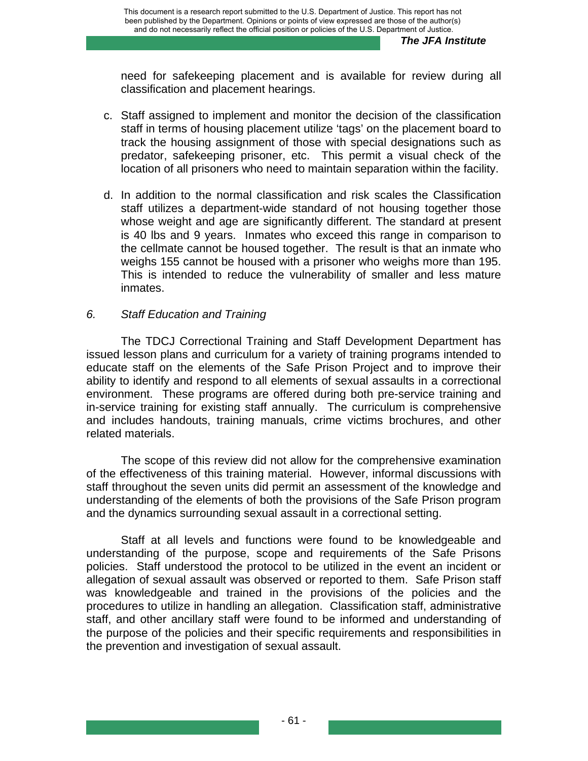need for safekeeping placement and is available for review during all classification and placement hearings.

c. Staff assigned to implement and monitor the decision of the classification staff in terms of housing placement utilize 'tags' on the placement board to track the housing assignment of those with special designations such as predator, safekeeping prisoner, etc. This permit a visual check of the location of all prisoners who need to maintain separation within the facility.

d. In addition to the normal classification and risk scales the Classification staff utilizes a department-wide standard of not housing together those whose weight and age are significantly different. The standard at present is 40 lbs and 9 years. Inmates who exceed this range in comparison to the cellmate cannot be housed together. The result is that an inmate who weighs 155 cannot be housed with a prisoner who weighs more than 195. This is intended to reduce the vulnerability of smaller and less mature inmates.

*6. Staff Education and Training*

The TDCJ Correctional Training and Staff Development Department has issued lesson plans and curriculum for a variety of training programs intended to educate staff on the elements of the Safe Prison Project and to improve their ability to identify and respond to all elements of sexual assaults in a correctional environment. These programs are offered during both pre-service training and in-service training for existing staff annually. The curriculum is comprehensive and includes handouts, training manuals, crime victims brochures, and other related materials.

The scope of this review did not allow for the comprehensive examination of the effectiveness of this training material. However, informal discussions with staff throughout the seven units did permit an assessment of the knowledge and understanding of the elements of both the provisions of the Safe Prison program and the dynamics surrounding sexual assault in a correctional setting.

Staff at all levels and functions were found to be knowledgeable and understanding of the purpose, scope and requirements of the Safe Prisons policies. Staff understood the protocol to be utilized in the event an incident or allegation of sexual assault was observed or reported to them. Safe Prison staff was knowledgeable and trained in the provisions of the policies and the procedures to utilize in handling an allegation. Classification staff, administrative staff, and other ancillary staff were found to be informed and understanding of the purpose of the policies and their specific requirements and responsibilities in the prevention and investigation of sexual assault.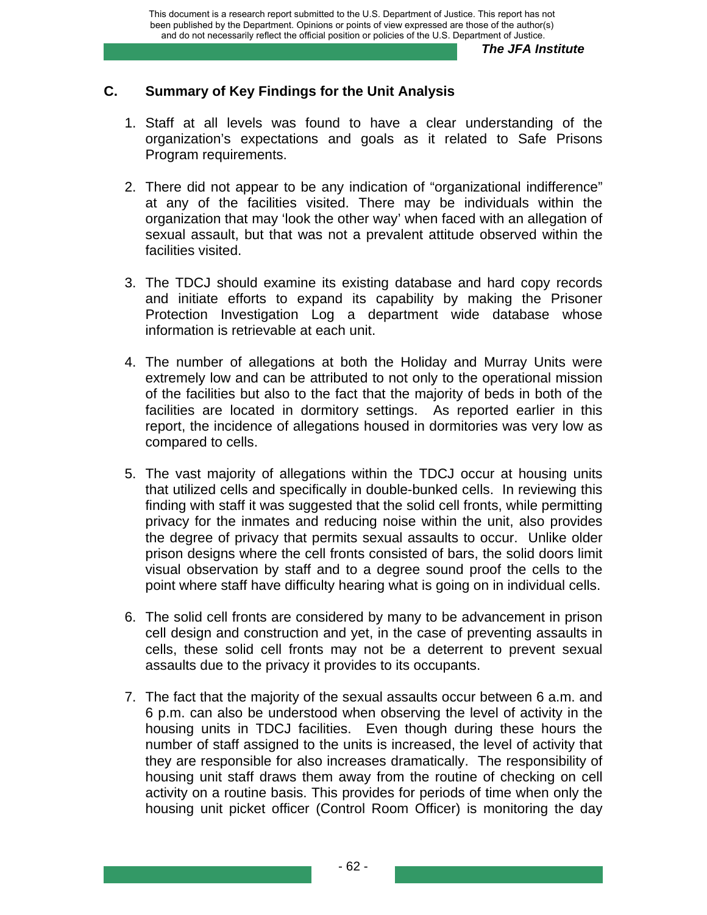## C. Summary of Key Findings for the Unit Analysis

1. Staff at all levels was found to have a clear understanding of the organization's expectations and goals as it related to Safe Prisons Program requirements.

2. There did not appear to be any indication of "organizational indifference" at any of the facilities visited. There may be individuals within the organization that may 'look the other way' when faced with an allegation of sexual assault, but that was not a prevalent attitude observed within the facilities visited.

3. The TDCJ should examine its existing database and hard copy records and initiate efforts to expand its capability by making the Prisoner Protection Investigation Log a department wide database whose information is retrievable at each unit.

4. The number of allegations at both the Holiday and Murray Units were extremely low and can be attributed to not only to the operational mission of the facilities but also to the fact that the majority of beds in both of the facilities are located in dormitory settings. As reported earlier in this report, the incidence of allegations housed in dormitories was very low as compared to cells.

5. The vast majority of allegations within the TDCJ occur at housing units that utilized cells and specifically in double-bunked cells. In reviewing this finding with staff it was suggested that the solid cell fronts, while permitting privacy for the inmates and reducing noise within the unit, also provides the degree of privacy that permits sexual assaults to occur. Unlike older prison designs where the cell fronts consisted of bars, the solid doors limit visual observation by staff and to a degree sound proof the cells to the point where staff have difficulty hearing what is going on in individual cells.

6. The solid cell fronts are considered by many to be advancement in prison cell design and construction and yet, in the case of preventing assaults in cells, these solid cell fronts may not be a deterrent to prevent sexual assaults due to the privacy it provides to its occupants.

7. The fact that the majority of the sexual assaults occur between 6 a.m. and 6 p.m. can also be understood when observing the level of activity in the housing units in TDCJ facilities. Even though during these hours the number of staff assigned to the units is increased, the level of activity that they are responsible for also increases dramatically. The responsibility of housing unit staff draws them away from the routine of checking on cell activity on a routine basis. This provides for periods of time when only the housing unit picket officer (Control Room Officer) is monitoring the day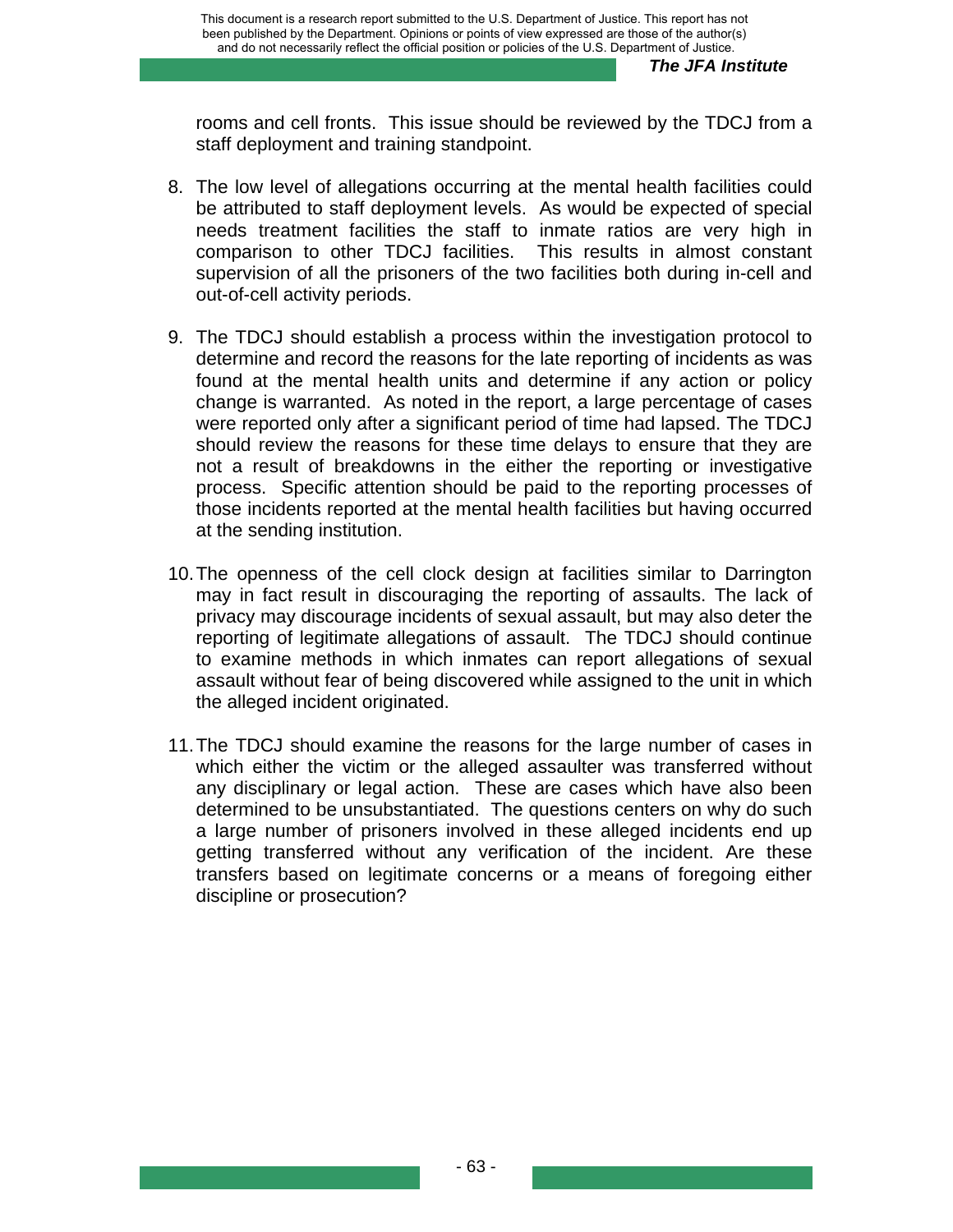rooms and cell fronts. This issue should be reviewed by the TDCJ from a staff deployment and training standpoint.

8. The low level of allegations occurring at the mental health facilities could be attributed to staff deployment levels. As would be expected of special needs treatment facilities the staff to inmate ratios are very high in comparison to other TDCJ facilities. This results in almost constant supervision of all the prisoners of the two facilities both during in-cell and out-of-cell activity periods.

9. The TDCJ should establish a process within the investigation protocol to determine and record the reasons for the late reporting of incidents as was found at the mental health units and determine if any action or policy change is warranted. As noted in the report, a large percentage of cases were reported only after a significant period of time had lapsed. The TDCJ should review the reasons for these time delays to ensure that they are not a result of breakdowns in the either the reporting or investigative process. Specific attention should be paid to the reporting processes of those incidents reported at the mental health facilities but having occurred at the sending institution.

10. The openness of the cell clock design at facilities similar to Darrington may in fact result in discouraging the reporting of assaults. The lack of privacy may discourage incidents of sexual assault, but may also deter the reporting of legitimate allegations of assault. The TDCJ should continue to examine methods in which inmates can report allegations of sexual assault without fear of being discovered while assigned to the unit in which the alleged incident originated.

11. The TDCJ should examine the reasons for the large number of cases in which either the victim or the alleged assaulter was transferred without any disciplinary or legal action. These are cases which have also been determined to be unsubstantiated. The questions centers on why do such a large number of prisoners involved in these alleged incidents end up getting transferred without any verification of the incident. Are these transfers based on legitimate concerns or a means of foregoing either discipline or prosecution?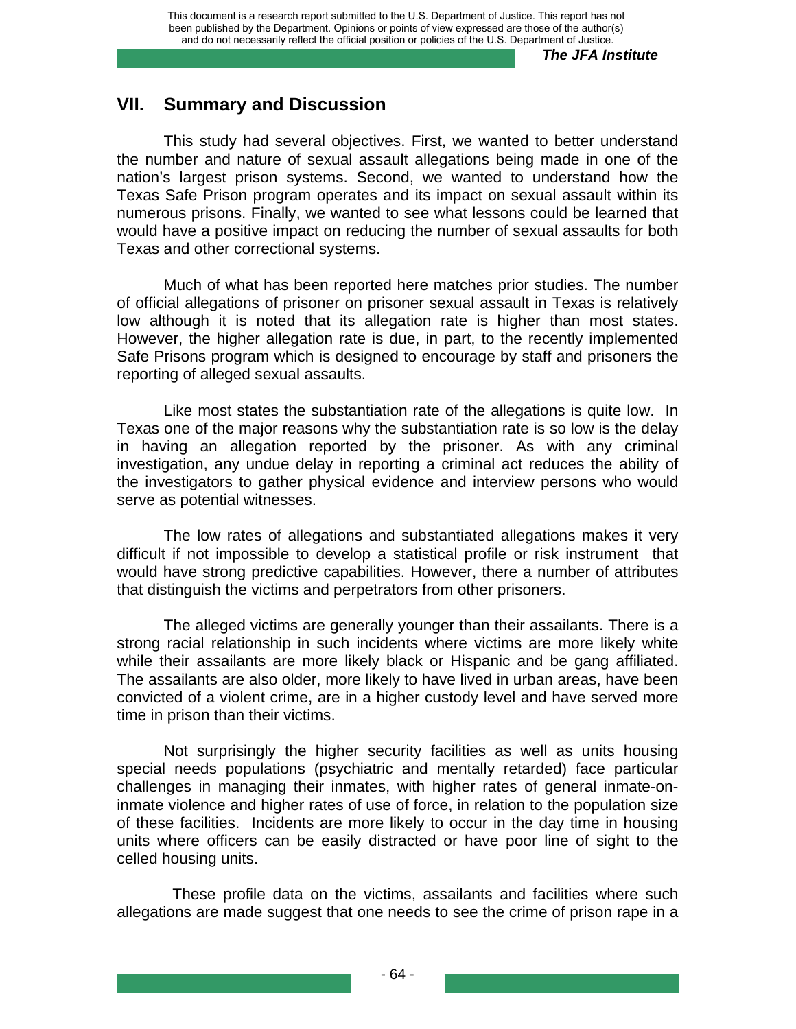## VII. Summary and Discussion

This study had several objectives. First, we wanted to better understand the number and nature of sexual assault allegations being made in one of the nation's largest prison systems. Second, we wanted to understand how the Texas Safe Prison program operates and its impact on sexual assault within its numerous prisons. Finally, we wanted to see what lessons could be learned that would have a positive impact on reducing the number of sexual assaults for both Texas and other correctional systems.

Much of what has been reported here matches prior studies. The number of official allegations of prisoner on prisoner sexual assault in Texas is relatively low although it is noted that its allegation rate is higher than most states. However, the higher allegation rate is due, in part, to the recently implemented Safe Prisons program which is designed to encourage by staff and prisoners the reporting of alleged sexual assaults.

Like most states the substantiation rate of the allegations is quite low. In Texas one of the major reasons why the substantiation rate is so low is the delay in having an allegation reported by the prisoner. As with any criminal investigation, any undue delay in reporting a criminal act reduces the ability of the investigators to gather physical evidence and interview persons who would serve as potential witnesses.

The low rates of allegations and substantiated allegations makes it very difficult if not impossible to develop a statistical profile or risk instrument that would have strong predictive capabilities. However, there a number of attributes that distinguish the victims and perpetrators from other prisoners.

The alleged victims are generally younger than their assailants. There is a strong racial relationship in such incidents where victims are more likely white while their assailants are more likely black or Hispanic and be gang affiliated. The assailants are also older, more likely to have lived in urban areas, have been convicted of a violent crime, are in a higher custody level and have served more time in prison than their victims.

Not surprisingly the higher security facilities as well as units housing special needs populations (psychiatric and mentally retarded) face particular challenges in managing their inmates, with higher rates of general inmate-on-inmate violence and higher rates of use of force, in relation to the population size of these facilities. Incidents are more likely to occur in the day time in housing units where officers can be easily distracted or have poor line of sight to the celled housing units.

These profile data on the victims, assailants and facilities where such allegations are made suggest that one needs to see the crime of prison rape in a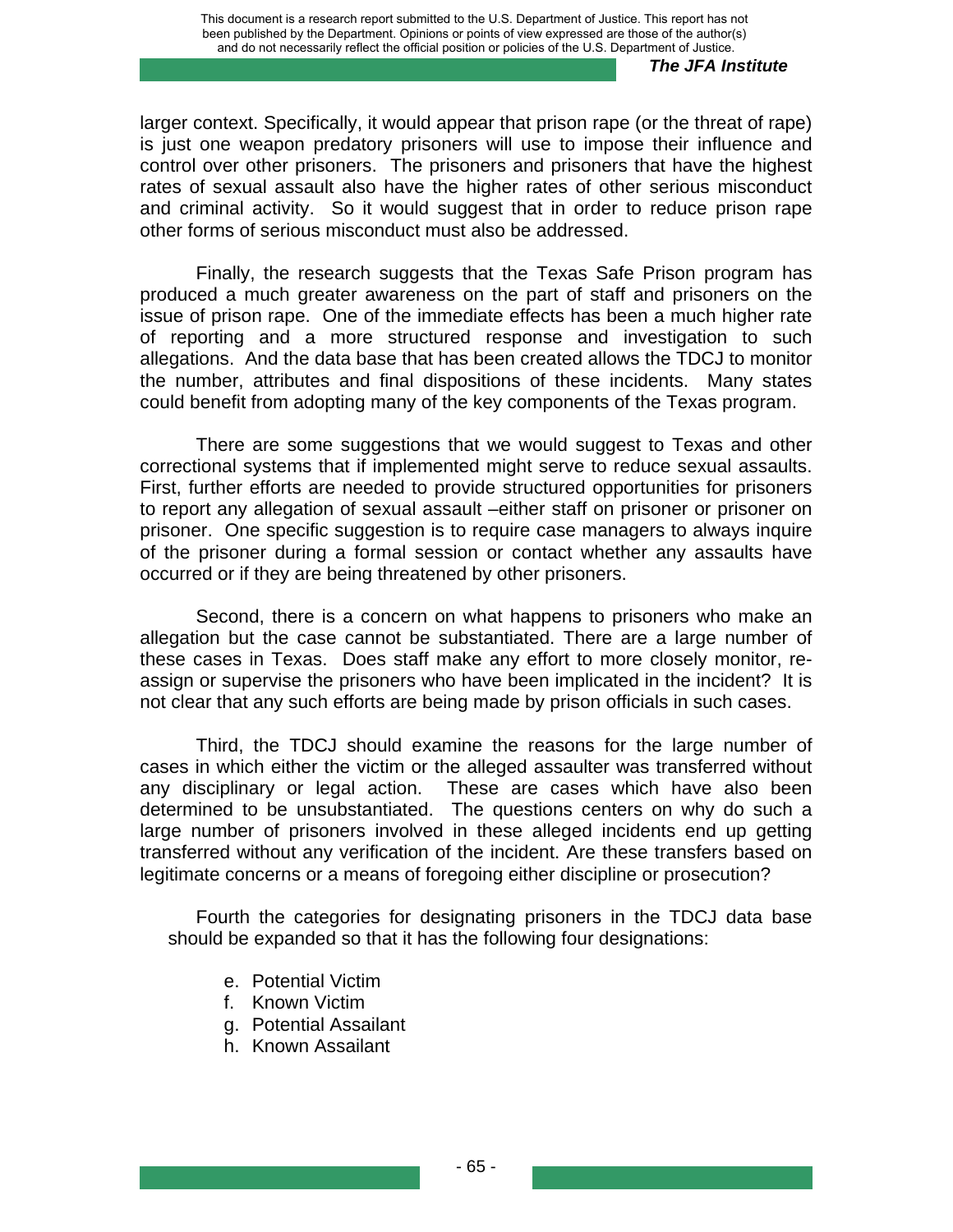larger context. Specifically, it would appear that prison rape (or the threat of rape) is just one weapon predatory prisoners will use to impose their influence and control over other prisoners. The prisoners and prisoners that have the highest rates of sexual assault also have the higher rates of other serious misconduct and criminal activity. So it would suggest that in order to reduce prison rape other forms of serious misconduct must also be addressed.

Finally, the research suggests that the Texas Safe Prison program has produced a much greater awareness on the part of staff and prisoners on the issue of prison rape. One of the immediate effects has been a much higher rate of reporting and a more structured response and investigation to such allegations. And the data base that has been created allows the TDCJ to monitor the number, attributes and final dispositions of these incidents. Many states could benefit from adopting many of the key components of the Texas program.

There are some suggestions that we would suggest to Texas and other correctional systems that if implemented might serve to reduce sexual assaults. First, further efforts are needed to provide structured opportunities for prisoners to report any allegation of sexual assault –either staff on prisoner or prisoner on prisoner. One specific suggestion is to require case managers to always inquire of the prisoner during a formal session or contact whether any assaults have occurred or if they are being threatened by other prisoners.

Second, there is a concern on what happens to prisoners who make an allegation but the case cannot be substantiated. There are a large number of these cases in Texas. Does staff make any effort to more closely monitor, re-assign or supervise the prisoners who have been implicated in the incident? It is not clear that any such efforts are being made by prison officials in such cases.

Third, the TDCJ should examine the reasons for the large number of cases in which either the victim or the alleged assaulter was transferred without any disciplinary or legal action. These are cases which have also been determined to be unsubstantiated. The questions centers on why do such a large number of prisoners involved in these alleged incidents end up getting transferred without any verification of the incident. Are these transfers based on legitimate concerns or a means of foregoing either discipline or prosecution?

Fourth the categories for designating prisoners in the TDCJ data base should be expanded so that it has the following four designations:

e. Potential Victim
f. Known Victim
g. Potential Assailant
h. Known Assailant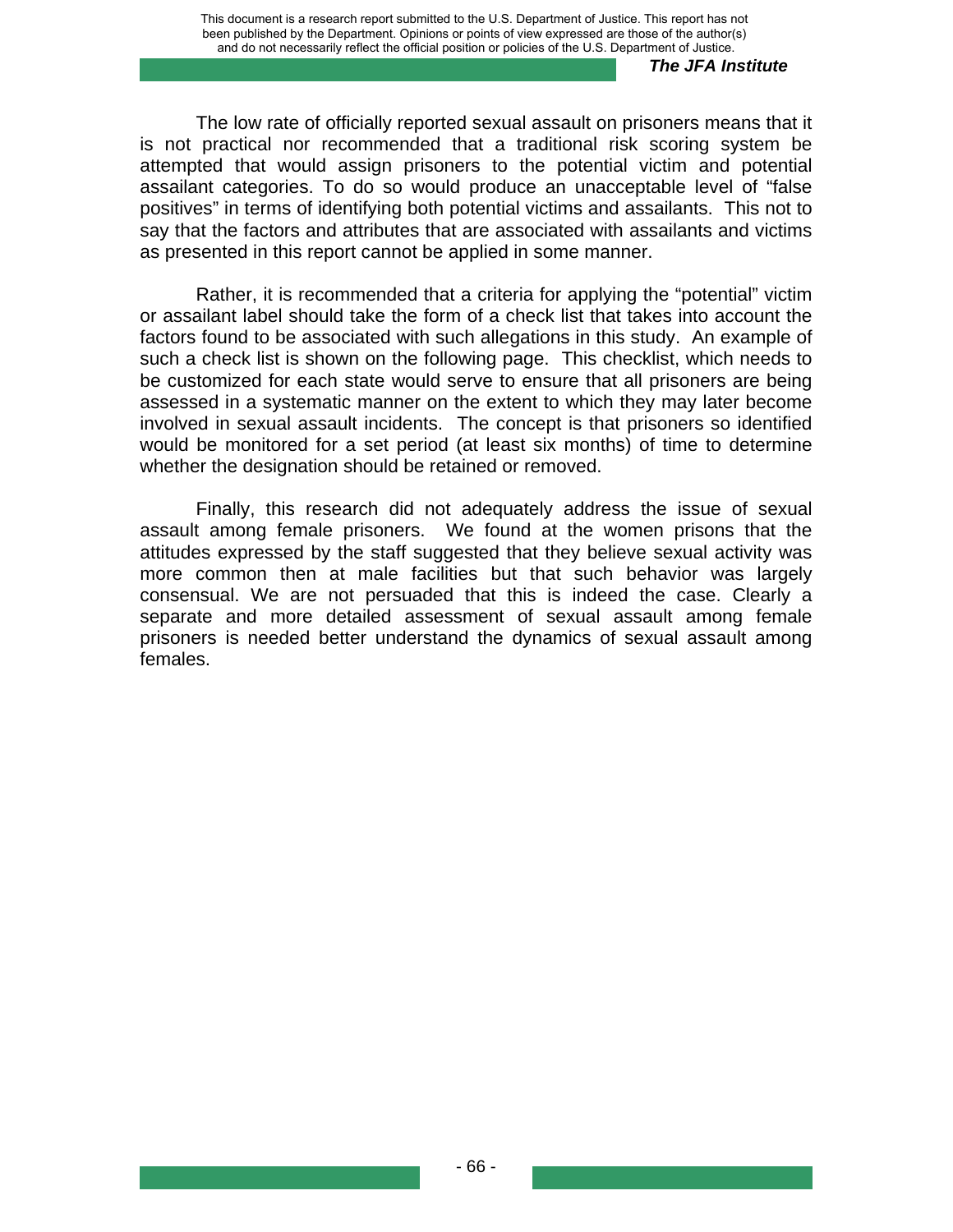The low rate of officially reported sexual assault on prisoners means that it is not practical nor recommended that a traditional risk scoring system be attempted that would assign prisoners to the potential victim and potential assailant categories. To do so would produce an unacceptable level of "false positives" in terms of identifying both potential victims and assailants. This not to say that the factors and attributes that are associated with assailants and victims as presented in this report cannot be applied in some manner.

Rather, it is recommended that a criteria for applying the "potential" victim or assailant label should take the form of a check list that takes into account the factors found to be associated with such allegations in this study. An example of such a check list is shown on the following page. This checklist, which needs to be customized for each state would serve to ensure that all prisoners are being assessed in a systematic manner on the extent to which they may later become involved in sexual assault incidents. The concept is that prisoners so identified would be monitored for a set period (at least six months) of time to determine whether the designation should be retained or removed.

Finally, this research did not adequately address the issue of sexual assault among female prisoners. We found at the women prisons that the attitudes expressed by the staff suggested that they believe sexual activity was more common then at male facilities but that such behavior was largely consensual. We are not persuaded that this is indeed the case. Clearly a separate and more detailed assessment of sexual assault among female prisoners is needed better understand the dynamics of sexual assault among females.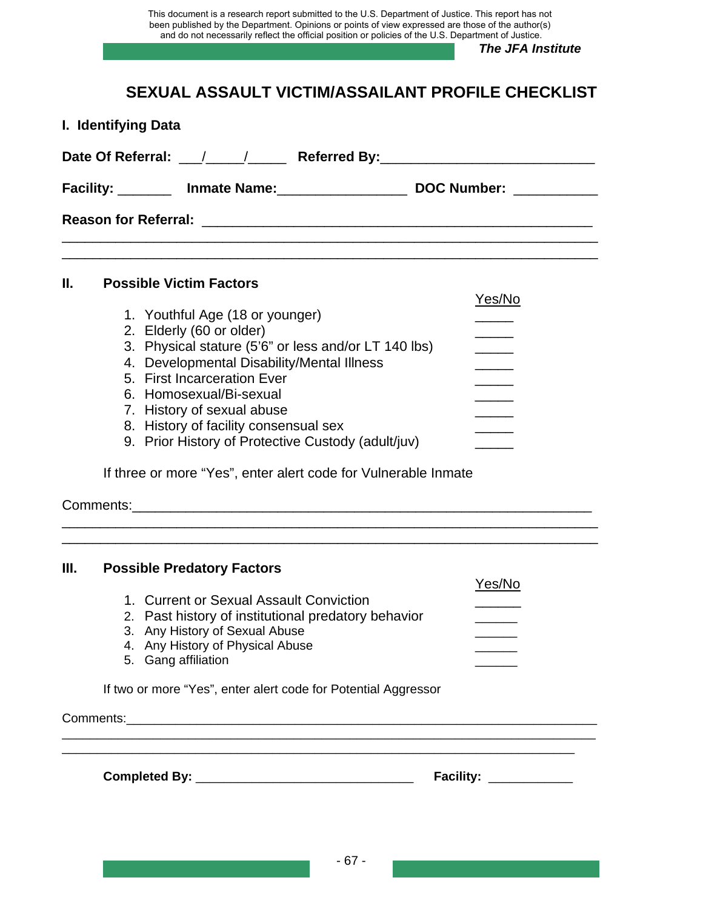# SEXUAL ASSAULT VICTIM/ASSAILANT PROFILE CHECKLIST

## I. Identifying Data

**Date Of Referral:** ___/_____/_____ **Referred By:**___________________________

**Facility:** _______ **Inmate Name:**________________ **DOC Number:** __________

**Reason for Referral:** ____________________________________________

_____________________________________________________________________

_____________________________________________________________________

## II. Possible Victim Factors

| | Yes/No |
|---|---|
| 1. Youthful Age (18 or younger) | _____ |
| 2. Elderly (60 or older) | _____ |
| 3. Physical stature (5'6" or less and/or LT 140 lbs) | _____ |
| 4. Developmental Disability/Mental Illness | _____ |
| 5. First Incarceration Ever | _____ |
| 6. Homosexual/Bi-sexual | _____ |
| 7. History of sexual abuse | _____ |
| 8. History of facility consensual sex | _____ |
| 9. Prior History of Protective Custody (adult/juv) | _____ |

If three or more "Yes", enter alert code for Vulnerable Inmate

Comments:___________________________________________________________

_____________________________________________________________________

_____________________________________________________________________

## III. Possible Predatory Factors

| | Yes/No |
|---|---|
| 1. Current or Sexual Assault Conviction | ______ |
| 2. Past history of institutional predatory behavior | ______ |
| 3. Any History of Sexual Abuse | ______ |
| 4. Any History of Physical Abuse | ______ |
| 5. Gang affiliation | ______ |

If two or more "Yes", enter alert code for Potential Aggressor

Comments:___________________________________________________________

_____________________________________________________________________

_____________________________________________________________________

**Completed By:** ______________________________ **Facility:** ___________